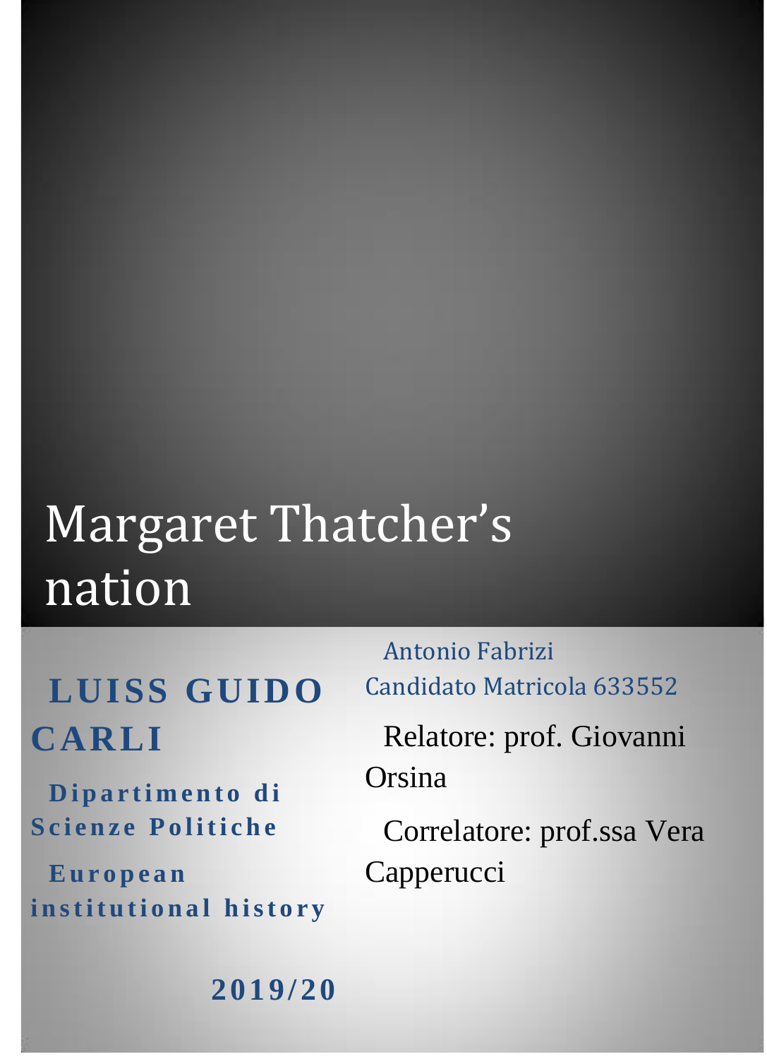# Margaret Thatcher's nation

**LUISS GUIDO CARLI**

**Dipartimento di Scienze Politiche**

**European institutional history**

Antonio Fabrizi
Candidato Matricola 633552

Relatore: prof. Giovanni Orsina

Correlatore: prof.ssa Vera Capperucci

**2019/20**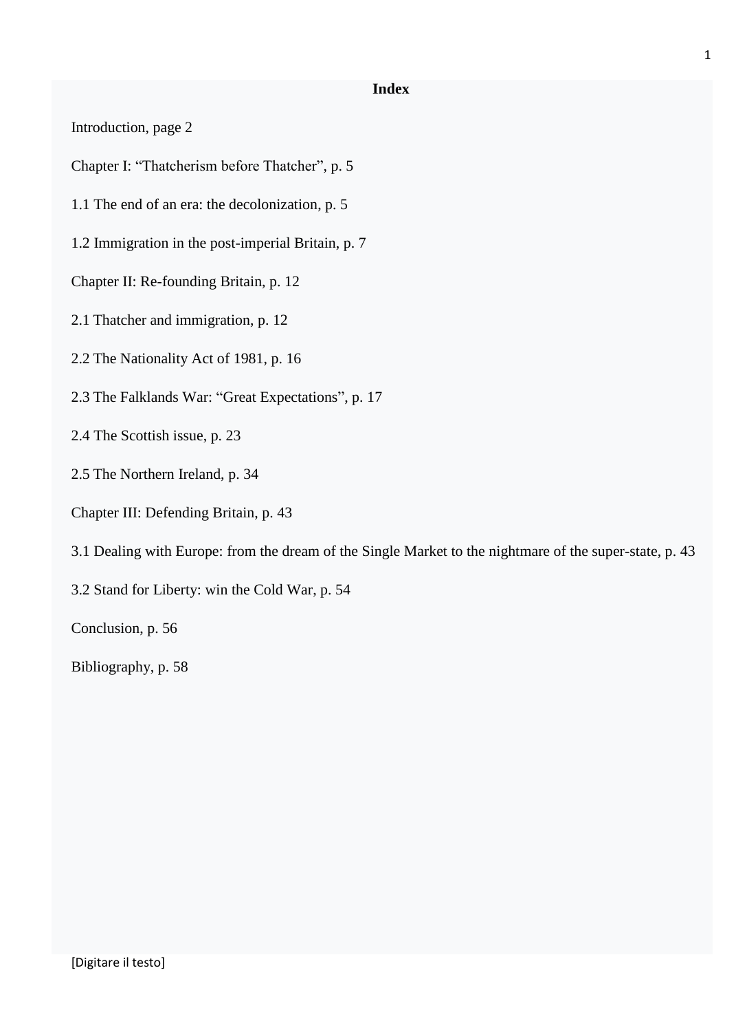# Index

Introduction, page 2

Chapter I: "Thatcherism before Thatcher", p. 5

1.1 The end of an era: the decolonization, p. 5

1.2 Immigration in the post-imperial Britain, p. 7

Chapter II: Re-founding Britain, p. 12

2.1 Thatcher and immigration, p. 12

2.2 The Nationality Act of 1981, p. 16

2.3 The Falklands War: "Great Expectations", p. 17

2.4 The Scottish issue, p. 23

2.5 The Northern Ireland, p. 34

Chapter III: Defending Britain, p. 43

3.1 Dealing with Europe: from the dream of the Single Market to the nightmare of the super-state, p. 43

3.2 Stand for Liberty: win the Cold War, p. 54

Conclusion, p. 56

Bibliography, p. 58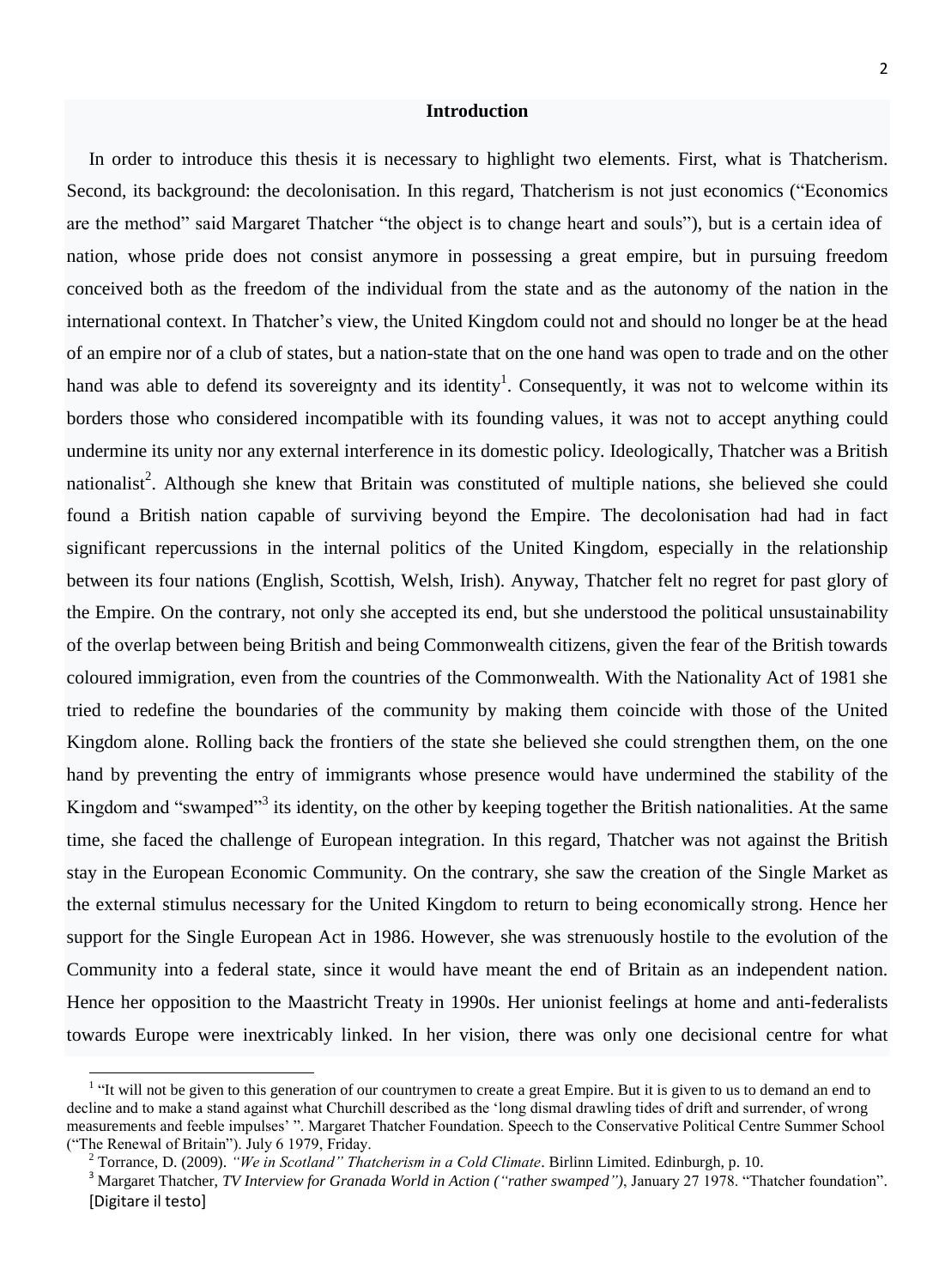## Introduction

In order to introduce this thesis it is necessary to highlight two elements. First, what is Thatcherism. Second, its background: the decolonisation. In this regard, Thatcherism is not just economics ("Economics are the method" said Margaret Thatcher "the object is to change heart and souls"), but is a certain idea of nation, whose pride does not consist anymore in possessing a great empire, but in pursuing freedom conceived both as the freedom of the individual from the state and as the autonomy of the nation in the international context. In Thatcher's view, the United Kingdom could not and should no longer be at the head of an empire nor of a club of states, but a nation-state that on the one hand was open to trade and on the other hand was able to defend its sovereignty and its identity[1]. Consequently, it was not to welcome within its borders those who considered incompatible with its founding values, it was not to accept anything could undermine its unity nor any external interference in its domestic policy. Ideologically, Thatcher was a British nationalist[2]. Although she knew that Britain was constituted of multiple nations, she believed she could found a British nation capable of surviving beyond the Empire. The decolonisation had had in fact significant repercussions in the internal politics of the United Kingdom, especially in the relationship between its four nations (English, Scottish, Welsh, Irish). Anyway, Thatcher felt no regret for past glory of the Empire. On the contrary, not only she accepted its end, but she understood the political unsustainability of the overlap between being British and being Commonwealth citizens, given the fear of the British towards coloured immigration, even from the countries of the Commonwealth. With the Nationality Act of 1981 she tried to redefine the boundaries of the community by making them coincide with those of the United Kingdom alone. Rolling back the frontiers of the state she believed she could strengthen them, on the one hand by preventing the entry of immigrants whose presence would have undermined the stability of the Kingdom and "swamped"[3] its identity, on the other by keeping together the British nationalities. At the same time, she faced the challenge of European integration. In this regard, Thatcher was not against the British stay in the European Economic Community. On the contrary, she saw the creation of the Single Market as the external stimulus necessary for the United Kingdom to return to being economically strong. Hence her support for the Single European Act in 1986. However, she was strenuously hostile to the evolution of the Community into a federal state, since it would have meant the end of Britain as an independent nation. Hence her opposition to the Maastricht Treaty in 1990s. Her unionist feelings at home and anti-federalists towards Europe were inextricably linked. In her vision, there was only one decisional centre for what

---

[1] "It will not be given to this generation of our countrymen to create a great Empire. But it is given to us to demand an end to decline and to make a stand against what Churchill described as the 'long dismal drawling tides of drift and surrender, of wrong measurements and feeble impulses' ". Margaret Thatcher Foundation. Speech to the Conservative Political Centre Summer School ("The Renewal of Britain"). July 6 1979, Friday.

[2] Torrance, D. (2009). *"We in Scotland" Thatcherism in a Cold Climate*. Birlinn Limited. Edinburgh, p. 10.

[3] Margaret Thatcher, *TV Interview for Granada World in Action ("rather swamped")*, January 27 1978. "Thatcher foundation".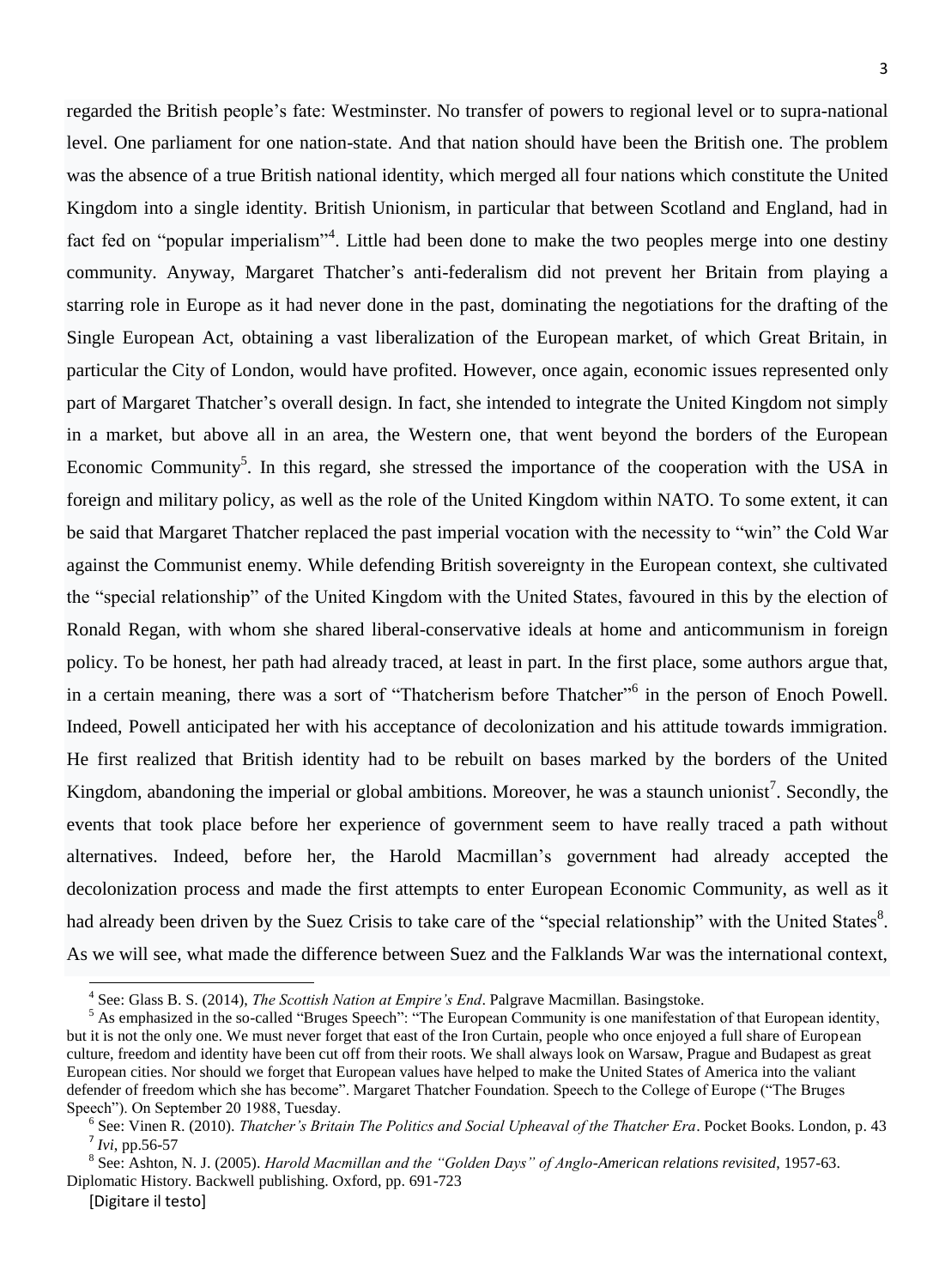regarded the British people's fate: Westminster. No transfer of powers to regional level or to supra-national level. One parliament for one nation-state. And that nation should have been the British one. The problem was the absence of a true British national identity, which merged all four nations which constitute the United Kingdom into a single identity. British Unionism, in particular that between Scotland and England, had in fact fed on "popular imperialism"[4]. Little had been done to make the two peoples merge into one destiny community. Anyway, Margaret Thatcher's anti-federalism did not prevent her Britain from playing a starring role in Europe as it had never done in the past, dominating the negotiations for the drafting of the Single European Act, obtaining a vast liberalization of the European market, of which Great Britain, in particular the City of London, would have profited. However, once again, economic issues represented only part of Margaret Thatcher's overall design. In fact, she intended to integrate the United Kingdom not simply in a market, but above all in an area, the Western one, that went beyond the borders of the European Economic Community[5]. In this regard, she stressed the importance of the cooperation with the USA in foreign and military policy, as well as the role of the United Kingdom within NATO. To some extent, it can be said that Margaret Thatcher replaced the past imperial vocation with the necessity to "win" the Cold War against the Communist enemy. While defending British sovereignty in the European context, she cultivated the "special relationship" of the United Kingdom with the United States, favoured in this by the election of Ronald Regan, with whom she shared liberal-conservative ideals at home and anticommunism in foreign policy. To be honest, her path had already traced, at least in part. In the first place, some authors argue that, in a certain meaning, there was a sort of "Thatcherism before Thatcher"[6] in the person of Enoch Powell. Indeed, Powell anticipated her with his acceptance of decolonization and his attitude towards immigration. He first realized that British identity had to be rebuilt on bases marked by the borders of the United Kingdom, abandoning the imperial or global ambitions. Moreover, he was a staunch unionist[7]. Secondly, the events that took place before her experience of government seem to have really traced a path without alternatives. Indeed, before her, the Harold Macmillan's government had already accepted the decolonization process and made the first attempts to enter European Economic Community, as well as it had already been driven by the Suez Crisis to take care of the "special relationship" with the United States[8]. As we will see, what made the difference between Suez and the Falklands War was the international context,

---

[4] See: Glass B. S. (2014), *The Scottish Nation at Empire's End*. Palgrave Macmillan. Basingstoke.

[5] As emphasized in the so-called "Bruges Speech": "The European Community is one manifestation of that European identity, but it is not the only one. We must never forget that east of the Iron Curtain, people who once enjoyed a full share of European culture, freedom and identity have been cut off from their roots. We shall always look on Warsaw, Prague and Budapest as great European cities. Nor should we forget that European values have helped to make the United States of America into the valiant defender of freedom which she has become". Margaret Thatcher Foundation. Speech to the College of Europe ("The Bruges Speech"). On September 20 1988, Tuesday.

[6] See: Vinen R. (2010). *Thatcher's Britain The Politics and Social Upheaval of the Thatcher Era*. Pocket Books. London, p. 43

[7] *Ivi*, pp.56-57

[8] See: Ashton, N. J. (2005). *Harold Macmillan and the "Golden Days" of Anglo-American relations revisited*, 1957-63. Diplomatic History. Backwell publishing. Oxford, pp. 691-723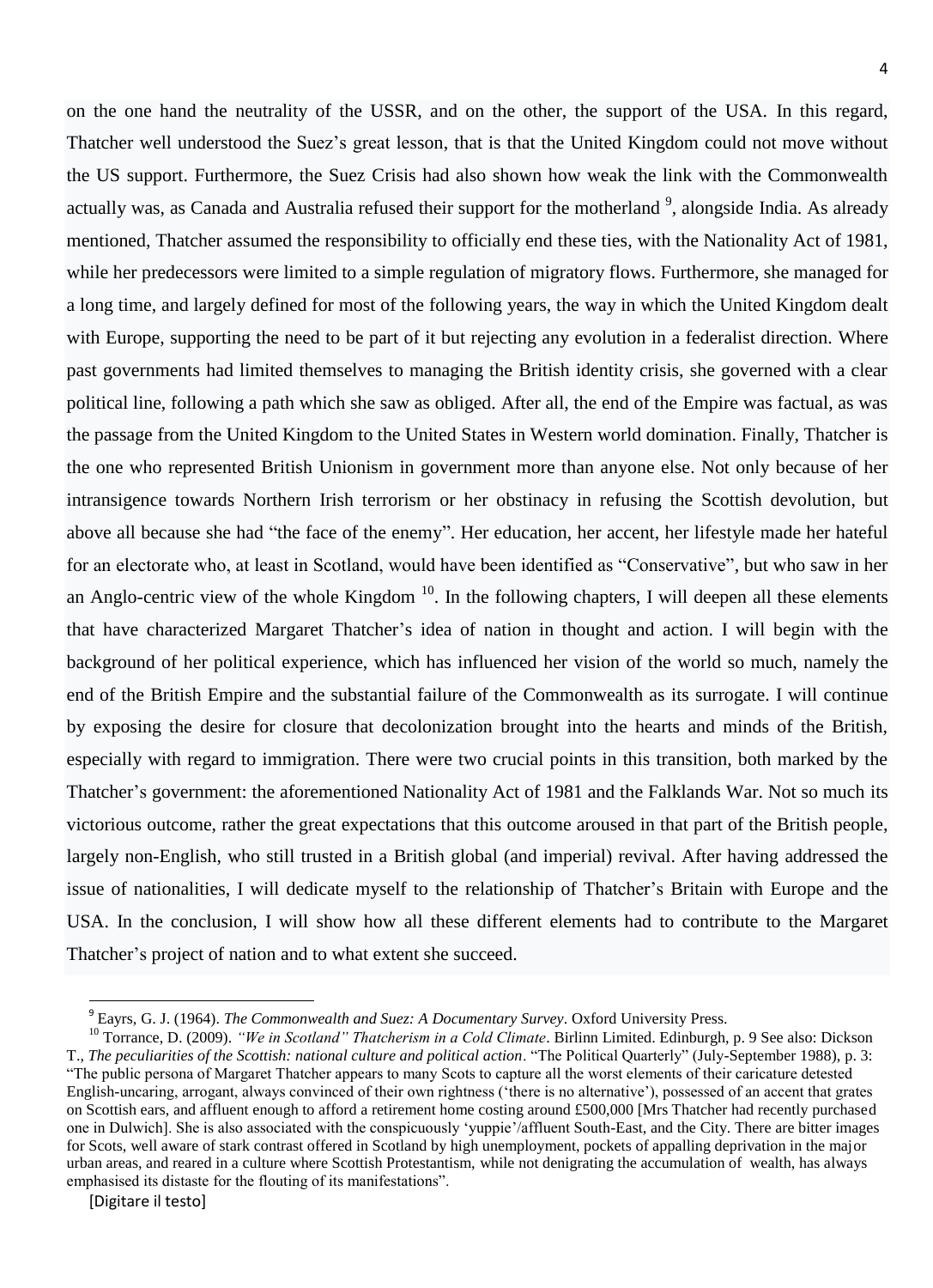on the one hand the neutrality of the USSR, and on the other, the support of the USA. In this regard, Thatcher well understood the Suez's great lesson, that is that the United Kingdom could not move without the US support. Furthermore, the Suez Crisis had also shown how weak the link with the Commonwealth actually was, as Canada and Australia refused their support for the motherland [9], alongside India. As already mentioned, Thatcher assumed the responsibility to officially end these ties, with the Nationality Act of 1981, while her predecessors were limited to a simple regulation of migratory flows. Furthermore, she managed for a long time, and largely defined for most of the following years, the way in which the United Kingdom dealt with Europe, supporting the need to be part of it but rejecting any evolution in a federalist direction. Where past governments had limited themselves to managing the British identity crisis, she governed with a clear political line, following a path which she saw as obliged. After all, the end of the Empire was factual, as was the passage from the United Kingdom to the United States in Western world domination. Finally, Thatcher is the one who represented British Unionism in government more than anyone else. Not only because of her intransigence towards Northern Irish terrorism or her obstinacy in refusing the Scottish devolution, but above all because she had "the face of the enemy". Her education, her accent, her lifestyle made her hateful for an electorate who, at least in Scotland, would have been identified as "Conservative", but who saw in her an Anglo-centric view of the whole Kingdom [10]. In the following chapters, I will deepen all these elements that have characterized Margaret Thatcher's idea of nation in thought and action. I will begin with the background of her political experience, which has influenced her vision of the world so much, namely the end of the British Empire and the substantial failure of the Commonwealth as its surrogate. I will continue by exposing the desire for closure that decolonization brought into the hearts and minds of the British, especially with regard to immigration. There were two crucial points in this transition, both marked by the Thatcher's government: the aforementioned Nationality Act of 1981 and the Falklands War. Not so much its victorious outcome, rather the great expectations that this outcome aroused in that part of the British people, largely non-English, who still trusted in a British global (and imperial) revival. After having addressed the issue of nationalities, I will dedicate myself to the relationship of Thatcher's Britain with Europe and the USA. In the conclusion, I will show how all these different elements had to contribute to the Margaret Thatcher's project of nation and to what extent she succeed.

---

[9] Eayrs, G. J. (1964). *The Commonwealth and Suez: A Documentary Survey*. Oxford University Press.

[10] Torrance, D. (2009). *"We in Scotland" Thatcherism in a Cold Climate*. Birlinn Limited. Edinburgh, p. 9 See also: Dickson T., *The peculiarities of the Scottish: national culture and political action*. "The Political Quarterly" (July-September 1988), p. 3: "The public persona of Margaret Thatcher appears to many Scots to capture all the worst elements of their caricature detested English-uncaring, arrogant, always convinced of their own rightness ('there is no alternative'), possessed of an accent that grates on Scottish ears, and affluent enough to afford a retirement home costing around £500,000 [Mrs Thatcher had recently purchased one in Dulwich]. She is also associated with the conspicuously 'yuppie'/affluent South-East, and the City. There are bitter images for Scots, well aware of stark contrast offered in Scotland by high unemployment, pockets of appalling deprivation in the major urban areas, and reared in a culture where Scottish Protestantism, while not denigrating the accumulation of wealth, has always emphasised its distaste for the flouting of its manifestations".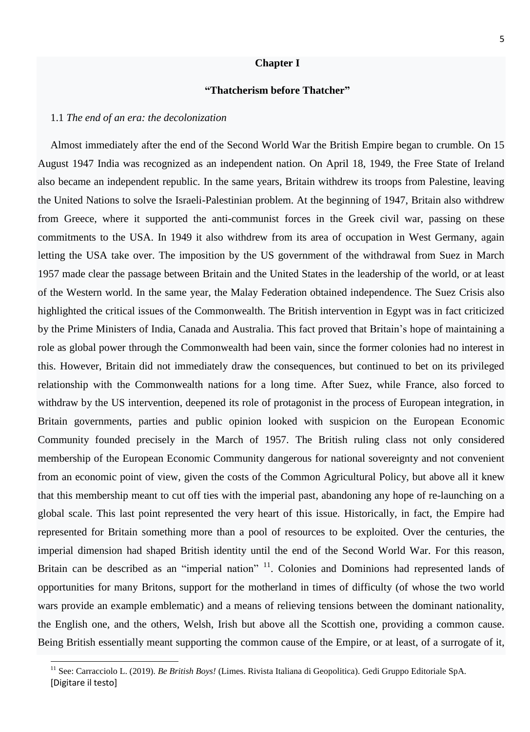## Chapter I

## "Thatcherism before Thatcher"

### 1.1 *The end of an era: the decolonization*

Almost immediately after the end of the Second World War the British Empire began to crumble. On 15 August 1947 India was recognized as an independent nation. On April 18, 1949, the Free State of Ireland also became an independent republic. In the same years, Britain withdrew its troops from Palestine, leaving the United Nations to solve the Israeli-Palestinian problem. At the beginning of 1947, Britain also withdrew from Greece, where it supported the anti-communist forces in the Greek civil war, passing on these commitments to the USA. In 1949 it also withdrew from its area of occupation in West Germany, again letting the USA take over. The imposition by the US government of the withdrawal from Suez in March 1957 made clear the passage between Britain and the United States in the leadership of the world, or at least of the Western world. In the same year, the Malay Federation obtained independence. The Suez Crisis also highlighted the critical issues of the Commonwealth. The British intervention in Egypt was in fact criticized by the Prime Ministers of India, Canada and Australia. This fact proved that Britain's hope of maintaining a role as global power through the Commonwealth had been vain, since the former colonies had no interest in this. However, Britain did not immediately draw the consequences, but continued to bet on its privileged relationship with the Commonwealth nations for a long time. After Suez, while France, also forced to withdraw by the US intervention, deepened its role of protagonist in the process of European integration, in Britain governments, parties and public opinion looked with suspicion on the European Economic Community founded precisely in the March of 1957. The British ruling class not only considered membership of the European Economic Community dangerous for national sovereignty and not convenient from an economic point of view, given the costs of the Common Agricultural Policy, but above all it knew that this membership meant to cut off ties with the imperial past, abandoning any hope of re-launching on a global scale. This last point represented the very heart of this issue. Historically, in fact, the Empire had represented for Britain something more than a pool of resources to be exploited. Over the centuries, the imperial dimension had shaped British identity until the end of the Second World War. For this reason, Britain can be described as an "imperial nation" [11]. Colonies and Dominions had represented lands of opportunities for many Britons, support for the motherland in times of difficulty (of whose the two world wars provide an example emblematic) and a means of relieving tensions between the dominant nationality, the English one, and the others, Welsh, Irish but above all the Scottish one, providing a common cause. Being British essentially meant supporting the common cause of the Empire, or at least, of a surrogate of it,

---

[11] See: Carracciolo L. (2019). *Be British Boys!* (Limes. Rivista Italiana di Geopolitica). Gedi Gruppo Editoriale SpA.

[Digitare il testo]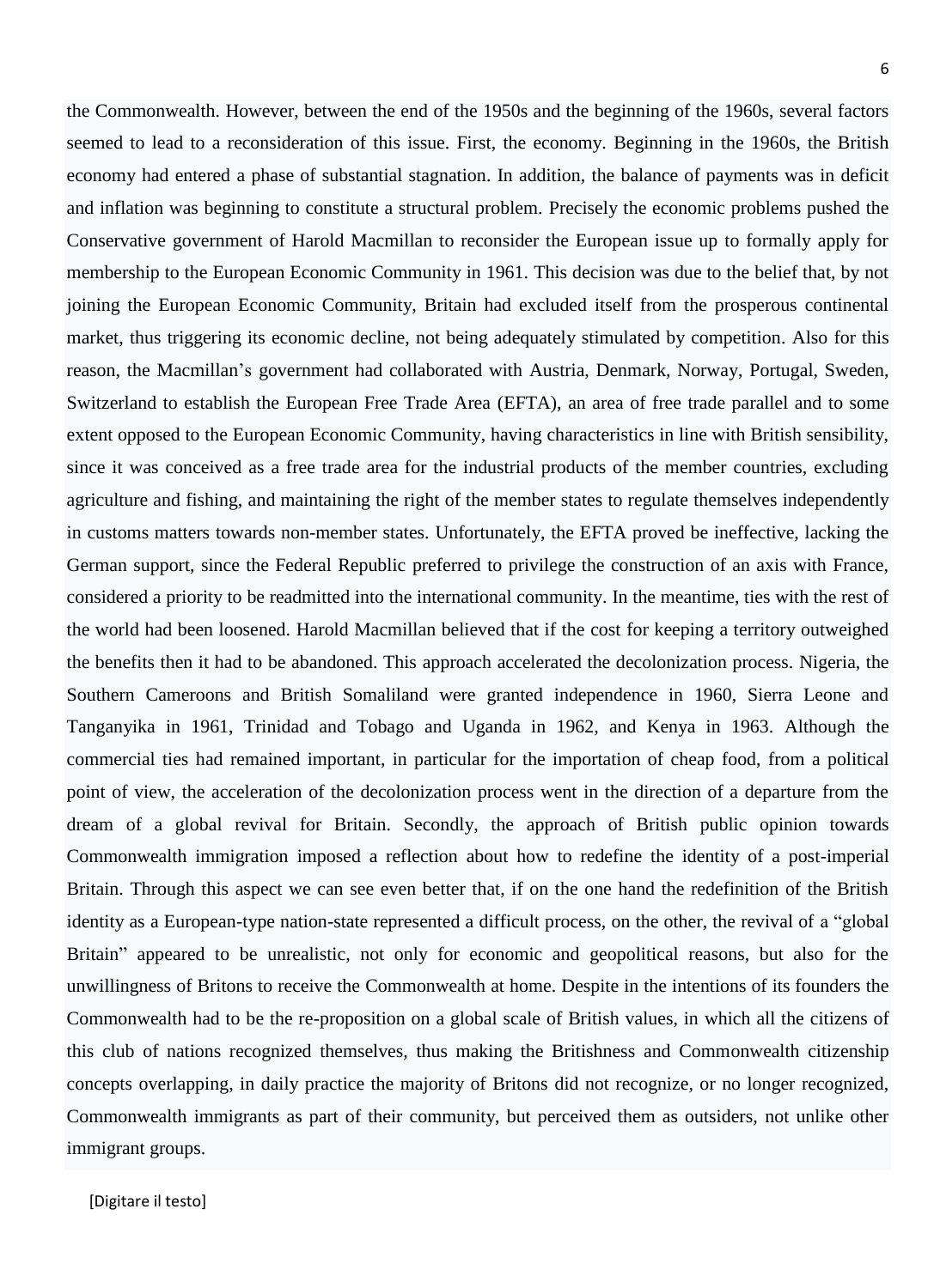the Commonwealth. However, between the end of the 1950s and the beginning of the 1960s, several factors seemed to lead to a reconsideration of this issue. First, the economy. Beginning in the 1960s, the British economy had entered a phase of substantial stagnation. In addition, the balance of payments was in deficit and inflation was beginning to constitute a structural problem. Precisely the economic problems pushed the Conservative government of Harold Macmillan to reconsider the European issue up to formally apply for membership to the European Economic Community in 1961. This decision was due to the belief that, by not joining the European Economic Community, Britain had excluded itself from the prosperous continental market, thus triggering its economic decline, not being adequately stimulated by competition. Also for this reason, the Macmillan's government had collaborated with Austria, Denmark, Norway, Portugal, Sweden, Switzerland to establish the European Free Trade Area (EFTA), an area of free trade parallel and to some extent opposed to the European Economic Community, having characteristics in line with British sensibility, since it was conceived as a free trade area for the industrial products of the member countries, excluding agriculture and fishing, and maintaining the right of the member states to regulate themselves independently in customs matters towards non-member states. Unfortunately, the EFTA proved be ineffective, lacking the German support, since the Federal Republic preferred to privilege the construction of an axis with France, considered a priority to be readmitted into the international community. In the meantime, ties with the rest of the world had been loosened. Harold Macmillan believed that if the cost for keeping a territory outweighed the benefits then it had to be abandoned. This approach accelerated the decolonization process. Nigeria, the Southern Cameroons and British Somaliland were granted independence in 1960, Sierra Leone and Tanganyika in 1961, Trinidad and Tobago and Uganda in 1962, and Kenya in 1963. Although the commercial ties had remained important, in particular for the importation of cheap food, from a political point of view, the acceleration of the decolonization process went in the direction of a departure from the dream of a global revival for Britain. Secondly, the approach of British public opinion towards Commonwealth immigration imposed a reflection about how to redefine the identity of a post-imperial Britain. Through this aspect we can see even better that, if on the one hand the redefinition of the British identity as a European-type nation-state represented a difficult process, on the other, the revival of a "global Britain" appeared to be unrealistic, not only for economic and geopolitical reasons, but also for the unwillingness of Britons to receive the Commonwealth at home. Despite in the intentions of its founders the Commonwealth had to be the re-proposition on a global scale of British values, in which all the citizens of this club of nations recognized themselves, thus making the Britishness and Commonwealth citizenship concepts overlapping, in daily practice the majority of Britons did not recognize, or no longer recognized, Commonwealth immigrants as part of their community, but perceived them as outsiders, not unlike other immigrant groups.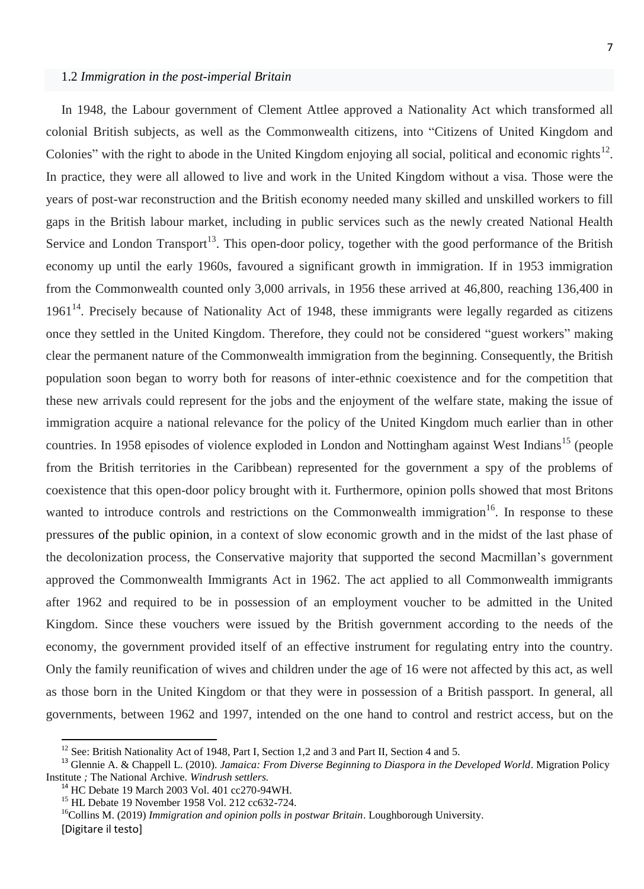### 1.2 *Immigration in the post-imperial Britain*

In 1948, the Labour government of Clement Attlee approved a Nationality Act which transformed all colonial British subjects, as well as the Commonwealth citizens, into "Citizens of United Kingdom and Colonies" with the right to abode in the United Kingdom enjoying all social, political and economic rights[12]. In practice, they were all allowed to live and work in the United Kingdom without a visa. Those were the years of post-war reconstruction and the British economy needed many skilled and unskilled workers to fill gaps in the British labour market, including in public services such as the newly created National Health Service and London Transport[13]. This open-door policy, together with the good performance of the British economy up until the early 1960s, favoured a significant growth in immigration. If in 1953 immigration from the Commonwealth counted only 3,000 arrivals, in 1956 these arrived at 46,800, reaching 136,400 in 1961[14]. Precisely because of Nationality Act of 1948, these immigrants were legally regarded as citizens once they settled in the United Kingdom. Therefore, they could not be considered "guest workers" making clear the permanent nature of the Commonwealth immigration from the beginning. Consequently, the British population soon began to worry both for reasons of inter-ethnic coexistence and for the competition that these new arrivals could represent for the jobs and the enjoyment of the welfare state, making the issue of immigration acquire a national relevance for the policy of the United Kingdom much earlier than in other countries. In 1958 episodes of violence exploded in London and Nottingham against West Indians[15] (people from the British territories in the Caribbean) represented for the government a spy of the problems of coexistence that this open-door policy brought with it. Furthermore, opinion polls showed that most Britons wanted to introduce controls and restrictions on the Commonwealth immigration[16]. In response to these pressures of the public opinion, in a context of slow economic growth and in the midst of the last phase of the decolonization process, the Conservative majority that supported the second Macmillan's government approved the Commonwealth Immigrants Act in 1962. The act applied to all Commonwealth immigrants after 1962 and required to be in possession of an employment voucher to be admitted in the United Kingdom. Since these vouchers were issued by the British government according to the needs of the economy, the government provided itself of an effective instrument for regulating entry into the country. Only the family reunification of wives and children under the age of 16 were not affected by this act, as well as those born in the United Kingdom or that they were in possession of a British passport. In general, all governments, between 1962 and 1997, intended on the one hand to control and restrict access, but on the

---

[12] See: British Nationality Act of 1948, Part I, Section 1,2 and 3 and Part II, Section 4 and 5.

[13] Glennie A. & Chappell L. (2010). *Jamaica: From Diverse Beginning to Diaspora in the Developed World*. Migration Policy Institute *;* The National Archive. *Windrush settlers.*

[14] HC Debate 19 March 2003 Vol. 401 cc270-94WH.

[15] HL Debate 19 November 1958 Vol. 212 cc632-724.

[16] Collins M. (2019) *Immigration and opinion polls in postwar Britain*. Loughborough University.

[Digitare il testo]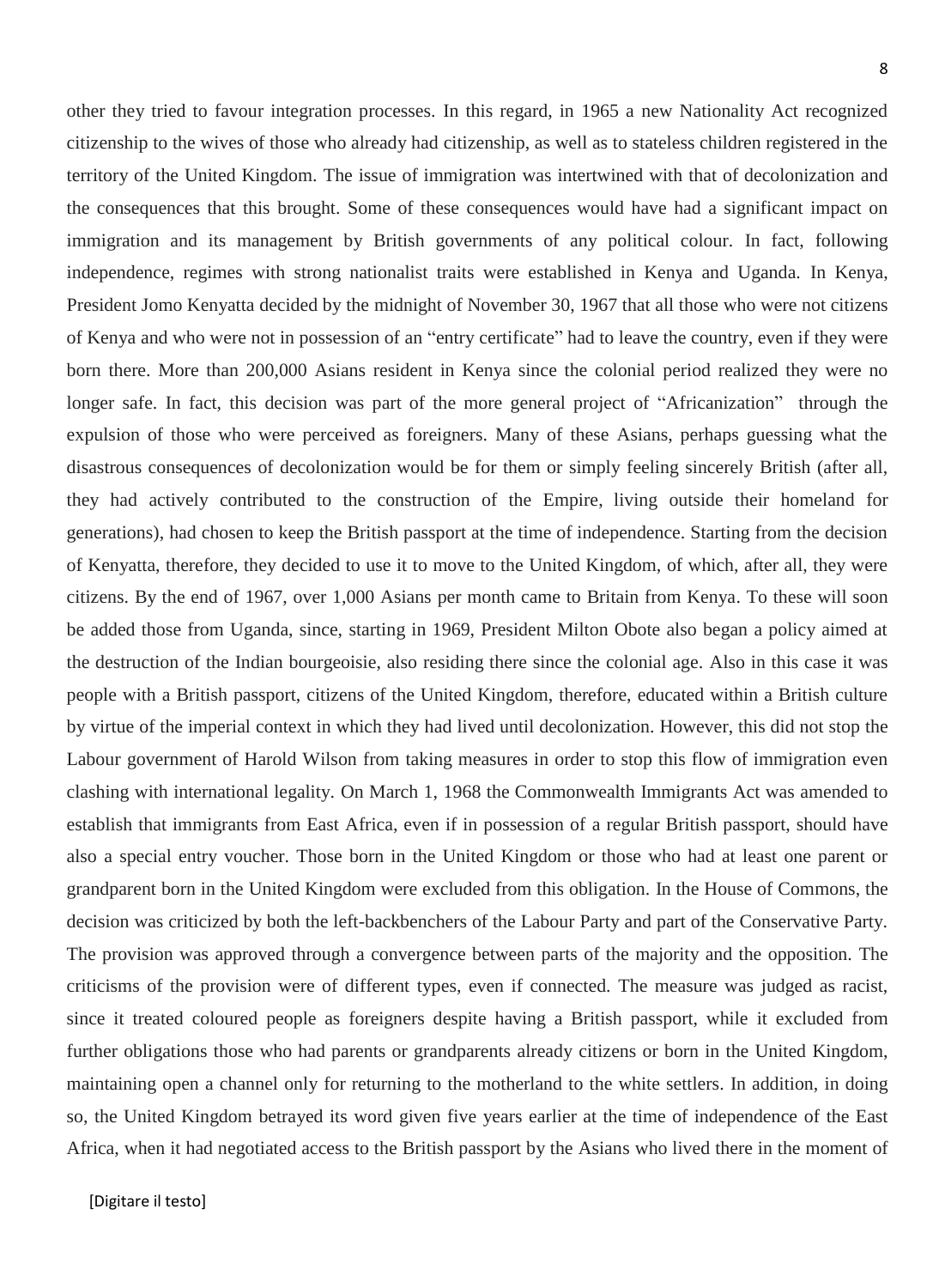other they tried to favour integration processes. In this regard, in 1965 a new Nationality Act recognized citizenship to the wives of those who already had citizenship, as well as to stateless children registered in the territory of the United Kingdom. The issue of immigration was intertwined with that of decolonization and the consequences that this brought. Some of these consequences would have had a significant impact on immigration and its management by British governments of any political colour. In fact, following independence, regimes with strong nationalist traits were established in Kenya and Uganda. In Kenya, President Jomo Kenyatta decided by the midnight of November 30, 1967 that all those who were not citizens of Kenya and who were not in possession of an "entry certificate" had to leave the country, even if they were born there. More than 200,000 Asians resident in Kenya since the colonial period realized they were no longer safe. In fact, this decision was part of the more general project of "Africanization" through the expulsion of those who were perceived as foreigners. Many of these Asians, perhaps guessing what the disastrous consequences of decolonization would be for them or simply feeling sincerely British (after all, they had actively contributed to the construction of the Empire, living outside their homeland for generations), had chosen to keep the British passport at the time of independence. Starting from the decision of Kenyatta, therefore, they decided to use it to move to the United Kingdom, of which, after all, they were citizens. By the end of 1967, over 1,000 Asians per month came to Britain from Kenya. To these will soon be added those from Uganda, since, starting in 1969, President Milton Obote also began a policy aimed at the destruction of the Indian bourgeoisie, also residing there since the colonial age. Also in this case it was people with a British passport, citizens of the United Kingdom, therefore, educated within a British culture by virtue of the imperial context in which they had lived until decolonization. However, this did not stop the Labour government of Harold Wilson from taking measures in order to stop this flow of immigration even clashing with international legality. On March 1, 1968 the Commonwealth Immigrants Act was amended to establish that immigrants from East Africa, even if in possession of a regular British passport, should have also a special entry voucher. Those born in the United Kingdom or those who had at least one parent or grandparent born in the United Kingdom were excluded from this obligation. In the House of Commons, the decision was criticized by both the left-backbenchers of the Labour Party and part of the Conservative Party. The provision was approved through a convergence between parts of the majority and the opposition. The criticisms of the provision were of different types, even if connected. The measure was judged as racist, since it treated coloured people as foreigners despite having a British passport, while it excluded from further obligations those who had parents or grandparents already citizens or born in the United Kingdom, maintaining open a channel only for returning to the motherland to the white settlers. In addition, in doing so, the United Kingdom betrayed its word given five years earlier at the time of independence of the East Africa, when it had negotiated access to the British passport by the Asians who lived there in the moment of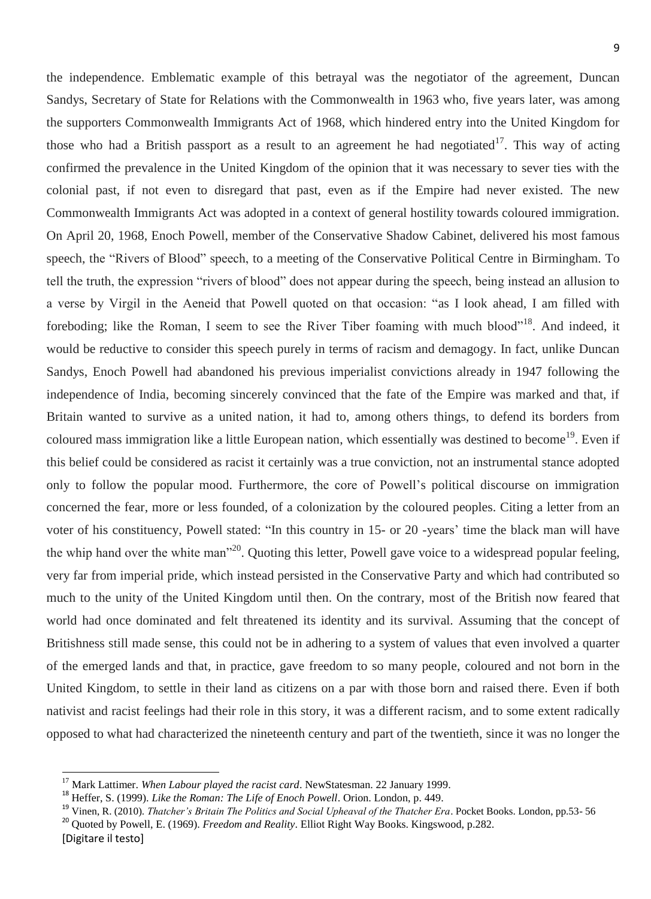the independence. Emblematic example of this betrayal was the negotiator of the agreement, Duncan Sandys, Secretary of State for Relations with the Commonwealth in 1963 who, five years later, was among the supporters Commonwealth Immigrants Act of 1968, which hindered entry into the United Kingdom for those who had a British passport as a result to an agreement he had negotiated[17]. This way of acting confirmed the prevalence in the United Kingdom of the opinion that it was necessary to sever ties with the colonial past, if not even to disregard that past, even as if the Empire had never existed. The new Commonwealth Immigrants Act was adopted in a context of general hostility towards coloured immigration. On April 20, 1968, Enoch Powell, member of the Conservative Shadow Cabinet, delivered his most famous speech, the "Rivers of Blood" speech, to a meeting of the Conservative Political Centre in Birmingham. To tell the truth, the expression "rivers of blood" does not appear during the speech, being instead an allusion to a verse by Virgil in the Aeneid that Powell quoted on that occasion: "as I look ahead, I am filled with foreboding; like the Roman, I seem to see the River Tiber foaming with much blood"[18]. And indeed, it would be reductive to consider this speech purely in terms of racism and demagogy. In fact, unlike Duncan Sandys, Enoch Powell had abandoned his previous imperialist convictions already in 1947 following the independence of India, becoming sincerely convinced that the fate of the Empire was marked and that, if Britain wanted to survive as a united nation, it had to, among others things, to defend its borders from coloured mass immigration like a little European nation, which essentially was destined to become[19]. Even if this belief could be considered as racist it certainly was a true conviction, not an instrumental stance adopted only to follow the popular mood. Furthermore, the core of Powell's political discourse on immigration concerned the fear, more or less founded, of a colonization by the coloured peoples. Citing a letter from an voter of his constituency, Powell stated: "In this country in 15- or 20 -years' time the black man will have the whip hand over the white man"[20]. Quoting this letter, Powell gave voice to a widespread popular feeling, very far from imperial pride, which instead persisted in the Conservative Party and which had contributed so much to the unity of the United Kingdom until then. On the contrary, most of the British now feared that world had once dominated and felt threatened its identity and its survival. Assuming that the concept of Britishness still made sense, this could not be in adhering to a system of values that even involved a quarter of the emerged lands and that, in practice, gave freedom to so many people, coloured and not born in the United Kingdom, to settle in their land as citizens on a par with those born and raised there. Even if both nativist and racist feelings had their role in this story, it was a different racism, and to some extent radically opposed to what had characterized the nineteenth century and part of the twentieth, since it was no longer the

---

[17] Mark Lattimer. *When Labour played the racist card*. NewStatesman. 22 January 1999.

[18] Heffer, S. (1999). *Like the Roman: The Life of Enoch Powell*. Orion. London, p. 449.

[19] Vinen, R. (2010). *Thatcher's Britain The Politics and Social Upheaval of the Thatcher Era*. Pocket Books. London, pp.53- 56

[20] Quoted by Powell, E. (1969). *Freedom and Reality*. Elliot Right Way Books. Kingswood, p.282.

[Digitare il testo]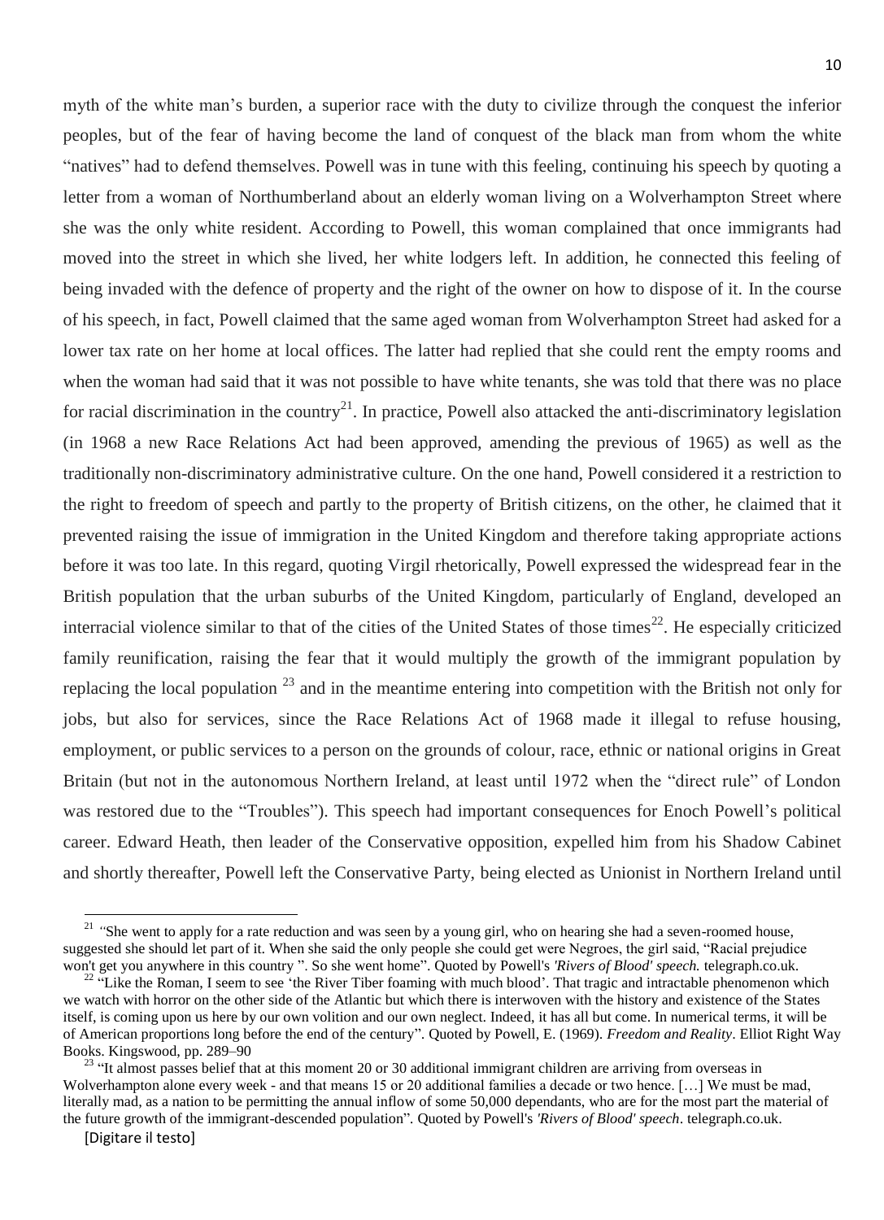myth of the white man's burden, a superior race with the duty to civilize through the conquest the inferior peoples, but of the fear of having become the land of conquest of the black man from whom the white "natives" had to defend themselves. Powell was in tune with this feeling, continuing his speech by quoting a letter from a woman of Northumberland about an elderly woman living on a Wolverhampton Street where she was the only white resident. According to Powell, this woman complained that once immigrants had moved into the street in which she lived, her white lodgers left. In addition, he connected this feeling of being invaded with the defence of property and the right of the owner on how to dispose of it. In the course of his speech, in fact, Powell claimed that the same aged woman from Wolverhampton Street had asked for a lower tax rate on her home at local offices. The latter had replied that she could rent the empty rooms and when the woman had said that it was not possible to have white tenants, she was told that there was no place for racial discrimination in the country[21]. In practice, Powell also attacked the anti-discriminatory legislation (in 1968 a new Race Relations Act had been approved, amending the previous of 1965) as well as the traditionally non-discriminatory administrative culture. On the one hand, Powell considered it a restriction to the right to freedom of speech and partly to the property of British citizens, on the other, he claimed that it prevented raising the issue of immigration in the United Kingdom and therefore taking appropriate actions before it was too late. In this regard, quoting Virgil rhetorically, Powell expressed the widespread fear in the British population that the urban suburbs of the United Kingdom, particularly of England, developed an interracial violence similar to that of the cities of the United States of those times[22]. He especially criticized family reunification, raising the fear that it would multiply the growth of the immigrant population by replacing the local population [23] and in the meantime entering into competition with the British not only for jobs, but also for services, since the Race Relations Act of 1968 made it illegal to refuse housing, employment, or public services to a person on the grounds of colour, race, ethnic or national origins in Great Britain (but not in the autonomous Northern Ireland, at least until 1972 when the "direct rule" of London was restored due to the "Troubles"). This speech had important consequences for Enoch Powell's political career. Edward Heath, then leader of the Conservative opposition, expelled him from his Shadow Cabinet and shortly thereafter, Powell left the Conservative Party, being elected as Unionist in Northern Ireland until

---

[21] "She went to apply for a rate reduction and was seen by a young girl, who on hearing she had a seven-roomed house, suggested she should let part of it. When she said the only people she could get were Negroes, the girl said, "Racial prejudice won't get you anywhere in this country ". So she went home". Quoted by Powell's *'Rivers of Blood' speech.* telegraph.co.uk.

[22] "Like the Roman, I seem to see 'the River Tiber foaming with much blood'. That tragic and intractable phenomenon which we watch with horror on the other side of the Atlantic but which there is interwoven with the history and existence of the States itself, is coming upon us here by our own volition and our own neglect. Indeed, it has all but come. In numerical terms, it will be of American proportions long before the end of the century". Quoted by Powell, E. (1969). *Freedom and Reality*. Elliot Right Way Books. Kingswood, pp. 289–90

[23] "It almost passes belief that at this moment 20 or 30 additional immigrant children are arriving from overseas in Wolverhampton alone every week - and that means 15 or 20 additional families a decade or two hence. […] We must be mad, literally mad, as a nation to be permitting the annual inflow of some 50,000 dependants, who are for the most part the material of the future growth of the immigrant-descended population". Quoted by Powell's *'Rivers of Blood' speech*. telegraph.co.uk.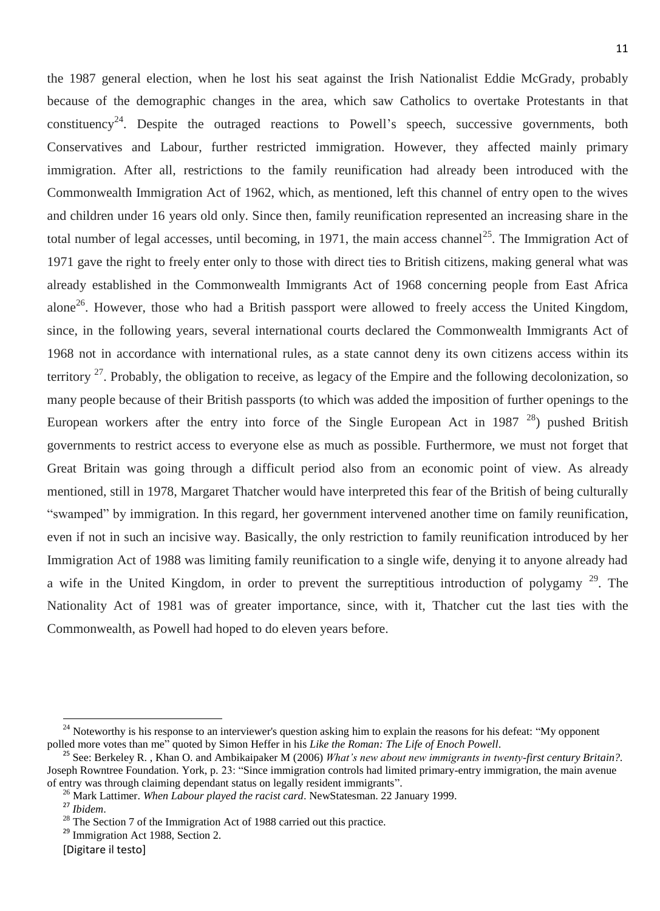the 1987 general election, when he lost his seat against the Irish Nationalist Eddie McGrady, probably because of the demographic changes in the area, which saw Catholics to overtake Protestants in that constituency[24]. Despite the outraged reactions to Powell's speech, successive governments, both Conservatives and Labour, further restricted immigration. However, they affected mainly primary immigration. After all, restrictions to the family reunification had already been introduced with the Commonwealth Immigration Act of 1962, which, as mentioned, left this channel of entry open to the wives and children under 16 years old only. Since then, family reunification represented an increasing share in the total number of legal accesses, until becoming, in 1971, the main access channel[25]. The Immigration Act of 1971 gave the right to freely enter only to those with direct ties to British citizens, making general what was already established in the Commonwealth Immigrants Act of 1968 concerning people from East Africa alone[26]. However, those who had a British passport were allowed to freely access the United Kingdom, since, in the following years, several international courts declared the Commonwealth Immigrants Act of 1968 not in accordance with international rules, as a state cannot deny its own citizens access within its territory [27]. Probably, the obligation to receive, as legacy of the Empire and the following decolonization, so many people because of their British passports (to which was added the imposition of further openings to the European workers after the entry into force of the Single European Act in 1987 [28]) pushed British governments to restrict access to everyone else as much as possible. Furthermore, we must not forget that Great Britain was going through a difficult period also from an economic point of view. As already mentioned, still in 1978, Margaret Thatcher would have interpreted this fear of the British of being culturally "swamped" by immigration. In this regard, her government intervened another time on family reunification, even if not in such an incisive way. Basically, the only restriction to family reunification introduced by her Immigration Act of 1988 was limiting family reunification to a single wife, denying it to anyone already had a wife in the United Kingdom, in order to prevent the surreptitious introduction of polygamy [29]. The Nationality Act of 1981 was of greater importance, since, with it, Thatcher cut the last ties with the Commonwealth, as Powell had hoped to do eleven years before.

---

[24] Noteworthy is his response to an interviewer's question asking him to explain the reasons for his defeat: "My opponent polled more votes than me" quoted by Simon Heffer in his *Like the Roman: The Life of Enoch Powell*.

[25] See: Berkeley R. , Khan O. and Ambikaipaker M (2006) *What's new about new immigrants in twenty-first century Britain?*. Joseph Rowntree Foundation. York, p. 23: "Since immigration controls had limited primary-entry immigration, the main avenue of entry was through claiming dependant status on legally resident immigrants".

[26] Mark Lattimer. *When Labour played the racist card*. NewStatesman. 22 January 1999.

[27] *Ibidem*.

[28] The Section 7 of the Immigration Act of 1988 carried out this practice.

[29] Immigration Act 1988, Section 2.

[Digitare il testo]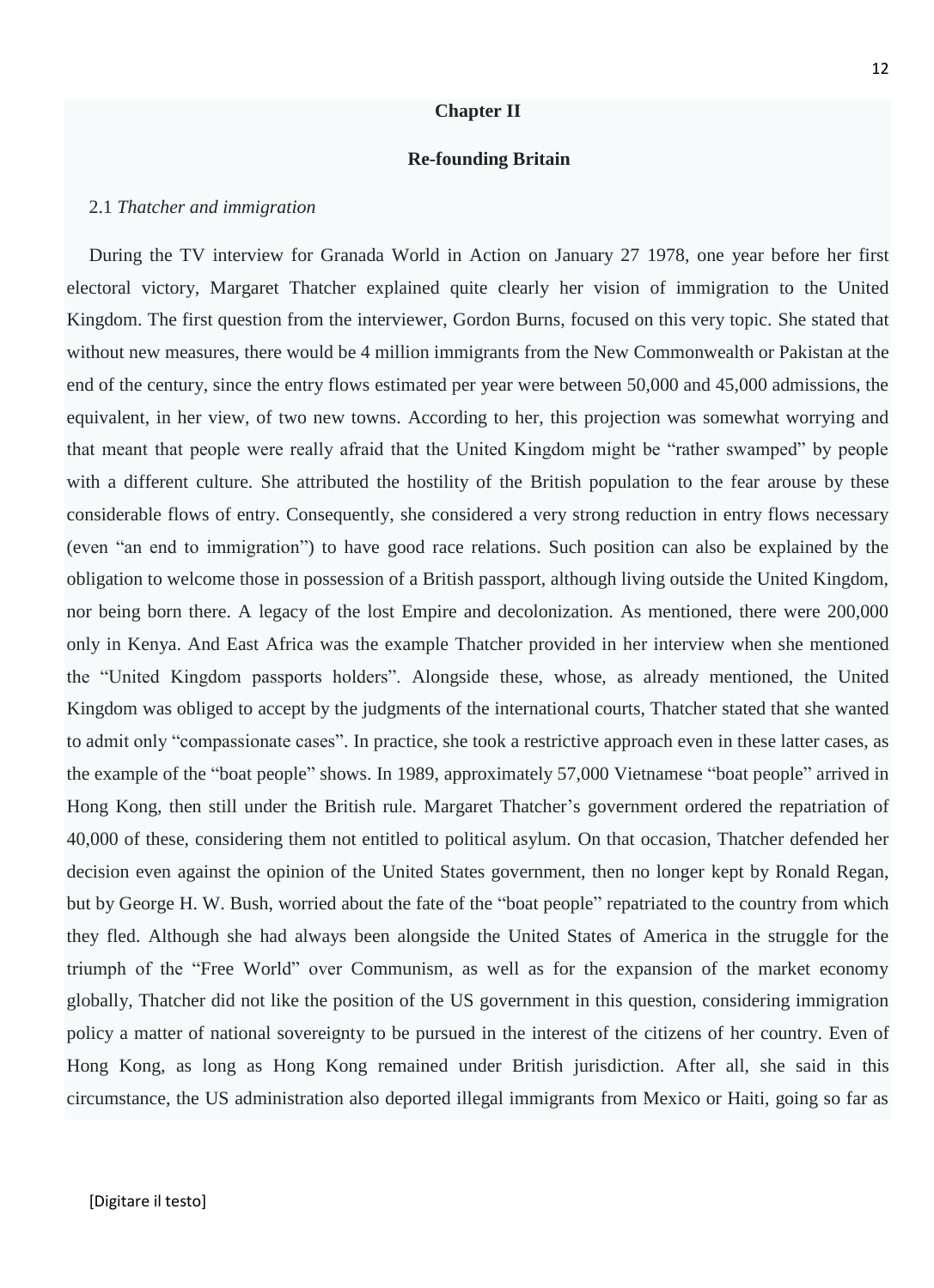# Chapter II

## Re-founding Britain

### 2.1 *Thatcher and immigration*

During the TV interview for Granada World in Action on January 27 1978, one year before her first electoral victory, Margaret Thatcher explained quite clearly her vision of immigration to the United Kingdom. The first question from the interviewer, Gordon Burns, focused on this very topic. She stated that without new measures, there would be 4 million immigrants from the New Commonwealth or Pakistan at the end of the century, since the entry flows estimated per year were between 50,000 and 45,000 admissions, the equivalent, in her view, of two new towns. According to her, this projection was somewhat worrying and that meant that people were really afraid that the United Kingdom might be "rather swamped" by people with a different culture. She attributed the hostility of the British population to the fear arouse by these considerable flows of entry. Consequently, she considered a very strong reduction in entry flows necessary (even "an end to immigration") to have good race relations. Such position can also be explained by the obligation to welcome those in possession of a British passport, although living outside the United Kingdom, nor being born there. A legacy of the lost Empire and decolonization. As mentioned, there were 200,000 only in Kenya. And East Africa was the example Thatcher provided in her interview when she mentioned the "United Kingdom passports holders". Alongside these, whose, as already mentioned, the United Kingdom was obliged to accept by the judgments of the international courts, Thatcher stated that she wanted to admit only "compassionate cases". In practice, she took a restrictive approach even in these latter cases, as the example of the "boat people" shows. In 1989, approximately 57,000 Vietnamese "boat people" arrived in Hong Kong, then still under the British rule. Margaret Thatcher's government ordered the repatriation of 40,000 of these, considering them not entitled to political asylum. On that occasion, Thatcher defended her decision even against the opinion of the United States government, then no longer kept by Ronald Regan, but by George H. W. Bush, worried about the fate of the "boat people" repatriated to the country from which they fled. Although she had always been alongside the United States of America in the struggle for the triumph of the "Free World" over Communism, as well as for the expansion of the market economy globally, Thatcher did not like the position of the US government in this question, considering immigration policy a matter of national sovereignty to be pursued in the interest of the citizens of her country. Even of Hong Kong, as long as Hong Kong remained under British jurisdiction. After all, she said in this circumstance, the US administration also deported illegal immigrants from Mexico or Haiti, going so far as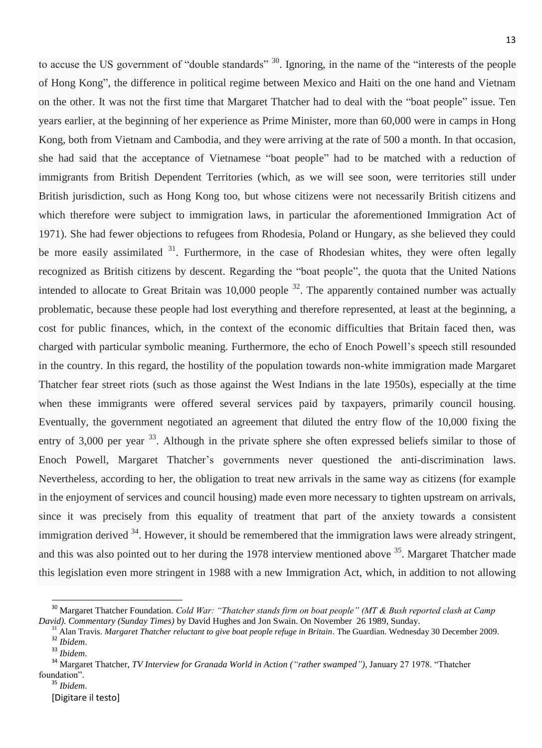to accuse the US government of "double standards" [30]. Ignoring, in the name of the "interests of the people of Hong Kong", the difference in political regime between Mexico and Haiti on the one hand and Vietnam on the other. It was not the first time that Margaret Thatcher had to deal with the "boat people" issue. Ten years earlier, at the beginning of her experience as Prime Minister, more than 60,000 were in camps in Hong Kong, both from Vietnam and Cambodia, and they were arriving at the rate of 500 a month. In that occasion, she had said that the acceptance of Vietnamese "boat people" had to be matched with a reduction of immigrants from British Dependent Territories (which, as we will see soon, were territories still under British jurisdiction, such as Hong Kong too, but whose citizens were not necessarily British citizens and which therefore were subject to immigration laws, in particular the aforementioned Immigration Act of 1971). She had fewer objections to refugees from Rhodesia, Poland or Hungary, as she believed they could be more easily assimilated [31]. Furthermore, in the case of Rhodesian whites, they were often legally recognized as British citizens by descent. Regarding the "boat people", the quota that the United Nations intended to allocate to Great Britain was 10,000 people [32]. The apparently contained number was actually problematic, because these people had lost everything and therefore represented, at least at the beginning, a cost for public finances, which, in the context of the economic difficulties that Britain faced then, was charged with particular symbolic meaning. Furthermore, the echo of Enoch Powell's speech still resounded in the country. In this regard, the hostility of the population towards non-white immigration made Margaret Thatcher fear street riots (such as those against the West Indians in the late 1950s), especially at the time when these immigrants were offered several services paid by taxpayers, primarily council housing. Eventually, the government negotiated an agreement that diluted the entry flow of the 10,000 fixing the entry of 3,000 per year [33]. Although in the private sphere she often expressed beliefs similar to those of Enoch Powell, Margaret Thatcher's governments never questioned the anti-discrimination laws. Nevertheless, according to her, the obligation to treat new arrivals in the same way as citizens (for example in the enjoyment of services and council housing) made even more necessary to tighten upstream on arrivals, since it was precisely from this equality of treatment that part of the anxiety towards a consistent immigration derived [34]. However, it should be remembered that the immigration laws were already stringent, and this was also pointed out to her during the 1978 interview mentioned above [35]. Margaret Thatcher made this legislation even more stringent in 1988 with a new Immigration Act, which, in addition to not allowing

---

[30] Margaret Thatcher Foundation. *Cold War: "Thatcher stands firm on boat people" (MT & Bush reported clash at Camp David). Commentary (Sunday Times)* by David Hughes and Jon Swain. On November 26 1989, Sunday.

[31] Alan Travis. *Margaret Thatcher reluctant to give boat people refuge in Britain*. The Guardian. Wednesday 30 December 2009.

[32] *Ibidem*.

[33] *Ibidem*.

[34] Margaret Thatcher, *TV Interview for Granada World in Action ("rather swamped")*, January 27 1978. "Thatcher foundation".

[35] *Ibidem*.

[Digitare il testo]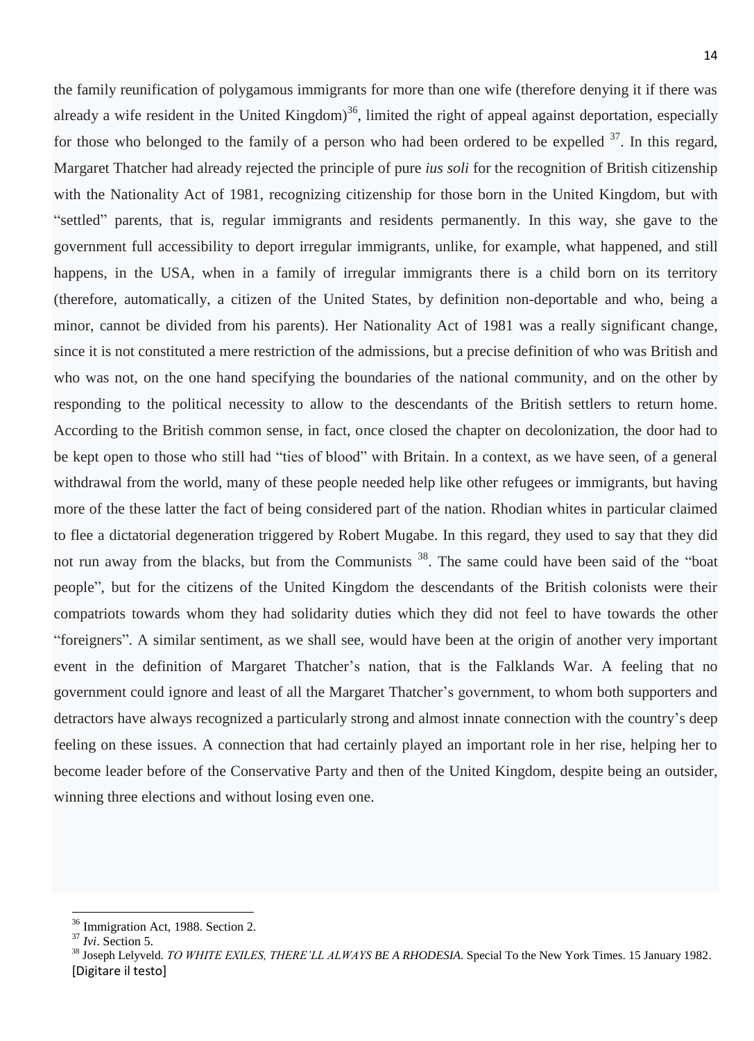the family reunification of polygamous immigrants for more than one wife (therefore denying it if there was already a wife resident in the United Kingdom)[36], limited the right of appeal against deportation, especially for those who belonged to the family of a person who had been ordered to be expelled [37]. In this regard, Margaret Thatcher had already rejected the principle of pure *ius soli* for the recognition of British citizenship with the Nationality Act of 1981, recognizing citizenship for those born in the United Kingdom, but with "settled" parents, that is, regular immigrants and residents permanently. In this way, she gave to the government full accessibility to deport irregular immigrants, unlike, for example, what happened, and still happens, in the USA, when in a family of irregular immigrants there is a child born on its territory (therefore, automatically, a citizen of the United States, by definition non-deportable and who, being a minor, cannot be divided from his parents). Her Nationality Act of 1981 was a really significant change, since it is not constituted a mere restriction of the admissions, but a precise definition of who was British and who was not, on the one hand specifying the boundaries of the national community, and on the other by responding to the political necessity to allow to the descendants of the British settlers to return home. According to the British common sense, in fact, once closed the chapter on decolonization, the door had to be kept open to those who still had "ties of blood" with Britain. In a context, as we have seen, of a general withdrawal from the world, many of these people needed help like other refugees or immigrants, but having more of the these latter the fact of being considered part of the nation. Rhodian whites in particular claimed to flee a dictatorial degeneration triggered by Robert Mugabe. In this regard, they used to say that they did not run away from the blacks, but from the Communists [38]. The same could have been said of the "boat people", but for the citizens of the United Kingdom the descendants of the British colonists were their compatriots towards whom they had solidarity duties which they did not feel to have towards the other "foreigners". A similar sentiment, as we shall see, would have been at the origin of another very important event in the definition of Margaret Thatcher's nation, that is the Falklands War. A feeling that no government could ignore and least of all the Margaret Thatcher's government, to whom both supporters and detractors have always recognized a particularly strong and almost innate connection with the country's deep feeling on these issues. A connection that had certainly played an important role in her rise, helping her to become leader before of the Conservative Party and then of the United Kingdom, despite being an outsider, winning three elections and without losing even one.

[36] Immigration Act, 1988. Section 2.

[37] *Ivi*. Section 5.

[38] Joseph Lelyveld. *TO WHITE EXILES, THERE'LL ALWAYS BE A RHODESIA*. Special To the New York Times. 15 January 1982.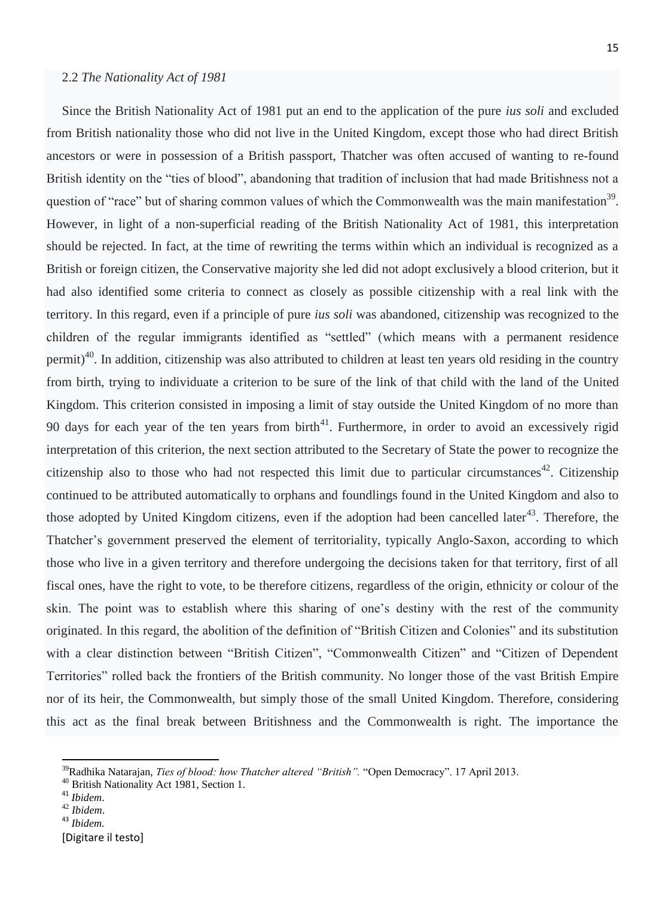## 2.2 *The Nationality Act of 1981*

Since the British Nationality Act of 1981 put an end to the application of the pure *ius soli* and excluded from British nationality those who did not live in the United Kingdom, except those who had direct British ancestors or were in possession of a British passport, Thatcher was often accused of wanting to re-found British identity on the "ties of blood", abandoning that tradition of inclusion that had made Britishness not a question of "race" but of sharing common values of which the Commonwealth was the main manifestation[39]. However, in light of a non-superficial reading of the British Nationality Act of 1981, this interpretation should be rejected. In fact, at the time of rewriting the terms within which an individual is recognized as a British or foreign citizen, the Conservative majority she led did not adopt exclusively a blood criterion, but it had also identified some criteria to connect as closely as possible citizenship with a real link with the territory. In this regard, even if a principle of pure *ius soli* was abandoned, citizenship was recognized to the children of the regular immigrants identified as "settled" (which means with a permanent residence permit)[40]. In addition, citizenship was also attributed to children at least ten years old residing in the country from birth, trying to individuate a criterion to be sure of the link of that child with the land of the United Kingdom. This criterion consisted in imposing a limit of stay outside the United Kingdom of no more than 90 days for each year of the ten years from birth[41]. Furthermore, in order to avoid an excessively rigid interpretation of this criterion, the next section attributed to the Secretary of State the power to recognize the citizenship also to those who had not respected this limit due to particular circumstances[42]. Citizenship continued to be attributed automatically to orphans and foundlings found in the United Kingdom and also to those adopted by United Kingdom citizens, even if the adoption had been cancelled later[43]. Therefore, the Thatcher's government preserved the element of territoriality, typically Anglo-Saxon, according to which those who live in a given territory and therefore undergoing the decisions taken for that territory, first of all fiscal ones, have the right to vote, to be therefore citizens, regardless of the origin, ethnicity or colour of the skin. The point was to establish where this sharing of one's destiny with the rest of the community originated. In this regard, the abolition of the definition of "British Citizen and Colonies" and its substitution with a clear distinction between "British Citizen", "Commonwealth Citizen" and "Citizen of Dependent Territories" rolled back the frontiers of the British community. No longer those of the vast British Empire nor of its heir, the Commonwealth, but simply those of the small United Kingdom. Therefore, considering this act as the final break between Britishness and the Commonwealth is right. The importance the

[39] Radhika Natarajan, *Ties of blood: how Thatcher altered "British".* "Open Democracy". 17 April 2013.

[40] British Nationality Act 1981, Section 1.

[41] *Ibidem*.

[42] *Ibidem*.

[43] *Ibidem.*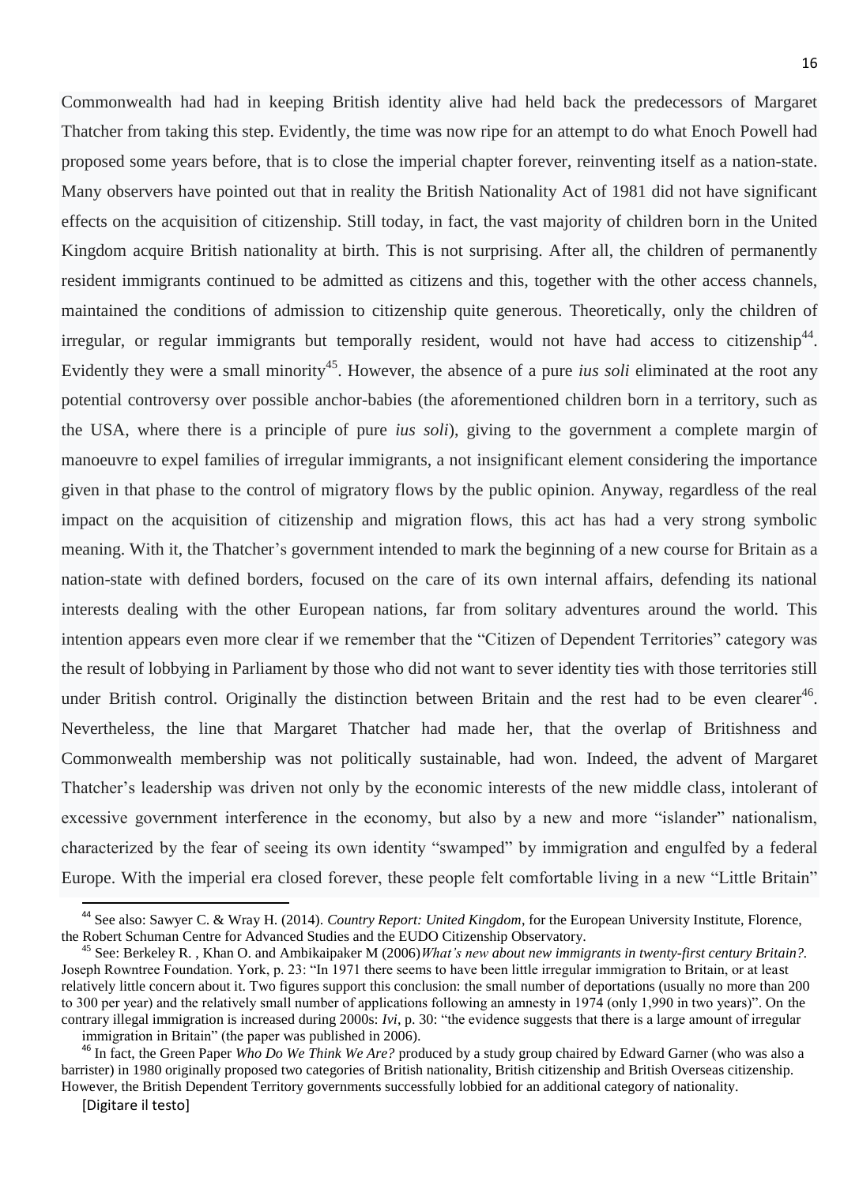Commonwealth had had in keeping British identity alive had held back the predecessors of Margaret Thatcher from taking this step. Evidently, the time was now ripe for an attempt to do what Enoch Powell had proposed some years before, that is to close the imperial chapter forever, reinventing itself as a nation-state. Many observers have pointed out that in reality the British Nationality Act of 1981 did not have significant effects on the acquisition of citizenship. Still today, in fact, the vast majority of children born in the United Kingdom acquire British nationality at birth. This is not surprising. After all, the children of permanently resident immigrants continued to be admitted as citizens and this, together with the other access channels, maintained the conditions of admission to citizenship quite generous. Theoretically, only the children of irregular, or regular immigrants but temporally resident, would not have had access to citizenship[44]. Evidently they were a small minority[45]. However, the absence of a pure *ius soli* eliminated at the root any potential controversy over possible anchor-babies (the aforementioned children born in a territory, such as the USA, where there is a principle of pure *ius soli*), giving to the government a complete margin of manoeuvre to expel families of irregular immigrants, a not insignificant element considering the importance given in that phase to the control of migratory flows by the public opinion. Anyway, regardless of the real impact on the acquisition of citizenship and migration flows, this act has had a very strong symbolic meaning. With it, the Thatcher's government intended to mark the beginning of a new course for Britain as a nation-state with defined borders, focused on the care of its own internal affairs, defending its national interests dealing with the other European nations, far from solitary adventures around the world. This intention appears even more clear if we remember that the "Citizen of Dependent Territories" category was the result of lobbying in Parliament by those who did not want to sever identity ties with those territories still under British control. Originally the distinction between Britain and the rest had to be even clearer[46]. Nevertheless, the line that Margaret Thatcher had made her, that the overlap of Britishness and Commonwealth membership was not politically sustainable, had won. Indeed, the advent of Margaret Thatcher's leadership was driven not only by the economic interests of the new middle class, intolerant of excessive government interference in the economy, but also by a new and more "islander" nationalism, characterized by the fear of seeing its own identity "swamped" by immigration and engulfed by a federal Europe. With the imperial era closed forever, these people felt comfortable living in a new "Little Britain"

---

[44] See also: Sawyer C. & Wray H. (2014). *Country Report: United Kingdom*, for the European University Institute, Florence, the Robert Schuman Centre for Advanced Studies and the EUDO Citizenship Observatory.

[45] See: Berkeley R. , Khan O. and Ambikaipaker M (2006)*What's new about new immigrants in twenty-first century Britain?.* Joseph Rowntree Foundation. York, p. 23: "In 1971 there seems to have been little irregular immigration to Britain, or at least relatively little concern about it. Two figures support this conclusion: the small number of deportations (usually no more than 200 to 300 per year) and the relatively small number of applications following an amnesty in 1974 (only 1,990 in two years)". On the contrary illegal immigration is increased during 2000s: *Ivi*, p. 30: "the evidence suggests that there is a large amount of irregular immigration in Britain" (the paper was published in 2006).

[46] In fact, the Green Paper *Who Do We Think We Are?* produced by a study group chaired by Edward Garner (who was also a barrister) in 1980 originally proposed two categories of British nationality, British citizenship and British Overseas citizenship. However, the British Dependent Territory governments successfully lobbied for an additional category of nationality.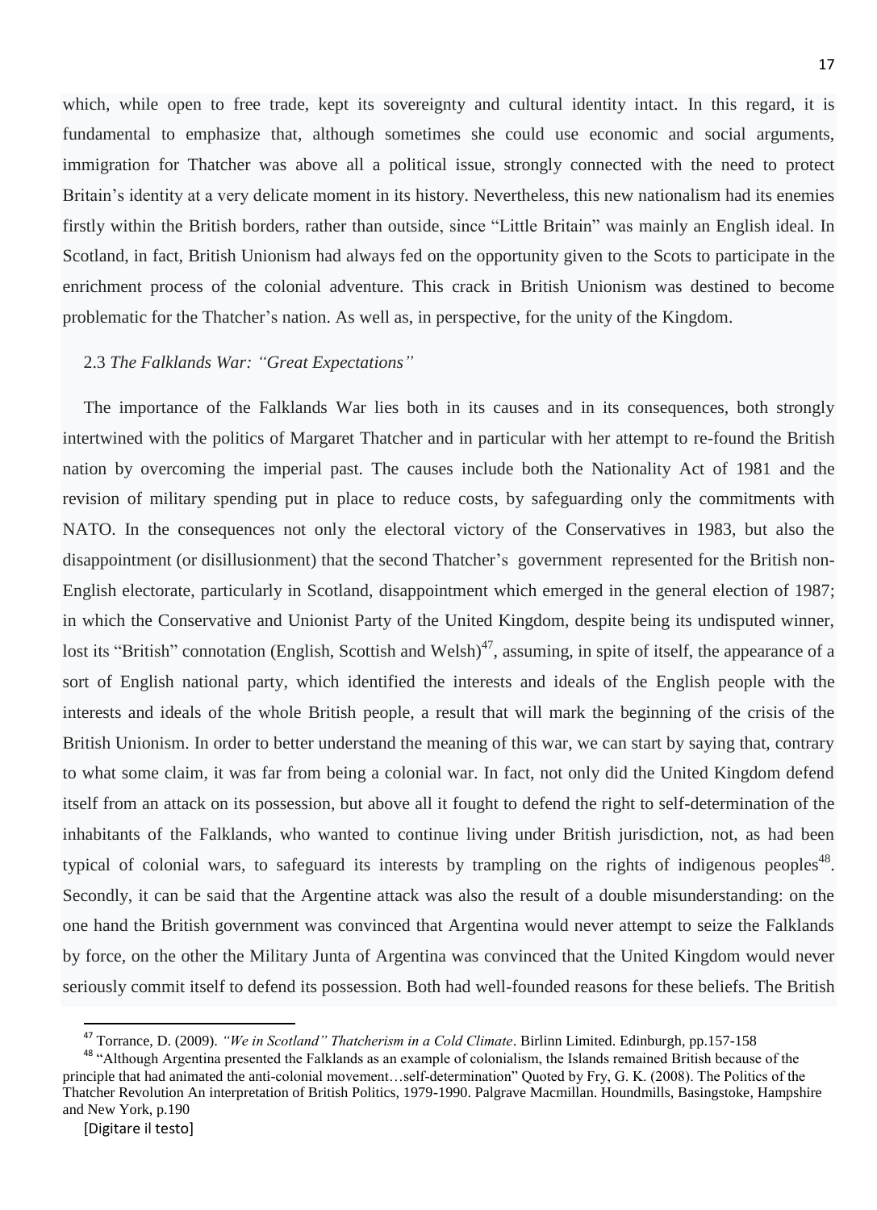which, while open to free trade, kept its sovereignty and cultural identity intact. In this regard, it is fundamental to emphasize that, although sometimes she could use economic and social arguments, immigration for Thatcher was above all a political issue, strongly connected with the need to protect Britain's identity at a very delicate moment in its history. Nevertheless, this new nationalism had its enemies firstly within the British borders, rather than outside, since "Little Britain" was mainly an English ideal. In Scotland, in fact, British Unionism had always fed on the opportunity given to the Scots to participate in the enrichment process of the colonial adventure. This crack in British Unionism was destined to become problematic for the Thatcher's nation. As well as, in perspective, for the unity of the Kingdom.

### 2.3 *The Falklands War: "Great Expectations"*

The importance of the Falklands War lies both in its causes and in its consequences, both strongly intertwined with the politics of Margaret Thatcher and in particular with her attempt to re-found the British nation by overcoming the imperial past. The causes include both the Nationality Act of 1981 and the revision of military spending put in place to reduce costs, by safeguarding only the commitments with NATO. In the consequences not only the electoral victory of the Conservatives in 1983, but also the disappointment (or disillusionment) that the second Thatcher's government represented for the British non-English electorate, particularly in Scotland, disappointment which emerged in the general election of 1987; in which the Conservative and Unionist Party of the United Kingdom, despite being its undisputed winner, lost its "British" connotation (English, Scottish and Welsh)[47], assuming, in spite of itself, the appearance of a sort of English national party, which identified the interests and ideals of the English people with the interests and ideals of the whole British people, a result that will mark the beginning of the crisis of the British Unionism. In order to better understand the meaning of this war, we can start by saying that, contrary to what some claim, it was far from being a colonial war. In fact, not only did the United Kingdom defend itself from an attack on its possession, but above all it fought to defend the right to self-determination of the inhabitants of the Falklands, who wanted to continue living under British jurisdiction, not, as had been typical of colonial wars, to safeguard its interests by trampling on the rights of indigenous peoples[48]. Secondly, it can be said that the Argentine attack was also the result of a double misunderstanding: on the one hand the British government was convinced that Argentina would never attempt to seize the Falklands by force, on the other the Military Junta of Argentina was convinced that the United Kingdom would never seriously commit itself to defend its possession. Both had well-founded reasons for these beliefs. The British

---

[47] Torrance, D. (2009). *"We in Scotland" Thatcherism in a Cold Climate*. Birlinn Limited. Edinburgh, pp.157-158

[48] "Although Argentina presented the Falklands as an example of colonialism, the Islands remained British because of the principle that had animated the anti-colonial movement…self-determination" Quoted by Fry, G. K. (2008). The Politics of the Thatcher Revolution An interpretation of British Politics, 1979-1990. Palgrave Macmillan. Houndmills, Basingstoke, Hampshire and New York, p.190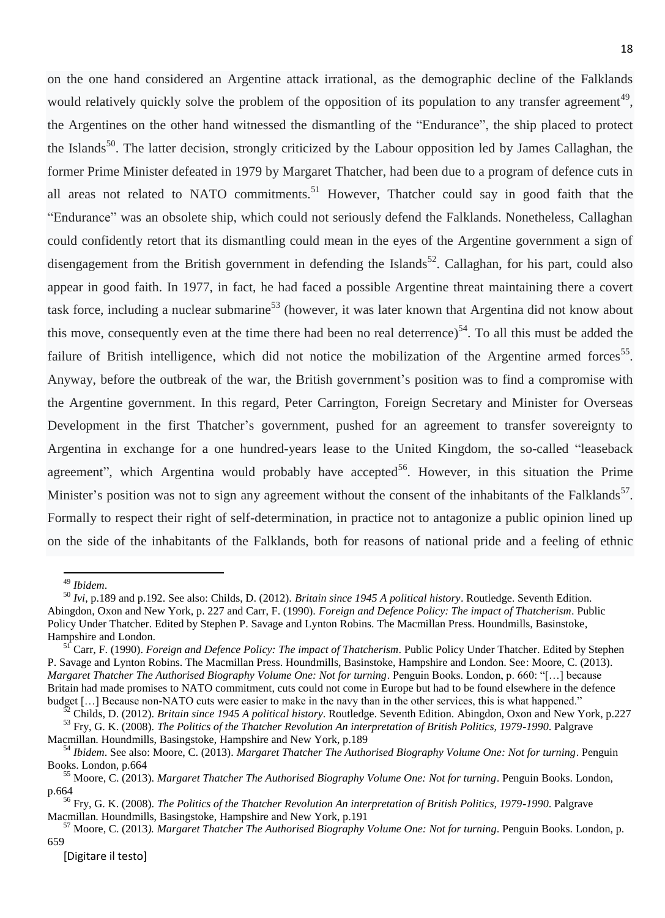on the one hand considered an Argentine attack irrational, as the demographic decline of the Falklands would relatively quickly solve the problem of the opposition of its population to any transfer agreement[49], the Argentines on the other hand witnessed the dismantling of the "Endurance", the ship placed to protect the Islands[50]. The latter decision, strongly criticized by the Labour opposition led by James Callaghan, the former Prime Minister defeated in 1979 by Margaret Thatcher, had been due to a program of defence cuts in all areas not related to NATO commitments.[51] However, Thatcher could say in good faith that the "Endurance" was an obsolete ship, which could not seriously defend the Falklands. Nonetheless, Callaghan could confidently retort that its dismantling could mean in the eyes of the Argentine government a sign of disengagement from the British government in defending the Islands[52]. Callaghan, for his part, could also appear in good faith. In 1977, in fact, he had faced a possible Argentine threat maintaining there a covert task force, including a nuclear submarine[53] (however, it was later known that Argentina did not know about this move, consequently even at the time there had been no real deterrence)[54]. To all this must be added the failure of British intelligence, which did not notice the mobilization of the Argentine armed forces[55]. Anyway, before the outbreak of the war, the British government's position was to find a compromise with the Argentine government. In this regard, Peter Carrington, Foreign Secretary and Minister for Overseas Development in the first Thatcher's government, pushed for an agreement to transfer sovereignty to Argentina in exchange for a one hundred-years lease to the United Kingdom, the so-called "leaseback agreement", which Argentina would probably have accepted[56]. However, in this situation the Prime Minister's position was not to sign any agreement without the consent of the inhabitants of the Falklands[57]. Formally to respect their right of self-determination, in practice not to antagonize a public opinion lined up on the side of the inhabitants of the Falklands, both for reasons of national pride and a feeling of ethnic

---

[49] *Ibidem*.

[50] *Ivi*, p.189 and p.192. See also: Childs, D. (2012). *Britain since 1945 A political history*. Routledge. Seventh Edition. Abingdon, Oxon and New York, p. 227 and Carr, F. (1990). *Foreign and Defence Policy: The impact of Thatcherism*. Public Policy Under Thatcher. Edited by Stephen P. Savage and Lynton Robins. The Macmillan Press. Houndmills, Basinstoke, Hampshire and London.

[51] Carr, F. (1990). *Foreign and Defence Policy: The impact of Thatcherism*. Public Policy Under Thatcher. Edited by Stephen P. Savage and Lynton Robins. The Macmillan Press. Houndmills, Basinstoke, Hampshire and London. See: Moore, C. (2013). *Margaret Thatcher The Authorised Biography Volume One: Not for turning*. Penguin Books. London, p. 660: "[…] because Britain had made promises to NATO commitment, cuts could not come in Europe but had to be found elsewhere in the defence budget […] Because non-NATO cuts were easier to make in the navy than in the other services, this is what happened."

[52] Childs, D. (2012). *Britain since 1945 A political history*. Routledge. Seventh Edition. Abingdon, Oxon and New York, p.227

[53] Fry, G. K. (2008). *The Politics of the Thatcher Revolution An interpretation of British Politics, 1979-1990*. Palgrave Macmillan. Houndmills, Basingstoke, Hampshire and New York, p.189

[54] *Ibidem*. See also: Moore, C. (2013). *Margaret Thatcher The Authorised Biography Volume One: Not for turning*. Penguin Books. London, p.664

[55] Moore, C. (2013). *Margaret Thatcher The Authorised Biography Volume One: Not for turning*. Penguin Books. London, p.664

[56] Fry, G. K. (2008). *The Politics of the Thatcher Revolution An interpretation of British Politics, 1979-1990*. Palgrave Macmillan. Houndmills, Basingstoke, Hampshire and New York, p.191

[57] Moore, C. (2013*). Margaret Thatcher The Authorised Biography Volume One: Not for turning*. Penguin Books. London, p. 659

[Digitare il testo]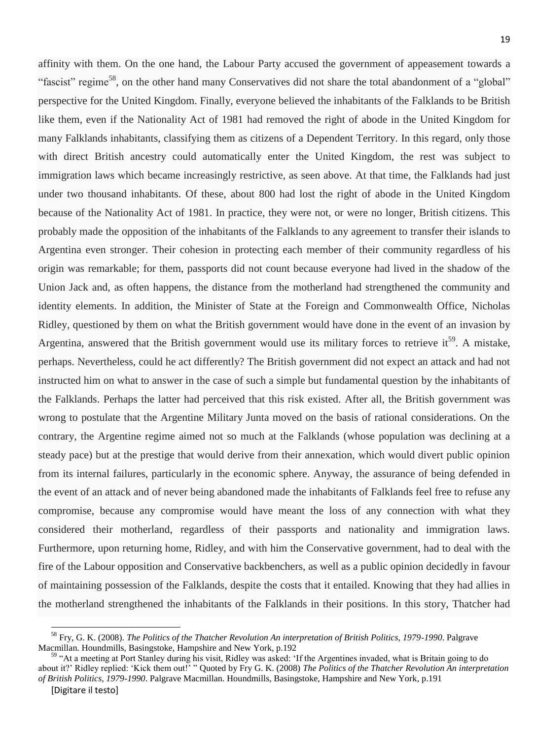affinity with them. On the one hand, the Labour Party accused the government of appeasement towards a "fascist" regime[58], on the other hand many Conservatives did not share the total abandonment of a "global" perspective for the United Kingdom. Finally, everyone believed the inhabitants of the Falklands to be British like them, even if the Nationality Act of 1981 had removed the right of abode in the United Kingdom for many Falklands inhabitants, classifying them as citizens of a Dependent Territory. In this regard, only those with direct British ancestry could automatically enter the United Kingdom, the rest was subject to immigration laws which became increasingly restrictive, as seen above. At that time, the Falklands had just under two thousand inhabitants. Of these, about 800 had lost the right of abode in the United Kingdom because of the Nationality Act of 1981. In practice, they were not, or were no longer, British citizens. This probably made the opposition of the inhabitants of the Falklands to any agreement to transfer their islands to Argentina even stronger. Their cohesion in protecting each member of their community regardless of his origin was remarkable; for them, passports did not count because everyone had lived in the shadow of the Union Jack and, as often happens, the distance from the motherland had strengthened the community and identity elements. In addition, the Minister of State at the Foreign and Commonwealth Office, Nicholas Ridley, questioned by them on what the British government would have done in the event of an invasion by Argentina, answered that the British government would use its military forces to retrieve it[59]. A mistake, perhaps. Nevertheless, could he act differently? The British government did not expect an attack and had not instructed him on what to answer in the case of such a simple but fundamental question by the inhabitants of the Falklands. Perhaps the latter had perceived that this risk existed. After all, the British government was wrong to postulate that the Argentine Military Junta moved on the basis of rational considerations. On the contrary, the Argentine regime aimed not so much at the Falklands (whose population was declining at a steady pace) but at the prestige that would derive from their annexation, which would divert public opinion from its internal failures, particularly in the economic sphere. Anyway, the assurance of being defended in the event of an attack and of never being abandoned made the inhabitants of Falklands feel free to refuse any compromise, because any compromise would have meant the loss of any connection with what they considered their motherland, regardless of their passports and nationality and immigration laws. Furthermore, upon returning home, Ridley, and with him the Conservative government, had to deal with the fire of the Labour opposition and Conservative backbenchers, as well as a public opinion decidedly in favour of maintaining possession of the Falklands, despite the costs that it entailed. Knowing that they had allies in the motherland strengthened the inhabitants of the Falklands in their positions. In this story, Thatcher had

[58] Fry, G. K. (2008). *The Politics of the Thatcher Revolution An interpretation of British Politics, 1979-1990*. Palgrave Macmillan. Houndmills, Basingstoke, Hampshire and New York, p.192

[59] "At a meeting at Port Stanley during his visit, Ridley was asked: 'If the Argentines invaded, what is Britain going to do about it?' Ridley replied: 'Kick them out!' " Quoted by Fry G. K. (2008) *The Politics of the Thatcher Revolution An interpretation of British Politics, 1979-1990*. Palgrave Macmillan. Houndmills, Basingstoke, Hampshire and New York, p.191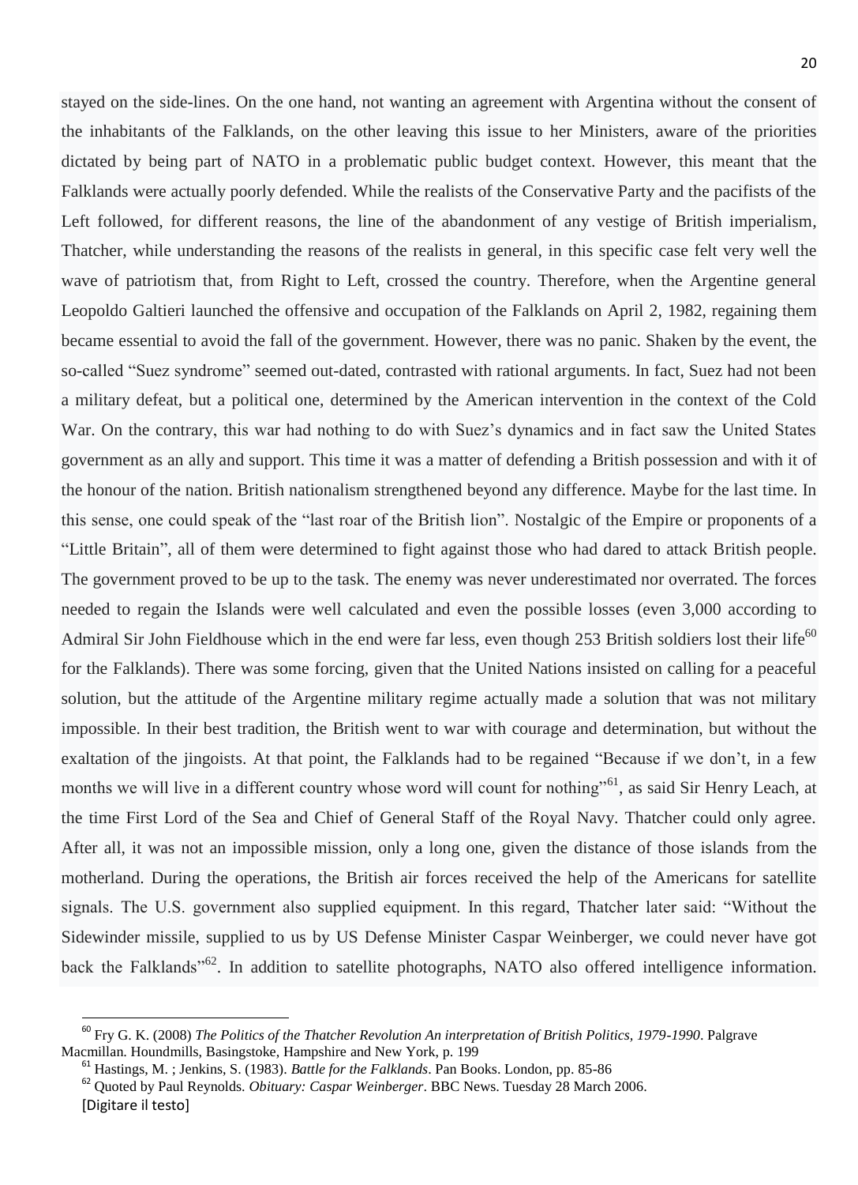stayed on the side-lines. On the one hand, not wanting an agreement with Argentina without the consent of the inhabitants of the Falklands, on the other leaving this issue to her Ministers, aware of the priorities dictated by being part of NATO in a problematic public budget context. However, this meant that the Falklands were actually poorly defended. While the realists of the Conservative Party and the pacifists of the Left followed, for different reasons, the line of the abandonment of any vestige of British imperialism, Thatcher, while understanding the reasons of the realists in general, in this specific case felt very well the wave of patriotism that, from Right to Left, crossed the country. Therefore, when the Argentine general Leopoldo Galtieri launched the offensive and occupation of the Falklands on April 2, 1982, regaining them became essential to avoid the fall of the government. However, there was no panic. Shaken by the event, the so-called "Suez syndrome" seemed out-dated, contrasted with rational arguments. In fact, Suez had not been a military defeat, but a political one, determined by the American intervention in the context of the Cold War. On the contrary, this war had nothing to do with Suez's dynamics and in fact saw the United States government as an ally and support. This time it was a matter of defending a British possession and with it of the honour of the nation. British nationalism strengthened beyond any difference. Maybe for the last time. In this sense, one could speak of the "last roar of the British lion". Nostalgic of the Empire or proponents of a "Little Britain", all of them were determined to fight against those who had dared to attack British people. The government proved to be up to the task. The enemy was never underestimated nor overrated. The forces needed to regain the Islands were well calculated and even the possible losses (even 3,000 according to Admiral Sir John Fieldhouse which in the end were far less, even though 253 British soldiers lost their life[60] for the Falklands). There was some forcing, given that the United Nations insisted on calling for a peaceful solution, but the attitude of the Argentine military regime actually made a solution that was not military impossible. In their best tradition, the British went to war with courage and determination, but without the exaltation of the jingoists. At that point, the Falklands had to be regained "Because if we don't, in a few months we will live in a different country whose word will count for nothing"[61], as said Sir Henry Leach, at the time First Lord of the Sea and Chief of General Staff of the Royal Navy. Thatcher could only agree. After all, it was not an impossible mission, only a long one, given the distance of those islands from the motherland. During the operations, the British air forces received the help of the Americans for satellite signals. The U.S. government also supplied equipment. In this regard, Thatcher later said: "Without the Sidewinder missile, supplied to us by US Defense Minister Caspar Weinberger, we could never have got back the Falklands"[62]. In addition to satellite photographs, NATO also offered intelligence information.

[60] Fry G. K. (2008) *The Politics of the Thatcher Revolution An interpretation of British Politics, 1979-1990*. Palgrave Macmillan. Houndmills, Basingstoke, Hampshire and New York, p. 199

[61] Hastings, M. ; Jenkins, S. (1983). *Battle for the Falklands*. Pan Books. London, pp. 85-86

[62] Quoted by Paul Reynolds. *Obituary: Caspar Weinberger*. BBC News. Tuesday 28 March 2006.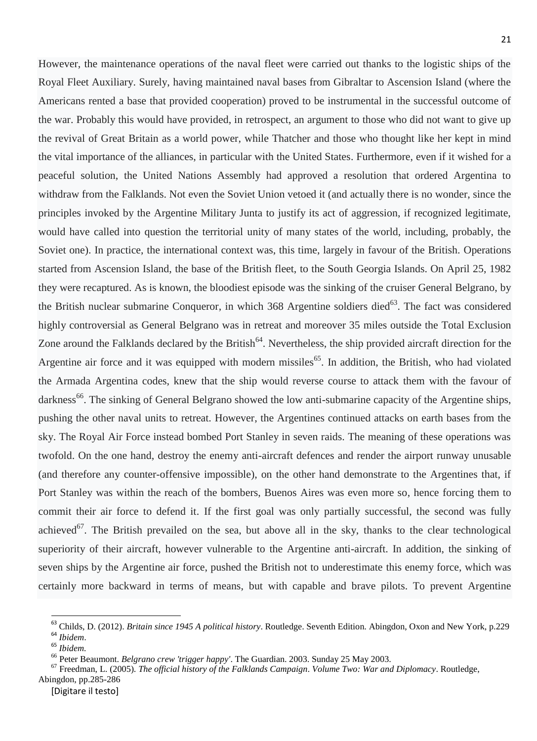However, the maintenance operations of the naval fleet were carried out thanks to the logistic ships of the Royal Fleet Auxiliary. Surely, having maintained naval bases from Gibraltar to Ascension Island (where the Americans rented a base that provided cooperation) proved to be instrumental in the successful outcome of the war. Probably this would have provided, in retrospect, an argument to those who did not want to give up the revival of Great Britain as a world power, while Thatcher and those who thought like her kept in mind the vital importance of the alliances, in particular with the United States. Furthermore, even if it wished for a peaceful solution, the United Nations Assembly had approved a resolution that ordered Argentina to withdraw from the Falklands. Not even the Soviet Union vetoed it (and actually there is no wonder, since the principles invoked by the Argentine Military Junta to justify its act of aggression, if recognized legitimate, would have called into question the territorial unity of many states of the world, including, probably, the Soviet one). In practice, the international context was, this time, largely in favour of the British. Operations started from Ascension Island, the base of the British fleet, to the South Georgia Islands. On April 25, 1982 they were recaptured. As is known, the bloodiest episode was the sinking of the cruiser General Belgrano, by the British nuclear submarine Conqueror, in which 368 Argentine soldiers died[63]. The fact was considered highly controversial as General Belgrano was in retreat and moreover 35 miles outside the Total Exclusion Zone around the Falklands declared by the British[64]. Nevertheless, the ship provided aircraft direction for the Argentine air force and it was equipped with modern missiles[65]. In addition, the British, who had violated the Armada Argentina codes, knew that the ship would reverse course to attack them with the favour of darkness[66]. The sinking of General Belgrano showed the low anti-submarine capacity of the Argentine ships, pushing the other naval units to retreat. However, the Argentines continued attacks on earth bases from the sky. The Royal Air Force instead bombed Port Stanley in seven raids. The meaning of these operations was twofold. On the one hand, destroy the enemy anti-aircraft defences and render the airport runway unusable (and therefore any counter-offensive impossible), on the other hand demonstrate to the Argentines that, if Port Stanley was within the reach of the bombers, Buenos Aires was even more so, hence forcing them to commit their air force to defend it. If the first goal was only partially successful, the second was fully achieved[67]. The British prevailed on the sea, but above all in the sky, thanks to the clear technological superiority of their aircraft, however vulnerable to the Argentine anti-aircraft. In addition, the sinking of seven ships by the Argentine air force, pushed the British not to underestimate this enemy force, which was certainly more backward in terms of means, but with capable and brave pilots. To prevent Argentine

---

[63] Childs, D. (2012). *Britain since 1945 A political history*. Routledge. Seventh Edition. Abingdon, Oxon and New York, p.229

[64] *Ibidem*.

[65] *Ibidem*.

[66] Peter Beaumont. *Belgrano crew 'trigger happy'*. The Guardian. 2003. Sunday 25 May 2003.

[67] Freedman, L. (2005). *The official history of the Falklands Campaign*. *Volume Two: War and Diplomacy*. Routledge, Abingdon, pp.285-286

[Digitare il testo]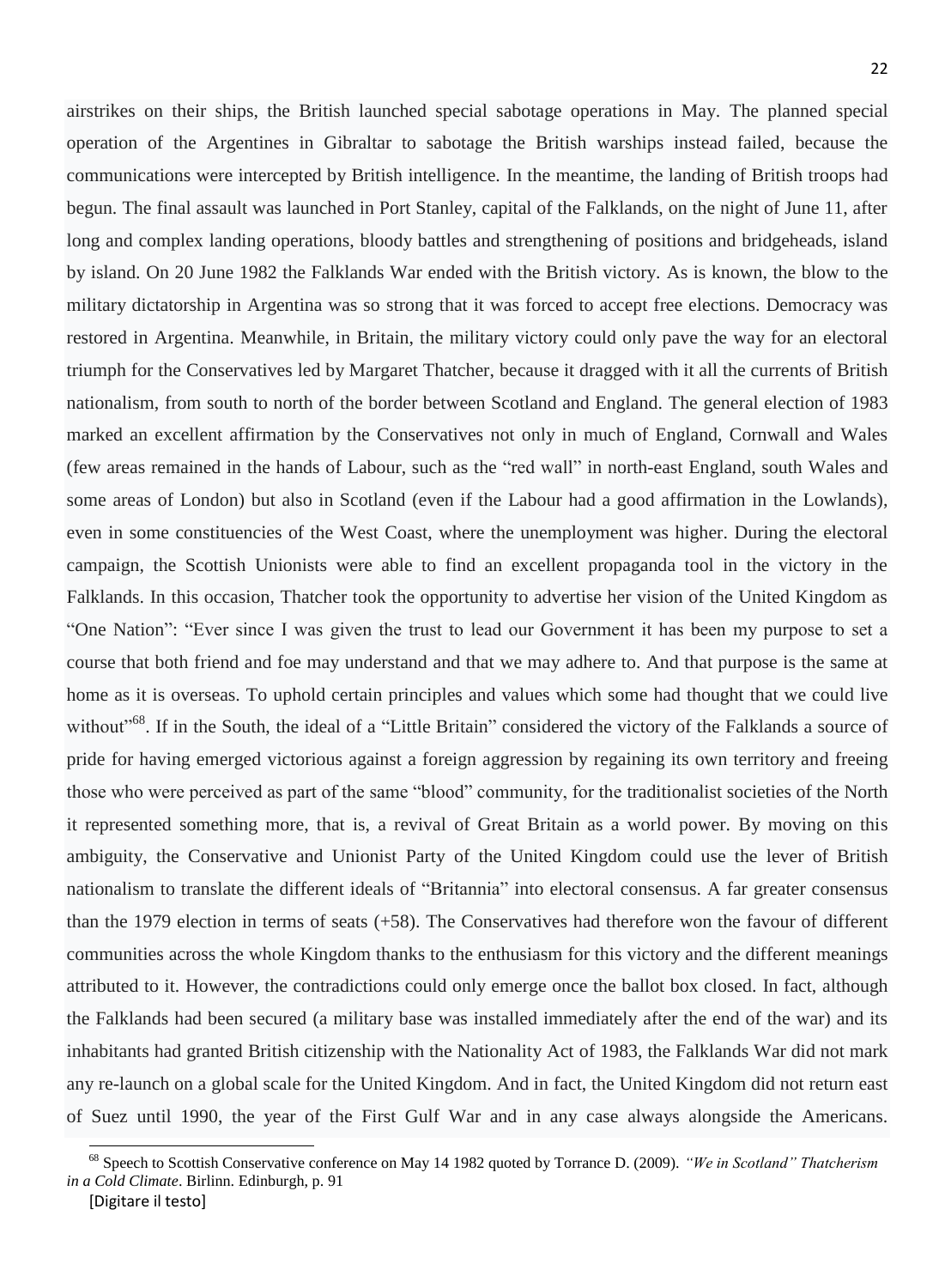airstrikes on their ships, the British launched special sabotage operations in May. The planned special operation of the Argentines in Gibraltar to sabotage the British warships instead failed, because the communications were intercepted by British intelligence. In the meantime, the landing of British troops had begun. The final assault was launched in Port Stanley, capital of the Falklands, on the night of June 11, after long and complex landing operations, bloody battles and strengthening of positions and bridgeheads, island by island. On 20 June 1982 the Falklands War ended with the British victory. As is known, the blow to the military dictatorship in Argentina was so strong that it was forced to accept free elections. Democracy was restored in Argentina. Meanwhile, in Britain, the military victory could only pave the way for an electoral triumph for the Conservatives led by Margaret Thatcher, because it dragged with it all the currents of British nationalism, from south to north of the border between Scotland and England. The general election of 1983 marked an excellent affirmation by the Conservatives not only in much of England, Cornwall and Wales (few areas remained in the hands of Labour, such as the "red wall" in north-east England, south Wales and some areas of London) but also in Scotland (even if the Labour had a good affirmation in the Lowlands), even in some constituencies of the West Coast, where the unemployment was higher. During the electoral campaign, the Scottish Unionists were able to find an excellent propaganda tool in the victory in the Falklands. In this occasion, Thatcher took the opportunity to advertise her vision of the United Kingdom as "One Nation": "Ever since I was given the trust to lead our Government it has been my purpose to set a course that both friend and foe may understand and that we may adhere to. And that purpose is the same at home as it is overseas. To uphold certain principles and values which some had thought that we could live without"[68]. If in the South, the ideal of a "Little Britain" considered the victory of the Falklands a source of pride for having emerged victorious against a foreign aggression by regaining its own territory and freeing those who were perceived as part of the same "blood" community, for the traditionalist societies of the North it represented something more, that is, a revival of Great Britain as a world power. By moving on this ambiguity, the Conservative and Unionist Party of the United Kingdom could use the lever of British nationalism to translate the different ideals of "Britannia" into electoral consensus. A far greater consensus than the 1979 election in terms of seats (+58). The Conservatives had therefore won the favour of different communities across the whole Kingdom thanks to the enthusiasm for this victory and the different meanings attributed to it. However, the contradictions could only emerge once the ballot box closed. In fact, although the Falklands had been secured (a military base was installed immediately after the end of the war) and its inhabitants had granted British citizenship with the Nationality Act of 1983, the Falklands War did not mark any re-launch on a global scale for the United Kingdom. And in fact, the United Kingdom did not return east of Suez until 1990, the year of the First Gulf War and in any case always alongside the Americans.

[68] Speech to Scottish Conservative conference on May 14 1982 quoted by Torrance D. (2009). *"We in Scotland" Thatcherism in a Cold Climate*. Birlinn. Edinburgh, p. 91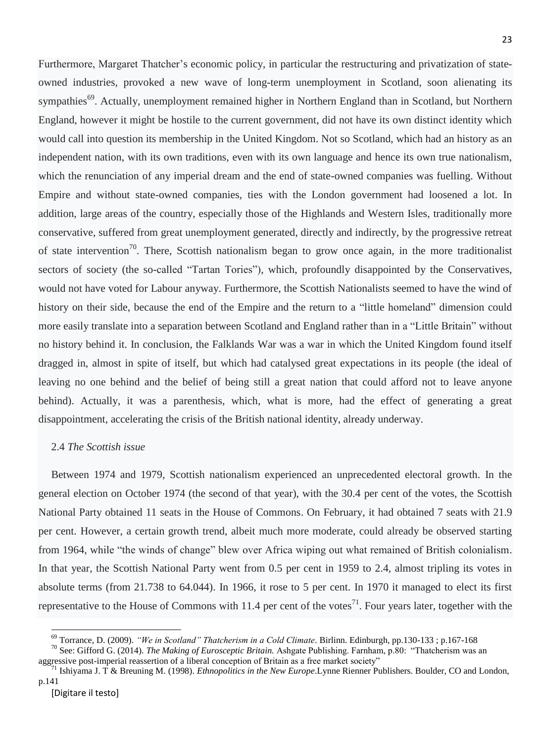Furthermore, Margaret Thatcher's economic policy, in particular the restructuring and privatization of state-owned industries, provoked a new wave of long-term unemployment in Scotland, soon alienating its sympathies[69]. Actually, unemployment remained higher in Northern England than in Scotland, but Northern England, however it might be hostile to the current government, did not have its own distinct identity which would call into question its membership in the United Kingdom. Not so Scotland, which had an history as an independent nation, with its own traditions, even with its own language and hence its own true nationalism, which the renunciation of any imperial dream and the end of state-owned companies was fuelling. Without Empire and without state-owned companies, ties with the London government had loosened a lot. In addition, large areas of the country, especially those of the Highlands and Western Isles, traditionally more conservative, suffered from great unemployment generated, directly and indirectly, by the progressive retreat of state intervention[70]. There, Scottish nationalism began to grow once again, in the more traditionalist sectors of society (the so-called "Tartan Tories"), which, profoundly disappointed by the Conservatives, would not have voted for Labour anyway. Furthermore, the Scottish Nationalists seemed to have the wind of history on their side, because the end of the Empire and the return to a "little homeland" dimension could more easily translate into a separation between Scotland and England rather than in a "Little Britain" without no history behind it. In conclusion, the Falklands War was a war in which the United Kingdom found itself dragged in, almost in spite of itself, but which had catalysed great expectations in its people (the ideal of leaving no one behind and the belief of being still a great nation that could afford not to leave anyone behind). Actually, it was a parenthesis, which, what is more, had the effect of generating a great disappointment, accelerating the crisis of the British national identity, already underway.

### 2.4 *The Scottish issue*

Between 1974 and 1979, Scottish nationalism experienced an unprecedented electoral growth. In the general election on October 1974 (the second of that year), with the 30.4 per cent of the votes, the Scottish National Party obtained 11 seats in the House of Commons. On February, it had obtained 7 seats with 21.9 per cent. However, a certain growth trend, albeit much more moderate, could already be observed starting from 1964, while "the winds of change" blew over Africa wiping out what remained of British colonialism. In that year, the Scottish National Party went from 0.5 per cent in 1959 to 2.4, almost tripling its votes in absolute terms (from 21.738 to 64.044). In 1966, it rose to 5 per cent. In 1970 it managed to elect its first representative to the House of Commons with 11.4 per cent of the votes[71]. Four years later, together with the

---

[69] Torrance, D. (2009). *"We in Scotland" Thatcherism in a Cold Climate*. Birlinn. Edinburgh, pp.130-133 ; p.167-168

[70] See: Gifford G. (2014). *The Making of Eurosceptic Britain.* Ashgate Publishing. Farnham, p.80: "Thatcherism was an aggressive post-imperial reassertion of a liberal conception of Britain as a free market society"

[71] Ishiyama J. T & Breuning M. (1998). *Ethnopolitics in the New Europe*.Lynne Rienner Publishers. Boulder, CO and London, p.141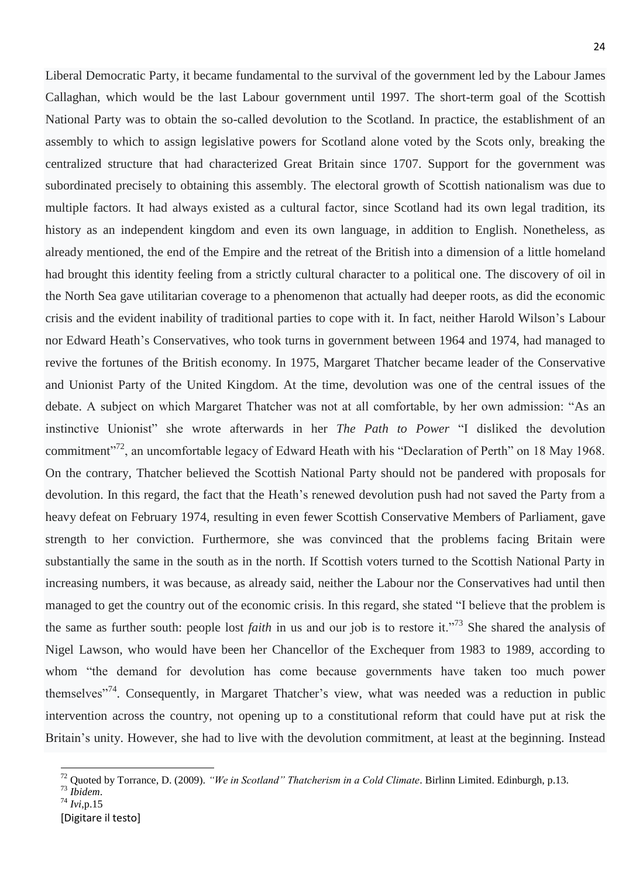Liberal Democratic Party, it became fundamental to the survival of the government led by the Labour James Callaghan, which would be the last Labour government until 1997. The short-term goal of the Scottish National Party was to obtain the so-called devolution to the Scotland. In practice, the establishment of an assembly to which to assign legislative powers for Scotland alone voted by the Scots only, breaking the centralized structure that had characterized Great Britain since 1707. Support for the government was subordinated precisely to obtaining this assembly. The electoral growth of Scottish nationalism was due to multiple factors. It had always existed as a cultural factor, since Scotland had its own legal tradition, its history as an independent kingdom and even its own language, in addition to English. Nonetheless, as already mentioned, the end of the Empire and the retreat of the British into a dimension of a little homeland had brought this identity feeling from a strictly cultural character to a political one. The discovery of oil in the North Sea gave utilitarian coverage to a phenomenon that actually had deeper roots, as did the economic crisis and the evident inability of traditional parties to cope with it. In fact, neither Harold Wilson's Labour nor Edward Heath's Conservatives, who took turns in government between 1964 and 1974, had managed to revive the fortunes of the British economy. In 1975, Margaret Thatcher became leader of the Conservative and Unionist Party of the United Kingdom. At the time, devolution was one of the central issues of the debate. A subject on which Margaret Thatcher was not at all comfortable, by her own admission: "As an instinctive Unionist" she wrote afterwards in her *The Path to Power* "I disliked the devolution commitment"[72], an uncomfortable legacy of Edward Heath with his "Declaration of Perth" on 18 May 1968. On the contrary, Thatcher believed the Scottish National Party should not be pandered with proposals for devolution. In this regard, the fact that the Heath's renewed devolution push had not saved the Party from a heavy defeat on February 1974, resulting in even fewer Scottish Conservative Members of Parliament, gave strength to her conviction. Furthermore, she was convinced that the problems facing Britain were substantially the same in the south as in the north. If Scottish voters turned to the Scottish National Party in increasing numbers, it was because, as already said, neither the Labour nor the Conservatives had until then managed to get the country out of the economic crisis. In this regard, she stated "I believe that the problem is the same as further south: people lost *faith* in us and our job is to restore it."[73] She shared the analysis of Nigel Lawson, who would have been her Chancellor of the Exchequer from 1983 to 1989, according to whom "the demand for devolution has come because governments have taken too much power themselves"[74]. Consequently, in Margaret Thatcher's view, what was needed was a reduction in public intervention across the country, not opening up to a constitutional reform that could have put at risk the Britain's unity. However, she had to live with the devolution commitment, at least at the beginning. Instead

---

[72] Quoted by Torrance, D. (2009). *"We in Scotland" Thatcherism in a Cold Climate*. Birlinn Limited. Edinburgh, p.13.

[73] *Ibidem*.

[74] *Ivi*,p.15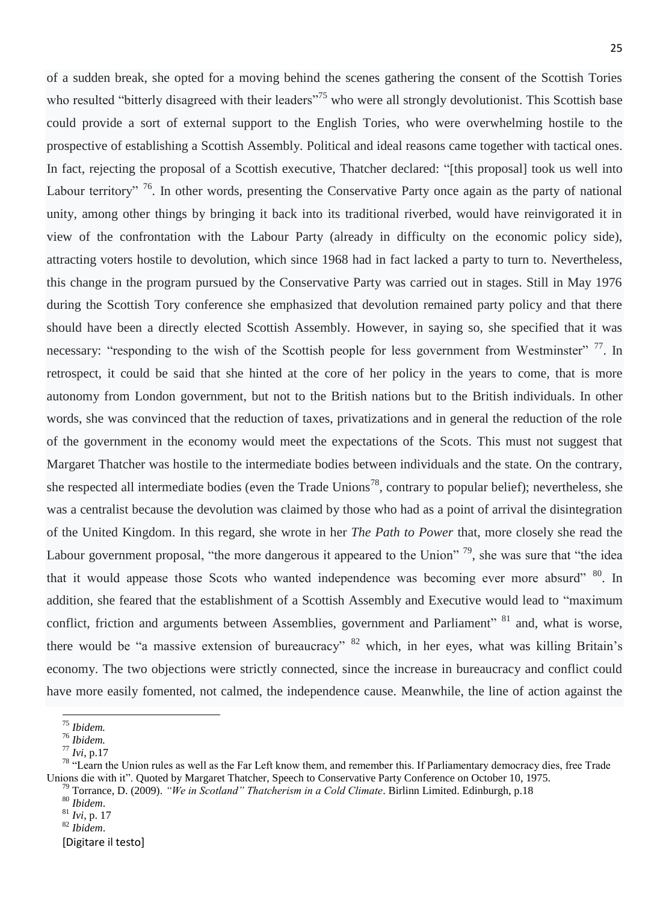of a sudden break, she opted for a moving behind the scenes gathering the consent of the Scottish Tories who resulted "bitterly disagreed with their leaders"[75] who were all strongly devolutionist. This Scottish base could provide a sort of external support to the English Tories, who were overwhelming hostile to the prospective of establishing a Scottish Assembly. Political and ideal reasons came together with tactical ones. In fact, rejecting the proposal of a Scottish executive, Thatcher declared: "[this proposal] took us well into Labour territory" [76]. In other words, presenting the Conservative Party once again as the party of national unity, among other things by bringing it back into its traditional riverbed, would have reinvigorated it in view of the confrontation with the Labour Party (already in difficulty on the economic policy side), attracting voters hostile to devolution, which since 1968 had in fact lacked a party to turn to. Nevertheless, this change in the program pursued by the Conservative Party was carried out in stages. Still in May 1976 during the Scottish Tory conference she emphasized that devolution remained party policy and that there should have been a directly elected Scottish Assembly. However, in saying so, she specified that it was necessary: "responding to the wish of the Scottish people for less government from Westminster" [77]. In retrospect, it could be said that she hinted at the core of her policy in the years to come, that is more autonomy from London government, but not to the British nations but to the British individuals. In other words, she was convinced that the reduction of taxes, privatizations and in general the reduction of the role of the government in the economy would meet the expectations of the Scots. This must not suggest that Margaret Thatcher was hostile to the intermediate bodies between individuals and the state. On the contrary, she respected all intermediate bodies (even the Trade Unions[78], contrary to popular belief); nevertheless, she was a centralist because the devolution was claimed by those who had as a point of arrival the disintegration of the United Kingdom. In this regard, she wrote in her *The Path to Power* that, more closely she read the Labour government proposal, "the more dangerous it appeared to the Union" [79], she was sure that "the idea that it would appease those Scots who wanted independence was becoming ever more absurd" [80]. In addition, she feared that the establishment of a Scottish Assembly and Executive would lead to "maximum conflict, friction and arguments between Assemblies, government and Parliament" [81] and, what is worse, there would be "a massive extension of bureaucracy" [82] which, in her eyes, what was killing Britain's economy. The two objections were strictly connected, since the increase in bureaucracy and conflict could have more easily fomented, not calmed, the independence cause. Meanwhile, the line of action against the

---

[75] *Ibidem.*

[76] *Ibidem.*

[77] *Ivi*, p.17

[78] "Learn the Union rules as well as the Far Left know them, and remember this. If Parliamentary democracy dies, free Trade Unions die with it". Quoted by Margaret Thatcher, Speech to Conservative Party Conference on October 10, 1975.

[79] Torrance, D. (2009). *"We in Scotland" Thatcherism in a Cold Climate*. Birlinn Limited. Edinburgh, p.18

[80] *Ibidem*.

[81] *Ivi*, p. 17

[82] *Ibidem*.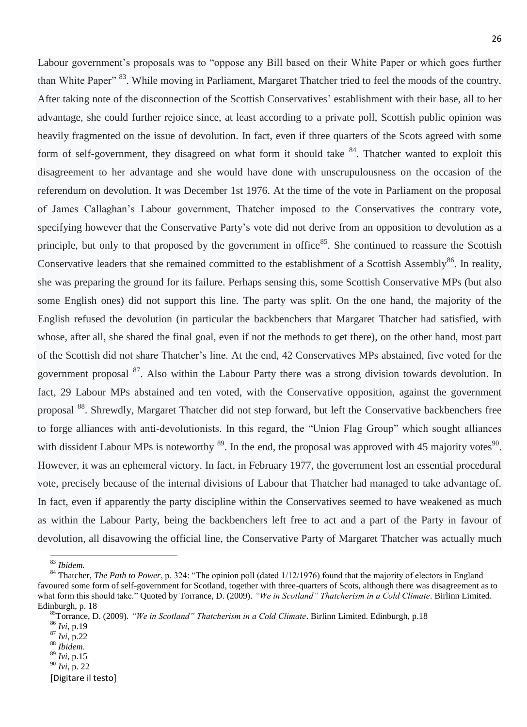Labour government's proposals was to "oppose any Bill based on their White Paper or which goes further than White Paper" [83]. While moving in Parliament, Margaret Thatcher tried to feel the moods of the country. After taking note of the disconnection of the Scottish Conservatives' establishment with their base, all to her advantage, she could further rejoice since, at least according to a private poll, Scottish public opinion was heavily fragmented on the issue of devolution. In fact, even if three quarters of the Scots agreed with some form of self-government, they disagreed on what form it should take [84]. Thatcher wanted to exploit this disagreement to her advantage and she would have done with unscrupulousness on the occasion of the referendum on devolution. It was December 1st 1976. At the time of the vote in Parliament on the proposal of James Callaghan's Labour government, Thatcher imposed to the Conservatives the contrary vote, specifying however that the Conservative Party's vote did not derive from an opposition to devolution as a principle, but only to that proposed by the government in office[85]. She continued to reassure the Scottish Conservative leaders that she remained committed to the establishment of a Scottish Assembly[86]. In reality, she was preparing the ground for its failure. Perhaps sensing this, some Scottish Conservative MPs (but also some English ones) did not support this line. The party was split. On the one hand, the majority of the English refused the devolution (in particular the backbenchers that Margaret Thatcher had satisfied, with whose, after all, she shared the final goal, even if not the methods to get there), on the other hand, most part of the Scottish did not share Thatcher's line. At the end, 42 Conservatives MPs abstained, five voted for the government proposal [87]. Also within the Labour Party there was a strong division towards devolution. In fact, 29 Labour MPs abstained and ten voted, with the Conservative opposition, against the government proposal [88]. Shrewdly, Margaret Thatcher did not step forward, but left the Conservative backbenchers free to forge alliances with anti-devolutionists. In this regard, the "Union Flag Group" which sought alliances with dissident Labour MPs is noteworthy [89]. In the end, the proposal was approved with 45 majority votes[90]. However, it was an ephemeral victory. In fact, in February 1977, the government lost an essential procedural vote, precisely because of the internal divisions of Labour that Thatcher had managed to take advantage of. In fact, even if apparently the party discipline within the Conservatives seemed to have weakened as much as within the Labour Party, being the backbenchers left free to act and a part of the Party in favour of devolution, all disavowing the official line, the Conservative Party of Margaret Thatcher was actually much

---

[83] *Ibidem.*

[84] Thatcher, *The Path to Power*, p. 324: "The opinion poll (dated 1/12/1976) found that the majority of electors in England favoured some form of self-government for Scotland, together with three-quarters of Scots, although there was disagreement as to what form this should take." Quoted by Torrance, D. (2009). *"We in Scotland" Thatcherism in a Cold Climate*. Birlinn Limited. Edinburgh, p. 18

[85] Torrance, D. (2009). *"We in Scotland" Thatcherism in a Cold Climate*. Birlinn Limited. Edinburgh, p.18

[86] *Ivi*, p.19

[87] *Ivi*, p.22

[88] *Ibidem*.

[89] *Ivi*, p.15

[90] *Ivi*, p. 22

[Digitare il testo]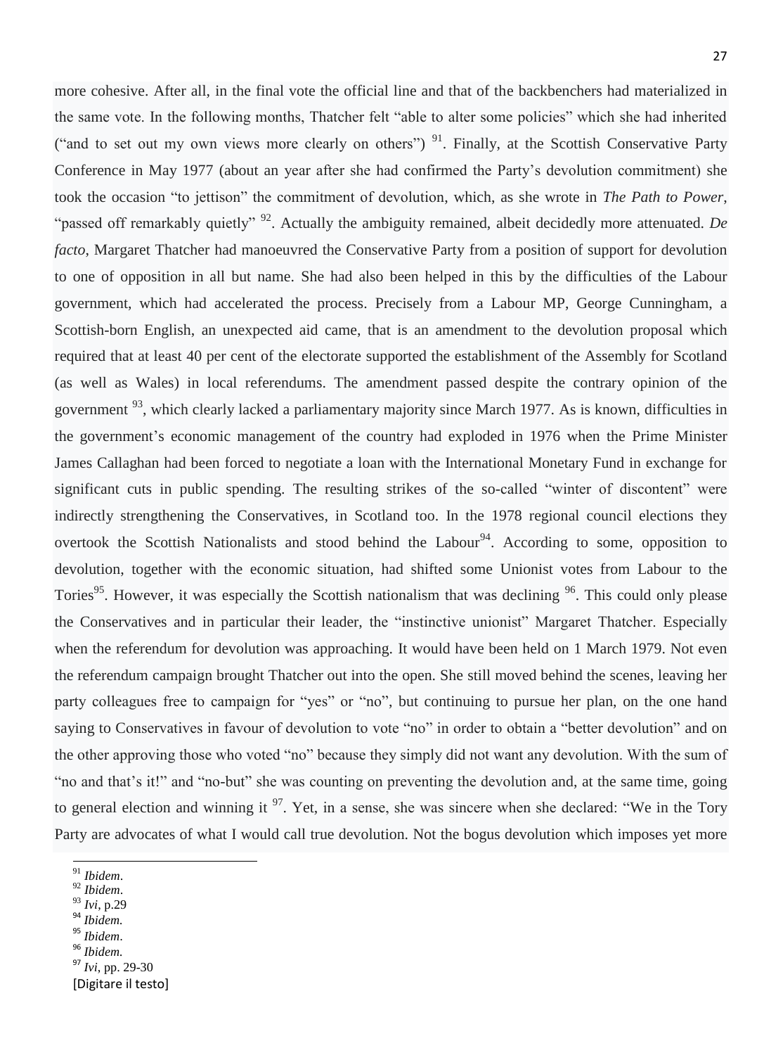more cohesive. After all, in the final vote the official line and that of the backbenchers had materialized in the same vote. In the following months, Thatcher felt "able to alter some policies" which she had inherited ("and to set out my own views more clearly on others") [91]. Finally, at the Scottish Conservative Party Conference in May 1977 (about an year after she had confirmed the Party's devolution commitment) she took the occasion "to jettison" the commitment of devolution, which, as she wrote in *The Path to Power*, "passed off remarkably quietly" [92]. Actually the ambiguity remained, albeit decidedly more attenuated. *De facto*, Margaret Thatcher had manoeuvred the Conservative Party from a position of support for devolution to one of opposition in all but name. She had also been helped in this by the difficulties of the Labour government, which had accelerated the process. Precisely from a Labour MP, George Cunningham, a Scottish-born English, an unexpected aid came, that is an amendment to the devolution proposal which required that at least 40 per cent of the electorate supported the establishment of the Assembly for Scotland (as well as Wales) in local referendums. The amendment passed despite the contrary opinion of the government [93], which clearly lacked a parliamentary majority since March 1977. As is known, difficulties in the government's economic management of the country had exploded in 1976 when the Prime Minister James Callaghan had been forced to negotiate a loan with the International Monetary Fund in exchange for significant cuts in public spending. The resulting strikes of the so-called "winter of discontent" were indirectly strengthening the Conservatives, in Scotland too. In the 1978 regional council elections they overtook the Scottish Nationalists and stood behind the Labour[94]. According to some, opposition to devolution, together with the economic situation, had shifted some Unionist votes from Labour to the Tories[95]. However, it was especially the Scottish nationalism that was declining [96]. This could only please the Conservatives and in particular their leader, the "instinctive unionist" Margaret Thatcher. Especially when the referendum for devolution was approaching. It would have been held on 1 March 1979. Not even the referendum campaign brought Thatcher out into the open. She still moved behind the scenes, leaving her party colleagues free to campaign for "yes" or "no", but continuing to pursue her plan, on the one hand saying to Conservatives in favour of devolution to vote "no" in order to obtain a "better devolution" and on the other approving those who voted "no" because they simply did not want any devolution. With the sum of "no and that's it!" and "no-but" she was counting on preventing the devolution and, at the same time, going to general election and winning it [97]. Yet, in a sense, she was sincere when she declared: "We in the Tory Party are advocates of what I would call true devolution. Not the bogus devolution which imposes yet more

---

[91] *Ibidem*.
[92] *Ibidem*.
[93] *Ivi*, p.29
[94] *Ibidem.*
[95] *Ibidem*.
[96] *Ibidem.*
[97] *Ivi*, pp. 29-30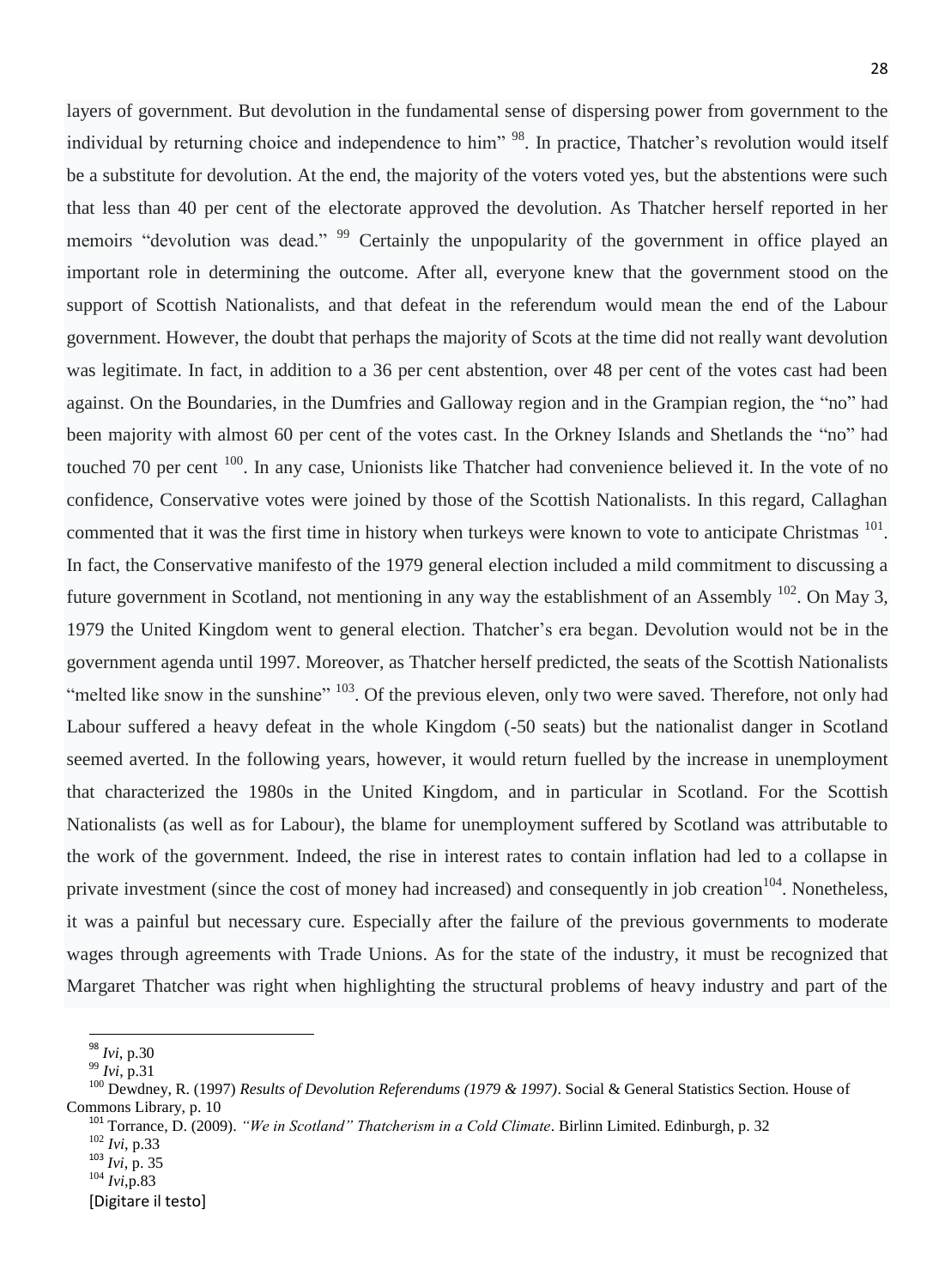layers of government. But devolution in the fundamental sense of dispersing power from government to the individual by returning choice and independence to him" [98]. In practice, Thatcher's revolution would itself be a substitute for devolution. At the end, the majority of the voters voted yes, but the abstentions were such that less than 40 per cent of the electorate approved the devolution. As Thatcher herself reported in her memoirs "devolution was dead." [99] Certainly the unpopularity of the government in office played an important role in determining the outcome. After all, everyone knew that the government stood on the support of Scottish Nationalists, and that defeat in the referendum would mean the end of the Labour government. However, the doubt that perhaps the majority of Scots at the time did not really want devolution was legitimate. In fact, in addition to a 36 per cent abstention, over 48 per cent of the votes cast had been against. On the Boundaries, in the Dumfries and Galloway region and in the Grampian region, the "no" had been majority with almost 60 per cent of the votes cast. In the Orkney Islands and Shetlands the "no" had touched 70 per cent [100]. In any case, Unionists like Thatcher had convenience believed it. In the vote of no confidence, Conservative votes were joined by those of the Scottish Nationalists. In this regard, Callaghan commented that it was the first time in history when turkeys were known to vote to anticipate Christmas [101]. In fact, the Conservative manifesto of the 1979 general election included a mild commitment to discussing a future government in Scotland, not mentioning in any way the establishment of an Assembly [102]. On May 3, 1979 the United Kingdom went to general election. Thatcher's era began. Devolution would not be in the government agenda until 1997. Moreover, as Thatcher herself predicted, the seats of the Scottish Nationalists "melted like snow in the sunshine" [103]. Of the previous eleven, only two were saved. Therefore, not only had Labour suffered a heavy defeat in the whole Kingdom (-50 seats) but the nationalist danger in Scotland seemed averted. In the following years, however, it would return fuelled by the increase in unemployment that characterized the 1980s in the United Kingdom, and in particular in Scotland. For the Scottish Nationalists (as well as for Labour), the blame for unemployment suffered by Scotland was attributable to the work of the government. Indeed, the rise in interest rates to contain inflation had led to a collapse in private investment (since the cost of money had increased) and consequently in job creation[104]. Nonetheless, it was a painful but necessary cure. Especially after the failure of the previous governments to moderate wages through agreements with Trade Unions. As for the state of the industry, it must be recognized that Margaret Thatcher was right when highlighting the structural problems of heavy industry and part of the

---

[98] *Ivi*, p.30

[99] *Ivi*, p.31

[100] Dewdney, R. (1997) *Results of Devolution Referendums (1979 & 1997)*. Social & General Statistics Section. House of Commons Library, p. 10

[101] Torrance, D. (2009). *"We in Scotland" Thatcherism in a Cold Climate*. Birlinn Limited. Edinburgh, p. 32

[102] *Ivi*, p.33

[103] *Ivi*, p. 35

[104] *Ivi*,p.83

[Digitare il testo]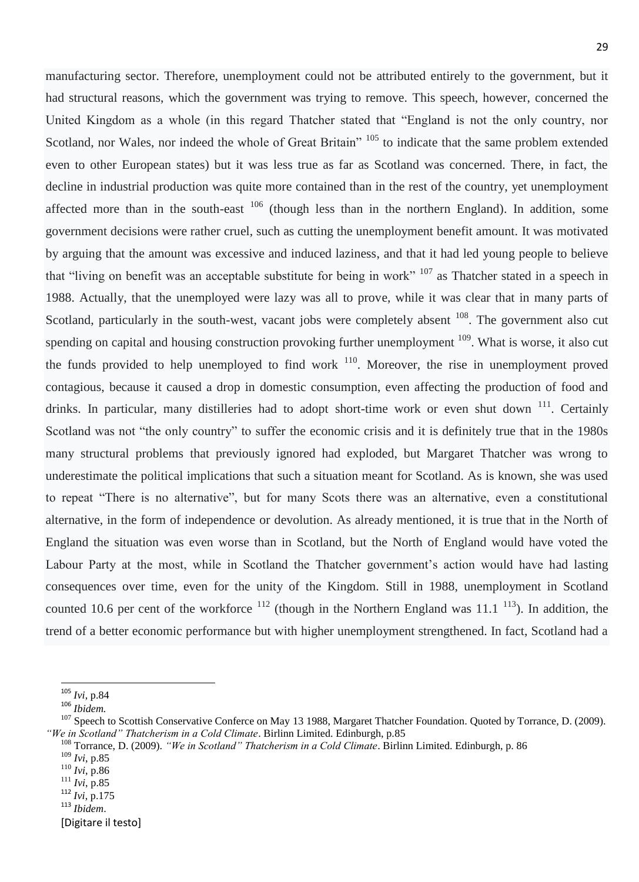manufacturing sector. Therefore, unemployment could not be attributed entirely to the government, but it had structural reasons, which the government was trying to remove. This speech, however, concerned the United Kingdom as a whole (in this regard Thatcher stated that "England is not the only country, nor Scotland, nor Wales, nor indeed the whole of Great Britain" [105] to indicate that the same problem extended even to other European states) but it was less true as far as Scotland was concerned. There, in fact, the decline in industrial production was quite more contained than in the rest of the country, yet unemployment affected more than in the south-east [106] (though less than in the northern England). In addition, some government decisions were rather cruel, such as cutting the unemployment benefit amount. It was motivated by arguing that the amount was excessive and induced laziness, and that it had led young people to believe that "living on benefit was an acceptable substitute for being in work" [107] as Thatcher stated in a speech in 1988. Actually, that the unemployed were lazy was all to prove, while it was clear that in many parts of Scotland, particularly in the south-west, vacant jobs were completely absent [108]. The government also cut spending on capital and housing construction provoking further unemployment [109]. What is worse, it also cut the funds provided to help unemployed to find work [110]. Moreover, the rise in unemployment proved contagious, because it caused a drop in domestic consumption, even affecting the production of food and drinks. In particular, many distilleries had to adopt short-time work or even shut down [111]. Certainly Scotland was not "the only country" to suffer the economic crisis and it is definitely true that in the 1980s many structural problems that previously ignored had exploded, but Margaret Thatcher was wrong to underestimate the political implications that such a situation meant for Scotland. As is known, she was used to repeat "There is no alternative", but for many Scots there was an alternative, even a constitutional alternative, in the form of independence or devolution. As already mentioned, it is true that in the North of England the situation was even worse than in Scotland, but the North of England would have voted the Labour Party at the most, while in Scotland the Thatcher government's action would have had lasting consequences over time, even for the unity of the Kingdom. Still in 1988, unemployment in Scotland counted 10.6 per cent of the workforce [112] (though in the Northern England was 11.1 [113]). In addition, the trend of a better economic performance but with higher unemployment strengthened. In fact, Scotland had a

---

[105] *Ivi*, p.84

[106] *Ibidem.*

[107] Speech to Scottish Conservative Conferce on May 13 1988, Margaret Thatcher Foundation. Quoted by Torrance, D. (2009). *"We in Scotland" Thatcherism in a Cold Climate*. Birlinn Limited. Edinburgh, p.85

[108] Torrance, D. (2009). *"We in Scotland" Thatcherism in a Cold Climate*. Birlinn Limited. Edinburgh, p. 86

[109] *Ivi*, p.85

[110] *Ivi*, p.86

[111] *Ivi*, p.85

[112] *Ivi*, p.175

[113] *Ibidem*.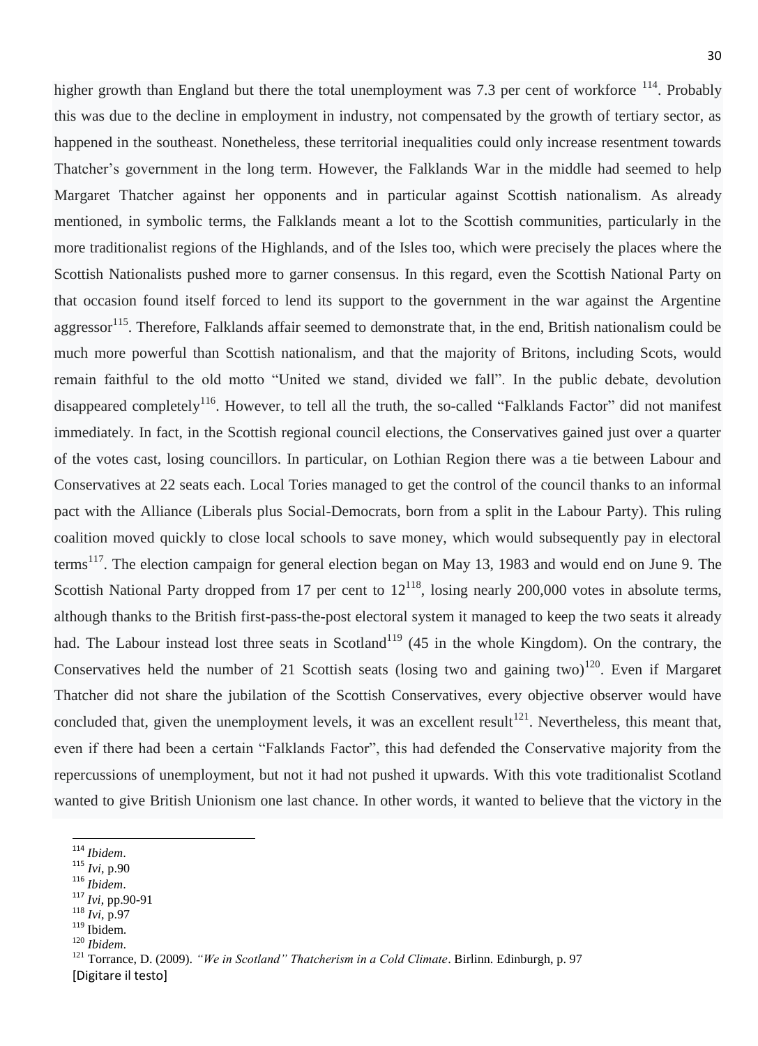higher growth than England but there the total unemployment was 7.3 per cent of workforce [114]. Probably this was due to the decline in employment in industry, not compensated by the growth of tertiary sector, as happened in the southeast. Nonetheless, these territorial inequalities could only increase resentment towards Thatcher's government in the long term. However, the Falklands War in the middle had seemed to help Margaret Thatcher against her opponents and in particular against Scottish nationalism. As already mentioned, in symbolic terms, the Falklands meant a lot to the Scottish communities, particularly in the more traditionalist regions of the Highlands, and of the Isles too, which were precisely the places where the Scottish Nationalists pushed more to garner consensus. In this regard, even the Scottish National Party on that occasion found itself forced to lend its support to the government in the war against the Argentine aggressor[115]. Therefore, Falklands affair seemed to demonstrate that, in the end, British nationalism could be much more powerful than Scottish nationalism, and that the majority of Britons, including Scots, would remain faithful to the old motto "United we stand, divided we fall". In the public debate, devolution disappeared completely[116]. However, to tell all the truth, the so-called "Falklands Factor" did not manifest immediately. In fact, in the Scottish regional council elections, the Conservatives gained just over a quarter of the votes cast, losing councillors. In particular, on Lothian Region there was a tie between Labour and Conservatives at 22 seats each. Local Tories managed to get the control of the council thanks to an informal pact with the Alliance (Liberals plus Social-Democrats, born from a split in the Labour Party). This ruling coalition moved quickly to close local schools to save money, which would subsequently pay in electoral terms[117]. The election campaign for general election began on May 13, 1983 and would end on June 9. The Scottish National Party dropped from 17 per cent to 12[118], losing nearly 200,000 votes in absolute terms, although thanks to the British first-pass-the-post electoral system it managed to keep the two seats it already had. The Labour instead lost three seats in Scotland[119] (45 in the whole Kingdom). On the contrary, the Conservatives held the number of 21 Scottish seats (losing two and gaining two)[120]. Even if Margaret Thatcher did not share the jubilation of the Scottish Conservatives, every objective observer would have concluded that, given the unemployment levels, it was an excellent result[121]. Nevertheless, this meant that, even if there had been a certain "Falklands Factor", this had defended the Conservative majority from the repercussions of unemployment, but not it had not pushed it upwards. With this vote traditionalist Scotland wanted to give British Unionism one last chance. In other words, it wanted to believe that the victory in the

---

[114] *Ibidem*.
[115] *Ivi*, p.90
[116] *Ibidem*.
[117] *Ivi*, pp.90-91
[118] *Ivi*, p.97
[119] Ibidem.
[120] *Ibidem*.
[121] Torrance, D. (2009). *"We in Scotland" Thatcherism in a Cold Climate*. Birlinn. Edinburgh, p. 97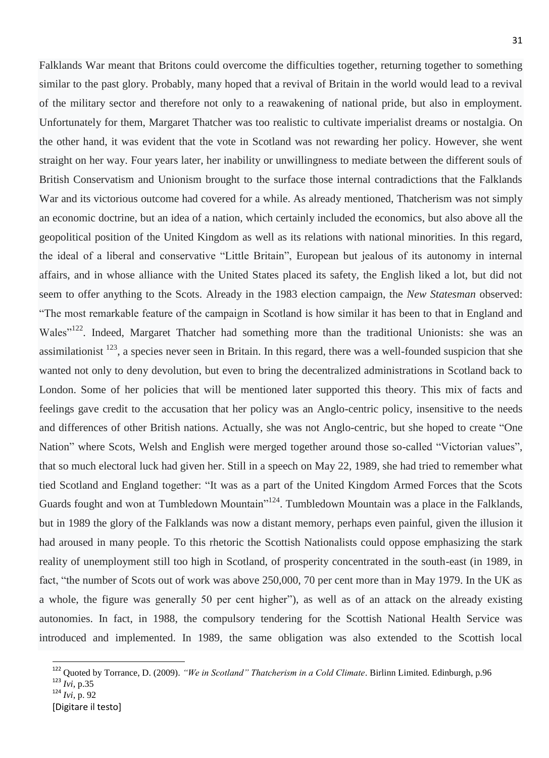Falklands War meant that Britons could overcome the difficulties together, returning together to something similar to the past glory. Probably, many hoped that a revival of Britain in the world would lead to a revival of the military sector and therefore not only to a reawakening of national pride, but also in employment. Unfortunately for them, Margaret Thatcher was too realistic to cultivate imperialist dreams or nostalgia. On the other hand, it was evident that the vote in Scotland was not rewarding her policy. However, she went straight on her way. Four years later, her inability or unwillingness to mediate between the different souls of British Conservatism and Unionism brought to the surface those internal contradictions that the Falklands War and its victorious outcome had covered for a while. As already mentioned, Thatcherism was not simply an economic doctrine, but an idea of a nation, which certainly included the economics, but also above all the geopolitical position of the United Kingdom as well as its relations with national minorities. In this regard, the ideal of a liberal and conservative "Little Britain", European but jealous of its autonomy in internal affairs, and in whose alliance with the United States placed its safety, the English liked a lot, but did not seem to offer anything to the Scots. Already in the 1983 election campaign, the *New Statesman* observed: "The most remarkable feature of the campaign in Scotland is how similar it has been to that in England and Wales"[122]. Indeed, Margaret Thatcher had something more than the traditional Unionists: she was an assimilationist [123], a species never seen in Britain. In this regard, there was a well-founded suspicion that she wanted not only to deny devolution, but even to bring the decentralized administrations in Scotland back to London. Some of her policies that will be mentioned later supported this theory. This mix of facts and feelings gave credit to the accusation that her policy was an Anglo-centric policy, insensitive to the needs and differences of other British nations. Actually, she was not Anglo-centric, but she hoped to create "One Nation" where Scots, Welsh and English were merged together around those so-called "Victorian values", that so much electoral luck had given her. Still in a speech on May 22, 1989, she had tried to remember what tied Scotland and England together: "It was as a part of the United Kingdom Armed Forces that the Scots Guards fought and won at Tumbledown Mountain"[124]. Tumbledown Mountain was a place in the Falklands, but in 1989 the glory of the Falklands was now a distant memory, perhaps even painful, given the illusion it had aroused in many people. To this rhetoric the Scottish Nationalists could oppose emphasizing the stark reality of unemployment still too high in Scotland, of prosperity concentrated in the south-east (in 1989, in fact, "the number of Scots out of work was above 250,000, 70 per cent more than in May 1979. In the UK as a whole, the figure was generally 50 per cent higher"), as well as of an attack on the already existing autonomies. In fact, in 1988, the compulsory tendering for the Scottish National Health Service was introduced and implemented. In 1989, the same obligation was also extended to the Scottish local

---

[122] Quoted by Torrance, D. (2009). *"We in Scotland" Thatcherism in a Cold Climate*. Birlinn Limited. Edinburgh, p.96

[123] *Ivi*, p.35

[124] *Ivi*, p. 92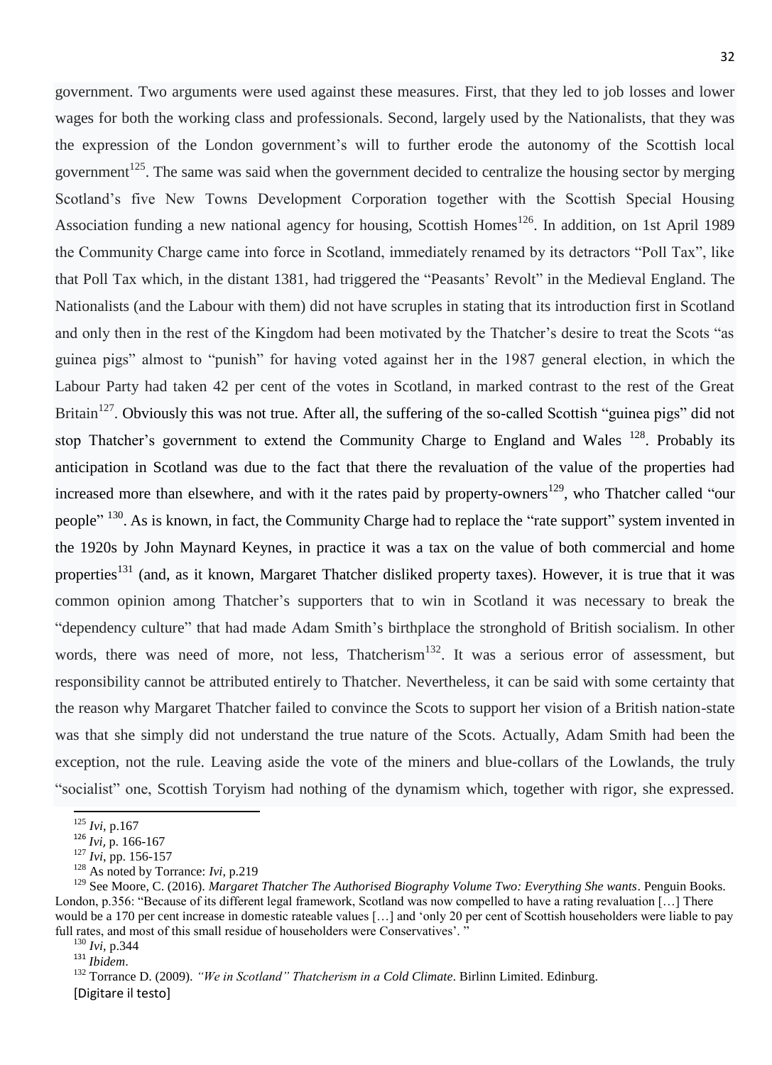government. Two arguments were used against these measures. First, that they led to job losses and lower wages for both the working class and professionals. Second, largely used by the Nationalists, that they was the expression of the London government's will to further erode the autonomy of the Scottish local government[125]. The same was said when the government decided to centralize the housing sector by merging Scotland's five New Towns Development Corporation together with the Scottish Special Housing Association funding a new national agency for housing, Scottish Homes[126]. In addition, on 1st April 1989 the Community Charge came into force in Scotland, immediately renamed by its detractors "Poll Tax", like that Poll Tax which, in the distant 1381, had triggered the "Peasants' Revolt" in the Medieval England. The Nationalists (and the Labour with them) did not have scruples in stating that its introduction first in Scotland and only then in the rest of the Kingdom had been motivated by the Thatcher's desire to treat the Scots "as guinea pigs" almost to "punish" for having voted against her in the 1987 general election, in which the Labour Party had taken 42 per cent of the votes in Scotland, in marked contrast to the rest of the Great Britain[127]. Obviously this was not true. After all, the suffering of the so-called Scottish "guinea pigs" did not stop Thatcher's government to extend the Community Charge to England and Wales [128]. Probably its anticipation in Scotland was due to the fact that there the revaluation of the value of the properties had increased more than elsewhere, and with it the rates paid by property-owners[129], who Thatcher called "our people" [130]. As is known, in fact, the Community Charge had to replace the "rate support" system invented in the 1920s by John Maynard Keynes, in practice it was a tax on the value of both commercial and home properties[131] (and, as it known, Margaret Thatcher disliked property taxes). However, it is true that it was common opinion among Thatcher's supporters that to win in Scotland it was necessary to break the "dependency culture" that had made Adam Smith's birthplace the stronghold of British socialism. In other words, there was need of more, not less, Thatcherism[132]. It was a serious error of assessment, but responsibility cannot be attributed entirely to Thatcher. Nevertheless, it can be said with some certainty that the reason why Margaret Thatcher failed to convince the Scots to support her vision of a British nation-state was that she simply did not understand the true nature of the Scots. Actually, Adam Smith had been the exception, not the rule. Leaving aside the vote of the miners and blue-collars of the Lowlands, the truly "socialist" one, Scottish Toryism had nothing of the dynamism which, together with rigor, she expressed.

---

[125] *Ivi*, p.167

[126] *Ivi*, p. 166-167

[127] *Ivi*, pp. 156-157

[128] As noted by Torrance: *Ivi*, p.219

[129] See Moore, C. (2016). *Margaret Thatcher The Authorised Biography Volume Two: Everything She wants*. Penguin Books. London, p.356: "Because of its different legal framework, Scotland was now compelled to have a rating revaluation […] There would be a 170 per cent increase in domestic rateable values […] and 'only 20 per cent of Scottish householders were liable to pay full rates, and most of this small residue of householders were Conservatives'. "

[130] *Ivi*, p.344

[131] *Ibidem*.

[132] Torrance D. (2009). *"We in Scotland" Thatcherism in a Cold Climate*. Birlinn Limited. Edinburg.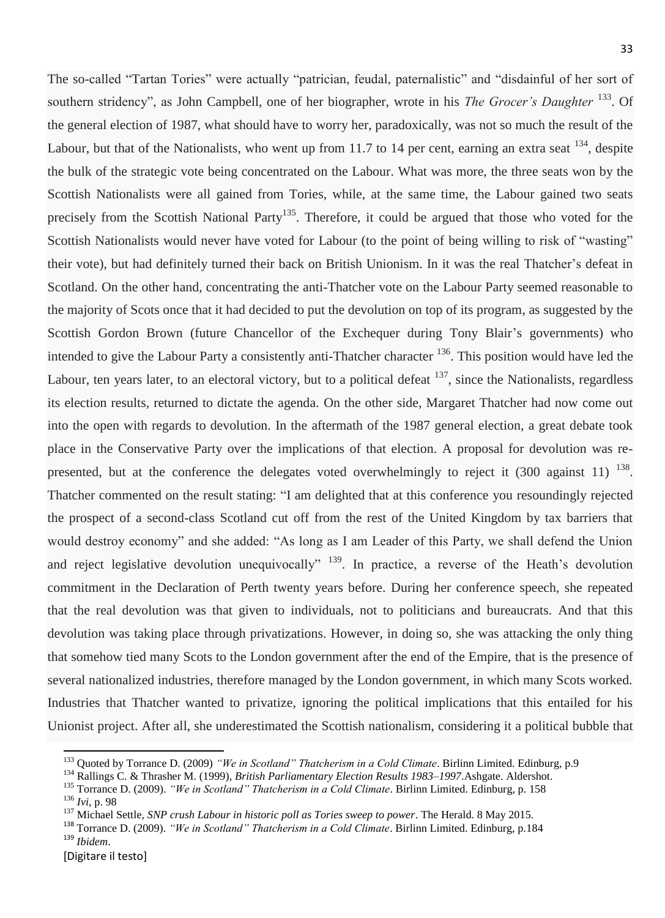The so-called "Tartan Tories" were actually "patrician, feudal, paternalistic" and "disdainful of her sort of southern stridency", as John Campbell, one of her biographer, wrote in his *The Grocer's Daughter* [133]. Of the general election of 1987, what should have to worry her, paradoxically, was not so much the result of the Labour, but that of the Nationalists, who went up from 11.7 to 14 per cent, earning an extra seat [134], despite the bulk of the strategic vote being concentrated on the Labour. What was more, the three seats won by the Scottish Nationalists were all gained from Tories, while, at the same time, the Labour gained two seats precisely from the Scottish National Party[135]. Therefore, it could be argued that those who voted for the Scottish Nationalists would never have voted for Labour (to the point of being willing to risk of "wasting" their vote), but had definitely turned their back on British Unionism. In it was the real Thatcher's defeat in Scotland. On the other hand, concentrating the anti-Thatcher vote on the Labour Party seemed reasonable to the majority of Scots once that it had decided to put the devolution on top of its program, as suggested by the Scottish Gordon Brown (future Chancellor of the Exchequer during Tony Blair's governments) who intended to give the Labour Party a consistently anti-Thatcher character [136]. This position would have led the Labour, ten years later, to an electoral victory, but to a political defeat [137], since the Nationalists, regardless its election results, returned to dictate the agenda. On the other side, Margaret Thatcher had now come out into the open with regards to devolution. In the aftermath of the 1987 general election, a great debate took place in the Conservative Party over the implications of that election. A proposal for devolution was re-presented, but at the conference the delegates voted overwhelmingly to reject it (300 against 11) [138]. Thatcher commented on the result stating: "I am delighted that at this conference you resoundingly rejected the prospect of a second-class Scotland cut off from the rest of the United Kingdom by tax barriers that would destroy economy" and she added: "As long as I am Leader of this Party, we shall defend the Union and reject legislative devolution unequivocally" [139]. In practice, a reverse of the Heath's devolution commitment in the Declaration of Perth twenty years before. During her conference speech, she repeated that the real devolution was that given to individuals, not to politicians and bureaucrats. And that this devolution was taking place through privatizations. However, in doing so, she was attacking the only thing that somehow tied many Scots to the London government after the end of the Empire, that is the presence of several nationalized industries, therefore managed by the London government, in which many Scots worked. Industries that Thatcher wanted to privatize, ignoring the political implications that this entailed for his Unionist project. After all, she underestimated the Scottish nationalism, considering it a political bubble that

---

[133] Quoted by Torrance D. (2009) *"We in Scotland" Thatcherism in a Cold Climate*. Birlinn Limited. Edinburg, p.9

[134] Rallings C. & Thrasher M. (1999), *British Parliamentary Election Results 1983–1997*.Ashgate. Aldershot.

[135] Torrance D. (2009). *"We in Scotland" Thatcherism in a Cold Climate*. Birlinn Limited. Edinburg, p. 158

[136] *Ivi*, p. 98

[137] Michael Settle, *SNP crush Labour in historic poll as Tories sweep to power*. The Herald. 8 May 2015.

[138] Torrance D. (2009). *"We in Scotland" Thatcherism in a Cold Climate*. Birlinn Limited. Edinburg, p.184

[139] *Ibidem*.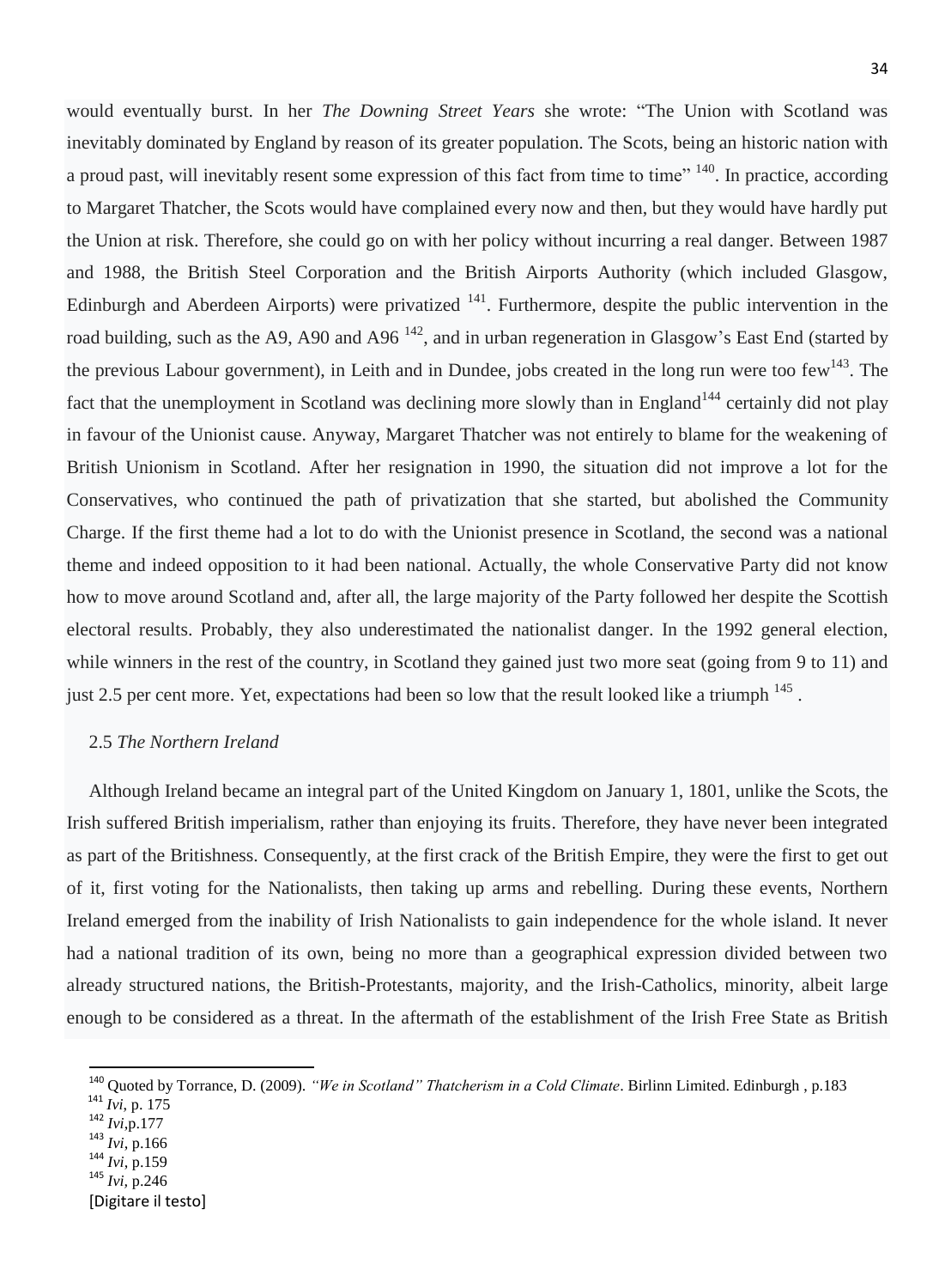would eventually burst. In her *The Downing Street Years* she wrote: "The Union with Scotland was inevitably dominated by England by reason of its greater population. The Scots, being an historic nation with a proud past, will inevitably resent some expression of this fact from time to time" [140]. In practice, according to Margaret Thatcher, the Scots would have complained every now and then, but they would have hardly put the Union at risk. Therefore, she could go on with her policy without incurring a real danger. Between 1987 and 1988, the British Steel Corporation and the British Airports Authority (which included Glasgow, Edinburgh and Aberdeen Airports) were privatized [141]. Furthermore, despite the public intervention in the road building, such as the A9, A90 and A96 [142], and in urban regeneration in Glasgow's East End (started by the previous Labour government), in Leith and in Dundee, jobs created in the long run were too few[143]. The fact that the unemployment in Scotland was declining more slowly than in England[144] certainly did not play in favour of the Unionist cause. Anyway, Margaret Thatcher was not entirely to blame for the weakening of British Unionism in Scotland. After her resignation in 1990, the situation did not improve a lot for the Conservatives, who continued the path of privatization that she started, but abolished the Community Charge. If the first theme had a lot to do with the Unionist presence in Scotland, the second was a national theme and indeed opposition to it had been national. Actually, the whole Conservative Party did not know how to move around Scotland and, after all, the large majority of the Party followed her despite the Scottish electoral results. Probably, they also underestimated the nationalist danger. In the 1992 general election, while winners in the rest of the country, in Scotland they gained just two more seat (going from 9 to 11) and just 2.5 per cent more. Yet, expectations had been so low that the result looked like a triumph [145] .

## 2.5 *The Northern Ireland*

Although Ireland became an integral part of the United Kingdom on January 1, 1801, unlike the Scots, the Irish suffered British imperialism, rather than enjoying its fruits. Therefore, they have never been integrated as part of the Britishness. Consequently, at the first crack of the British Empire, they were the first to get out of it, first voting for the Nationalists, then taking up arms and rebelling. During these events, Northern Ireland emerged from the inability of Irish Nationalists to gain independence for the whole island. It never had a national tradition of its own, being no more than a geographical expression divided between two already structured nations, the British-Protestants, majority, and the Irish-Catholics, minority, albeit large enough to be considered as a threat. In the aftermath of the establishment of the Irish Free State as British

---

[140] Quoted by Torrance, D. (2009). *"We in Scotland" Thatcherism in a Cold Climate*. Birlinn Limited. Edinburgh , p.183

[141] *Ivi*, p. 175

[142] *Ivi*,p.177

[143] *Ivi*, p.166

[144] *Ivi*, p.159

[145] *Ivi*, p.246

[Digitare il testo]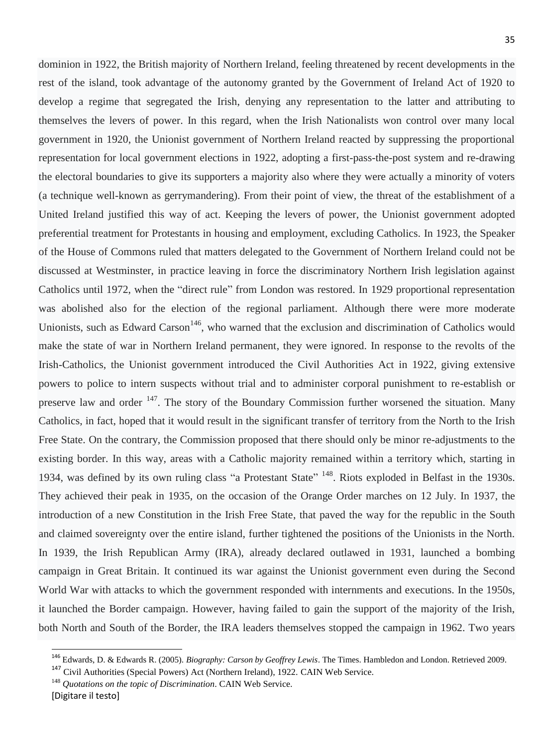dominion in 1922, the British majority of Northern Ireland, feeling threatened by recent developments in the rest of the island, took advantage of the autonomy granted by the Government of Ireland Act of 1920 to develop a regime that segregated the Irish, denying any representation to the latter and attributing to themselves the levers of power. In this regard, when the Irish Nationalists won control over many local government in 1920, the Unionist government of Northern Ireland reacted by suppressing the proportional representation for local government elections in 1922, adopting a first-pass-the-post system and re-drawing the electoral boundaries to give its supporters a majority also where they were actually a minority of voters (a technique well-known as gerrymandering). From their point of view, the threat of the establishment of a United Ireland justified this way of act. Keeping the levers of power, the Unionist government adopted preferential treatment for Protestants in housing and employment, excluding Catholics. In 1923, the Speaker of the House of Commons ruled that matters delegated to the Government of Northern Ireland could not be discussed at Westminster, in practice leaving in force the discriminatory Northern Irish legislation against Catholics until 1972, when the "direct rule" from London was restored. In 1929 proportional representation was abolished also for the election of the regional parliament. Although there were more moderate Unionists, such as Edward Carson[146], who warned that the exclusion and discrimination of Catholics would make the state of war in Northern Ireland permanent, they were ignored. In response to the revolts of the Irish-Catholics, the Unionist government introduced the Civil Authorities Act in 1922, giving extensive powers to police to intern suspects without trial and to administer corporal punishment to re-establish or preserve law and order [147]. The story of the Boundary Commission further worsened the situation. Many Catholics, in fact, hoped that it would result in the significant transfer of territory from the North to the Irish Free State. On the contrary, the Commission proposed that there should only be minor re-adjustments to the existing border. In this way, areas with a Catholic majority remained within a territory which, starting in 1934, was defined by its own ruling class "a Protestant State" [148]. Riots exploded in Belfast in the 1930s. They achieved their peak in 1935, on the occasion of the Orange Order marches on 12 July. In 1937, the introduction of a new Constitution in the Irish Free State, that paved the way for the republic in the South and claimed sovereignty over the entire island, further tightened the positions of the Unionists in the North. In 1939, the Irish Republican Army (IRA), already declared outlawed in 1931, launched a bombing campaign in Great Britain. It continued its war against the Unionist government even during the Second World War with attacks to which the government responded with internments and executions. In the 1950s, it launched the Border campaign. However, having failed to gain the support of the majority of the Irish, both North and South of the Border, the IRA leaders themselves stopped the campaign in 1962. Two years

[146] Edwards, D. & Edwards R. (2005). *Biography: Carson by Geoffrey Lewis*. The Times. Hambledon and London. Retrieved 2009.

[147] Civil Authorities (Special Powers) Act (Northern Ireland), 1922. CAIN Web Service.

[148] *Quotations on the topic of Discrimination*. CAIN Web Service.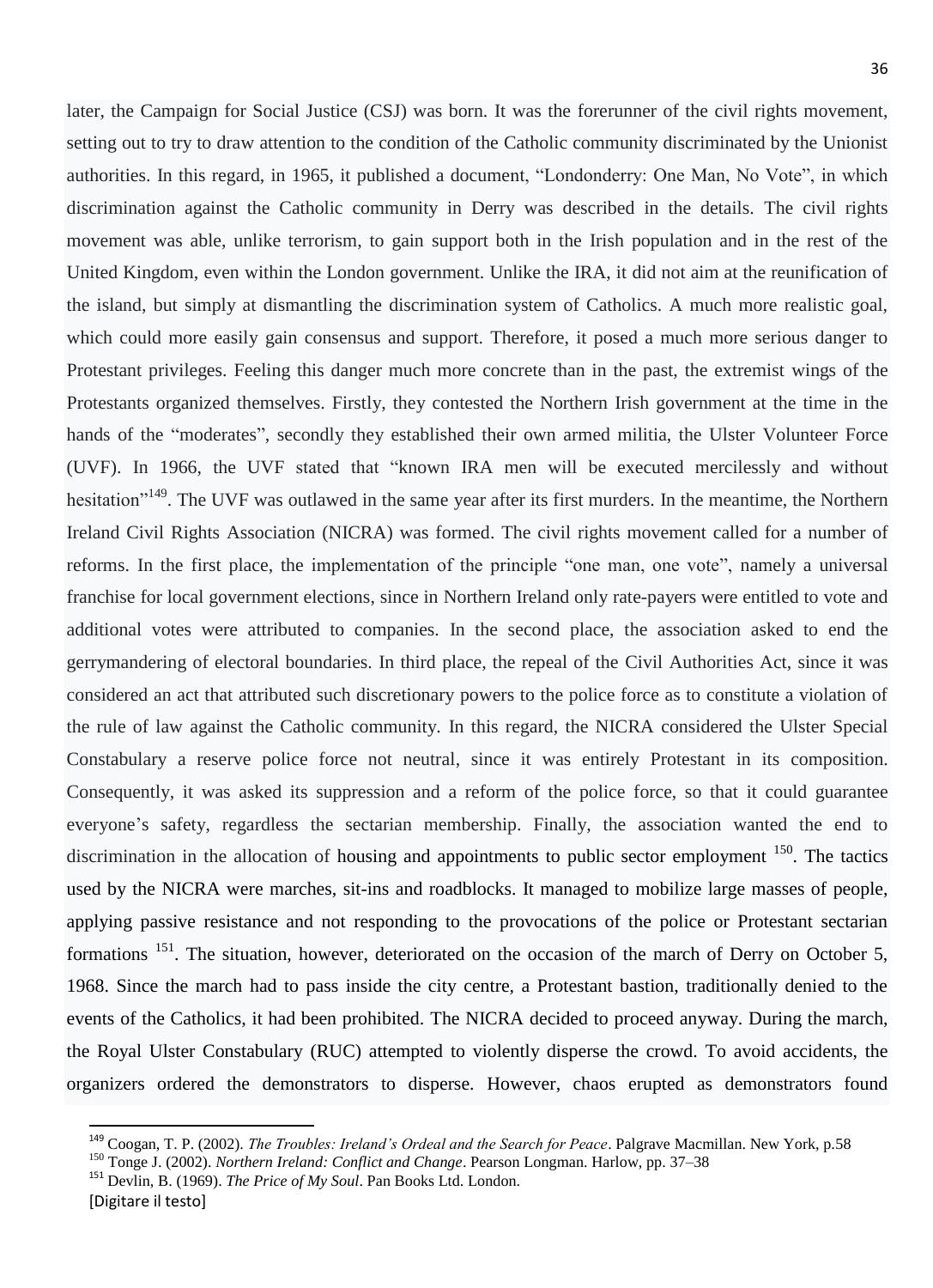later, the Campaign for Social Justice (CSJ) was born. It was the forerunner of the civil rights movement, setting out to try to draw attention to the condition of the Catholic community discriminated by the Unionist authorities. In this regard, in 1965, it published a document, "Londonderry: One Man, No Vote", in which discrimination against the Catholic community in Derry was described in the details. The civil rights movement was able, unlike terrorism, to gain support both in the Irish population and in the rest of the United Kingdom, even within the London government. Unlike the IRA, it did not aim at the reunification of the island, but simply at dismantling the discrimination system of Catholics. A much more realistic goal, which could more easily gain consensus and support. Therefore, it posed a much more serious danger to Protestant privileges. Feeling this danger much more concrete than in the past, the extremist wings of the Protestants organized themselves. Firstly, they contested the Northern Irish government at the time in the hands of the "moderates", secondly they established their own armed militia, the Ulster Volunteer Force (UVF). In 1966, the UVF stated that "known IRA men will be executed mercilessly and without hesitation"[149]. The UVF was outlawed in the same year after its first murders. In the meantime, the Northern Ireland Civil Rights Association (NICRA) was formed. The civil rights movement called for a number of reforms. In the first place, the implementation of the principle "one man, one vote", namely a universal franchise for local government elections, since in Northern Ireland only rate-payers were entitled to vote and additional votes were attributed to companies. In the second place, the association asked to end the gerrymandering of electoral boundaries. In third place, the repeal of the Civil Authorities Act, since it was considered an act that attributed such discretionary powers to the police force as to constitute a violation of the rule of law against the Catholic community. In this regard, the NICRA considered the Ulster Special Constabulary a reserve police force not neutral, since it was entirely Protestant in its composition. Consequently, it was asked its suppression and a reform of the police force, so that it could guarantee everyone's safety, regardless the sectarian membership. Finally, the association wanted the end to discrimination in the allocation of housing and appointments to public sector employment [150]. The tactics used by the NICRA were marches, sit-ins and roadblocks. It managed to mobilize large masses of people, applying passive resistance and not responding to the provocations of the police or Protestant sectarian formations [151]. The situation, however, deteriorated on the occasion of the march of Derry on October 5, 1968. Since the march had to pass inside the city centre, a Protestant bastion, traditionally denied to the events of the Catholics, it had been prohibited. The NICRA decided to proceed anyway. During the march, the Royal Ulster Constabulary (RUC) attempted to violently disperse the crowd. To avoid accidents, the organizers ordered the demonstrators to disperse. However, chaos erupted as demonstrators found

---

[149] Coogan, T. P. (2002). *The Troubles: Ireland's Ordeal and the Search for Peace*. Palgrave Macmillan. New York, p.58

[150] Tonge J. (2002). *Northern Ireland: Conflict and Change*. Pearson Longman. Harlow, pp. 37–38

[151] Devlin, B. (1969). *The Price of My Soul*. Pan Books Ltd. London.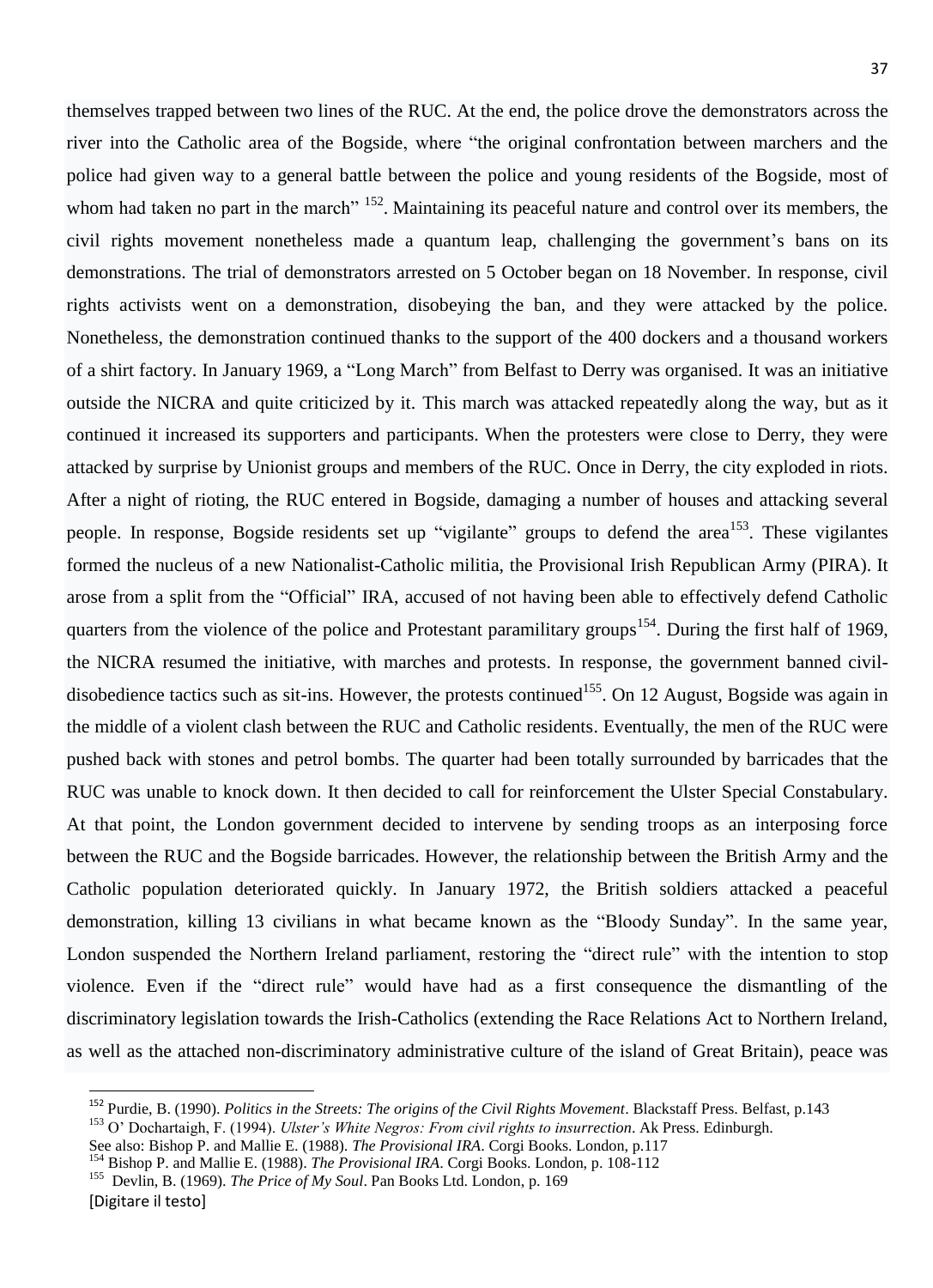themselves trapped between two lines of the RUC. At the end, the police drove the demonstrators across the river into the Catholic area of the Bogside, where "the original confrontation between marchers and the police had given way to a general battle between the police and young residents of the Bogside, most of whom had taken no part in the march" [152]. Maintaining its peaceful nature and control over its members, the civil rights movement nonetheless made a quantum leap, challenging the government's bans on its demonstrations. The trial of demonstrators arrested on 5 October began on 18 November. In response, civil rights activists went on a demonstration, disobeying the ban, and they were attacked by the police. Nonetheless, the demonstration continued thanks to the support of the 400 dockers and a thousand workers of a shirt factory. In January 1969, a "Long March" from Belfast to Derry was organised. It was an initiative outside the NICRA and quite criticized by it. This march was attacked repeatedly along the way, but as it continued it increased its supporters and participants. When the protesters were close to Derry, they were attacked by surprise by Unionist groups and members of the RUC. Once in Derry, the city exploded in riots. After a night of rioting, the RUC entered in Bogside, damaging a number of houses and attacking several people. In response, Bogside residents set up "vigilante" groups to defend the area[153]. These vigilantes formed the nucleus of a new Nationalist-Catholic militia, the Provisional Irish Republican Army (PIRA). It arose from a split from the "Official" IRA, accused of not having been able to effectively defend Catholic quarters from the violence of the police and Protestant paramilitary groups[154]. During the first half of 1969, the NICRA resumed the initiative, with marches and protests. In response, the government banned civil-disobedience tactics such as sit-ins. However, the protests continued[155]. On 12 August, Bogside was again in the middle of a violent clash between the RUC and Catholic residents. Eventually, the men of the RUC were pushed back with stones and petrol bombs. The quarter had been totally surrounded by barricades that the RUC was unable to knock down. It then decided to call for reinforcement the Ulster Special Constabulary. At that point, the London government decided to intervene by sending troops as an interposing force between the RUC and the Bogside barricades. However, the relationship between the British Army and the Catholic population deteriorated quickly. In January 1972, the British soldiers attacked a peaceful demonstration, killing 13 civilians in what became known as the "Bloody Sunday". In the same year, London suspended the Northern Ireland parliament, restoring the "direct rule" with the intention to stop violence. Even if the "direct rule" would have had as a first consequence the dismantling of the discriminatory legislation towards the Irish-Catholics (extending the Race Relations Act to Northern Ireland, as well as the attached non-discriminatory administrative culture of the island of Great Britain), peace was

[152] Purdie, B. (1990). *Politics in the Streets: The origins of the Civil Rights Movement*. Blackstaff Press. Belfast, p.143

[153] O' Dochartaigh, F. (1994). *Ulster's White Negros: From civil rights to insurrection*. Ak Press. Edinburgh. See also: Bishop P. and Mallie E. (1988). *The Provisional IRA*. Corgi Books. London, p.117

[154] Bishop P. and Mallie E. (1988). *The Provisional IRA*. Corgi Books. London, p. 108-112

[155] Devlin, B. (1969). *The Price of My Soul*. Pan Books Ltd. London, p. 169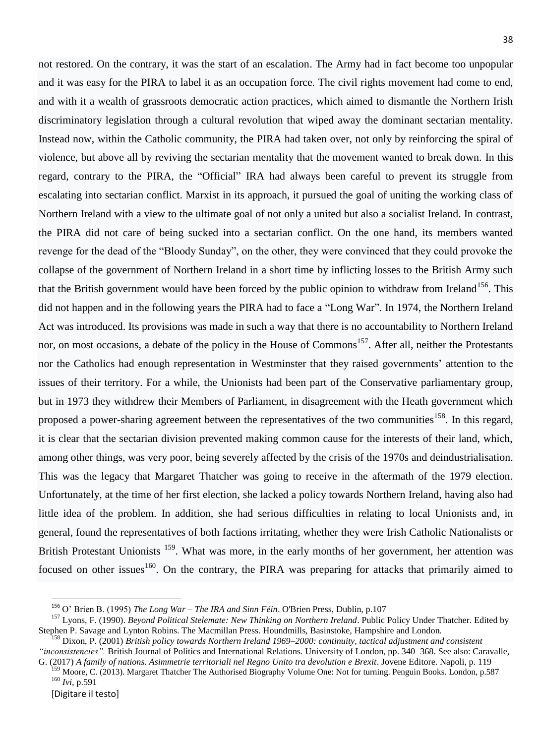not restored. On the contrary, it was the start of an escalation. The Army had in fact become too unpopular and it was easy for the PIRA to label it as an occupation force. The civil rights movement had come to end, and with it a wealth of grassroots democratic action practices, which aimed to dismantle the Northern Irish discriminatory legislation through a cultural revolution that wiped away the dominant sectarian mentality. Instead now, within the Catholic community, the PIRA had taken over, not only by reinforcing the spiral of violence, but above all by reviving the sectarian mentality that the movement wanted to break down. In this regard, contrary to the PIRA, the "Official" IRA had always been careful to prevent its struggle from escalating into sectarian conflict. Marxist in its approach, it pursued the goal of uniting the working class of Northern Ireland with a view to the ultimate goal of not only a united but also a socialist Ireland. In contrast, the PIRA did not care of being sucked into a sectarian conflict. On the one hand, its members wanted revenge for the dead of the "Bloody Sunday", on the other, they were convinced that they could provoke the collapse of the government of Northern Ireland in a short time by inflicting losses to the British Army such that the British government would have been forced by the public opinion to withdraw from Ireland[156]. This did not happen and in the following years the PIRA had to face a "Long War". In 1974, the Northern Ireland Act was introduced. Its provisions was made in such a way that there is no accountability to Northern Ireland nor, on most occasions, a debate of the policy in the House of Commons[157]. After all, neither the Protestants nor the Catholics had enough representation in Westminster that they raised governments' attention to the issues of their territory. For a while, the Unionists had been part of the Conservative parliamentary group, but in 1973 they withdrew their Members of Parliament, in disagreement with the Heath government which proposed a power-sharing agreement between the representatives of the two communities[158]. In this regard, it is clear that the sectarian division prevented making common cause for the interests of their land, which, among other things, was very poor, being severely affected by the crisis of the 1970s and deindustrialisation. This was the legacy that Margaret Thatcher was going to receive in the aftermath of the 1979 election. Unfortunately, at the time of her first election, she lacked a policy towards Northern Ireland, having also had little idea of the problem. In addition, she had serious difficulties in relating to local Unionists and, in general, found the representatives of both factions irritating, whether they were Irish Catholic Nationalists or British Protestant Unionists [159]. What was more, in the early months of her government, her attention was focused on other issues[160]. On the contrary, the PIRA was preparing for attacks that primarily aimed to

[156] O' Brien B. (1995) *The Long War – The IRA and Sinn Féin*. O'Brien Press, Dublin, p.107

[157] Lyons, F. (1990). *Beyond Political Stelemate: New Thinking on Northern Ireland*. Public Policy Under Thatcher. Edited by Stephen P. Savage and Lynton Robins. The Macmillan Press. Houndmills, Basinstoke, Hampshire and London.

[158] Dixon, P. (2001) *British policy towards Northern Ireland 1969–2000: continuity, tactical adjustment and consistent "inconsistencies".* British Journal of Politics and International Relations. University of London, pp. 340–368. See also: Caravalle, G. (2017) *A family of nations. Asimmetrie territoriali nel Regno Unito tra devolution e Brexit*. Jovene Editore. Napoli, p. 119

[159] Moore, C. (2013). Margaret Thatcher The Authorised Biography Volume One: Not for turning. Penguin Books. London, p.587

[160] *Ivi*, p.591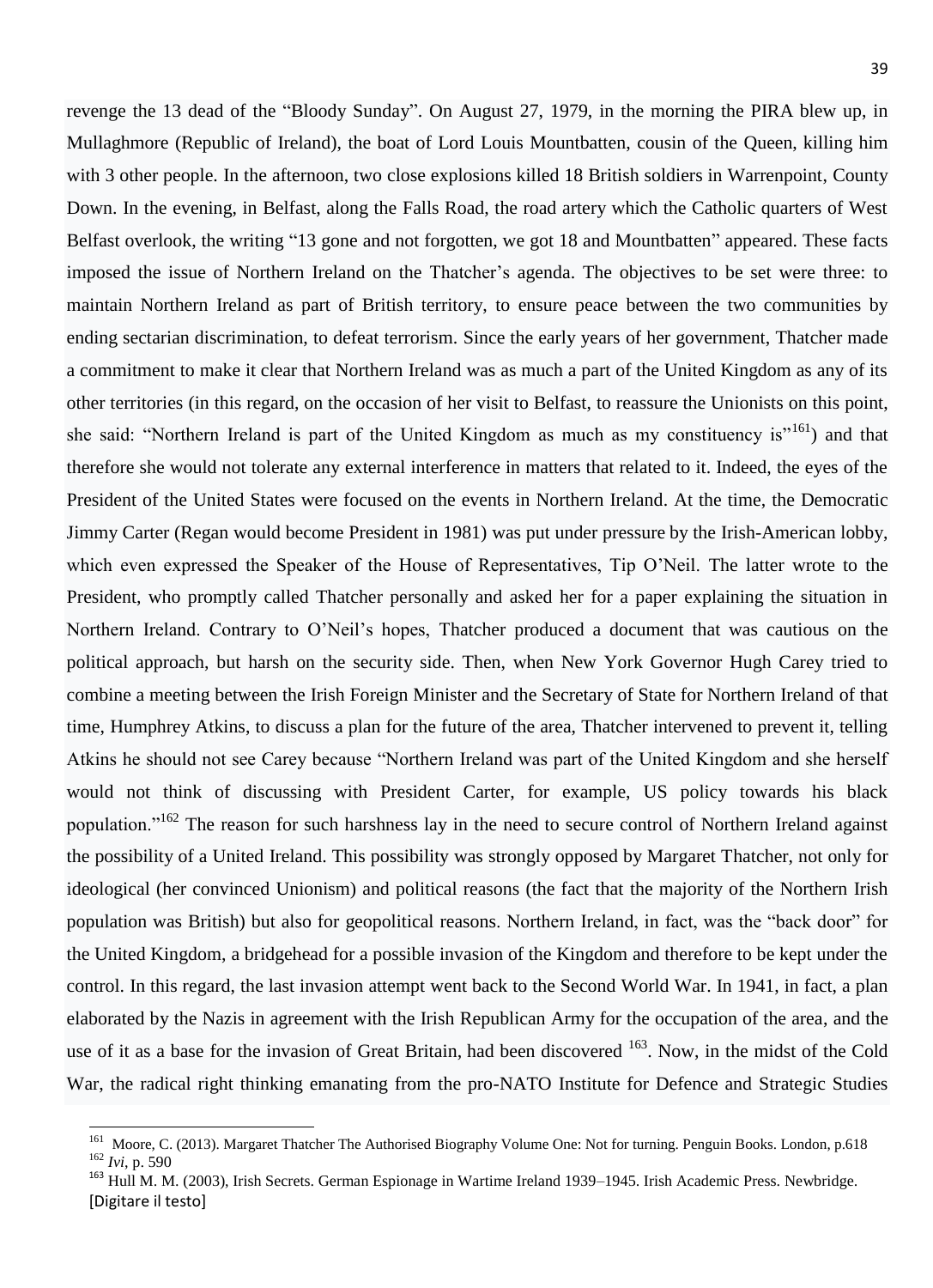revenge the 13 dead of the "Bloody Sunday". On August 27, 1979, in the morning the PIRA blew up, in Mullaghmore (Republic of Ireland), the boat of Lord Louis Mountbatten, cousin of the Queen, killing him with 3 other people. In the afternoon, two close explosions killed 18 British soldiers in Warrenpoint, County Down. In the evening, in Belfast, along the Falls Road, the road artery which the Catholic quarters of West Belfast overlook, the writing "13 gone and not forgotten, we got 18 and Mountbatten" appeared. These facts imposed the issue of Northern Ireland on the Thatcher's agenda. The objectives to be set were three: to maintain Northern Ireland as part of British territory, to ensure peace between the two communities by ending sectarian discrimination, to defeat terrorism. Since the early years of her government, Thatcher made a commitment to make it clear that Northern Ireland was as much a part of the United Kingdom as any of its other territories (in this regard, on the occasion of her visit to Belfast, to reassure the Unionists on this point, she said: "Northern Ireland is part of the United Kingdom as much as my constituency is"[161]) and that therefore she would not tolerate any external interference in matters that related to it. Indeed, the eyes of the President of the United States were focused on the events in Northern Ireland. At the time, the Democratic Jimmy Carter (Regan would become President in 1981) was put under pressure by the Irish-American lobby, which even expressed the Speaker of the House of Representatives, Tip O'Neil. The latter wrote to the President, who promptly called Thatcher personally and asked her for a paper explaining the situation in Northern Ireland. Contrary to O'Neil's hopes, Thatcher produced a document that was cautious on the political approach, but harsh on the security side. Then, when New York Governor Hugh Carey tried to combine a meeting between the Irish Foreign Minister and the Secretary of State for Northern Ireland of that time, Humphrey Atkins, to discuss a plan for the future of the area, Thatcher intervened to prevent it, telling Atkins he should not see Carey because "Northern Ireland was part of the United Kingdom and she herself would not think of discussing with President Carter, for example, US policy towards his black population."[162] The reason for such harshness lay in the need to secure control of Northern Ireland against the possibility of a United Ireland. This possibility was strongly opposed by Margaret Thatcher, not only for ideological (her convinced Unionism) and political reasons (the fact that the majority of the Northern Irish population was British) but also for geopolitical reasons. Northern Ireland, in fact, was the "back door" for the United Kingdom, a bridgehead for a possible invasion of the Kingdom and therefore to be kept under the control. In this regard, the last invasion attempt went back to the Second World War. In 1941, in fact, a plan elaborated by the Nazis in agreement with the Irish Republican Army for the occupation of the area, and the use of it as a base for the invasion of Great Britain, had been discovered [163]. Now, in the midst of the Cold War, the radical right thinking emanating from the pro-NATO Institute for Defence and Strategic Studies

---

[161] Moore, C. (2013). Margaret Thatcher The Authorised Biography Volume One: Not for turning. Penguin Books. London, p.618

[162] *Ivi*, p. 590

[163] Hull M. M. (2003), Irish Secrets. German Espionage in Wartime Ireland 1939–1945. Irish Academic Press. Newbridge.

[Digitare il testo]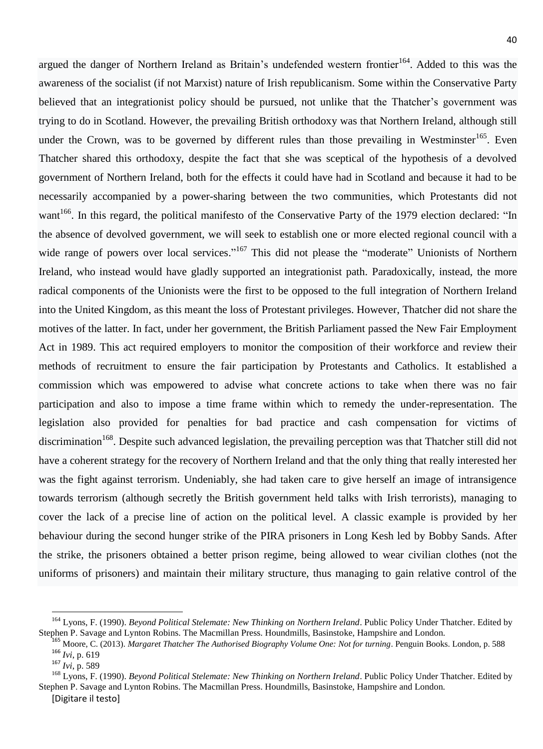argued the danger of Northern Ireland as Britain's undefended western frontier[164]. Added to this was the awareness of the socialist (if not Marxist) nature of Irish republicanism. Some within the Conservative Party believed that an integrationist policy should be pursued, not unlike that the Thatcher's government was trying to do in Scotland. However, the prevailing British orthodoxy was that Northern Ireland, although still under the Crown, was to be governed by different rules than those prevailing in Westminster[165]. Even Thatcher shared this orthodoxy, despite the fact that she was sceptical of the hypothesis of a devolved government of Northern Ireland, both for the effects it could have had in Scotland and because it had to be necessarily accompanied by a power-sharing between the two communities, which Protestants did not want[166]. In this regard, the political manifesto of the Conservative Party of the 1979 election declared: "In the absence of devolved government, we will seek to establish one or more elected regional council with a wide range of powers over local services."[167] This did not please the "moderate" Unionists of Northern Ireland, who instead would have gladly supported an integrationist path. Paradoxically, instead, the more radical components of the Unionists were the first to be opposed to the full integration of Northern Ireland into the United Kingdom, as this meant the loss of Protestant privileges. However, Thatcher did not share the motives of the latter. In fact, under her government, the British Parliament passed the New Fair Employment Act in 1989. This act required employers to monitor the composition of their workforce and review their methods of recruitment to ensure the fair participation by Protestants and Catholics. It established a commission which was empowered to advise what concrete actions to take when there was no fair participation and also to impose a time frame within which to remedy the under-representation. The legislation also provided for penalties for bad practice and cash compensation for victims of discrimination[168]. Despite such advanced legislation, the prevailing perception was that Thatcher still did not have a coherent strategy for the recovery of Northern Ireland and that the only thing that really interested her was the fight against terrorism. Undeniably, she had taken care to give herself an image of intransigence towards terrorism (although secretly the British government held talks with Irish terrorists), managing to cover the lack of a precise line of action on the political level. A classic example is provided by her behaviour during the second hunger strike of the PIRA prisoners in Long Kesh led by Bobby Sands. After the strike, the prisoners obtained a better prison regime, being allowed to wear civilian clothes (not the uniforms of prisoners) and maintain their military structure, thus managing to gain relative control of the

---

[164] Lyons, F. (1990). *Beyond Political Stelemate: New Thinking on Northern Ireland*. Public Policy Under Thatcher. Edited by Stephen P. Savage and Lynton Robins. The Macmillan Press. Houndmills, Basinstoke, Hampshire and London.

[165] Moore, C. (2013). *Margaret Thatcher The Authorised Biography Volume One: Not for turning*. Penguin Books. London, p. 588

[166] *Ivi*, p. 619

[167] *Ivi*, p. 589

[168] Lyons, F. (1990). *Beyond Political Stelemate: New Thinking on Northern Ireland*. Public Policy Under Thatcher. Edited by Stephen P. Savage and Lynton Robins. The Macmillan Press. Houndmills, Basinstoke, Hampshire and London.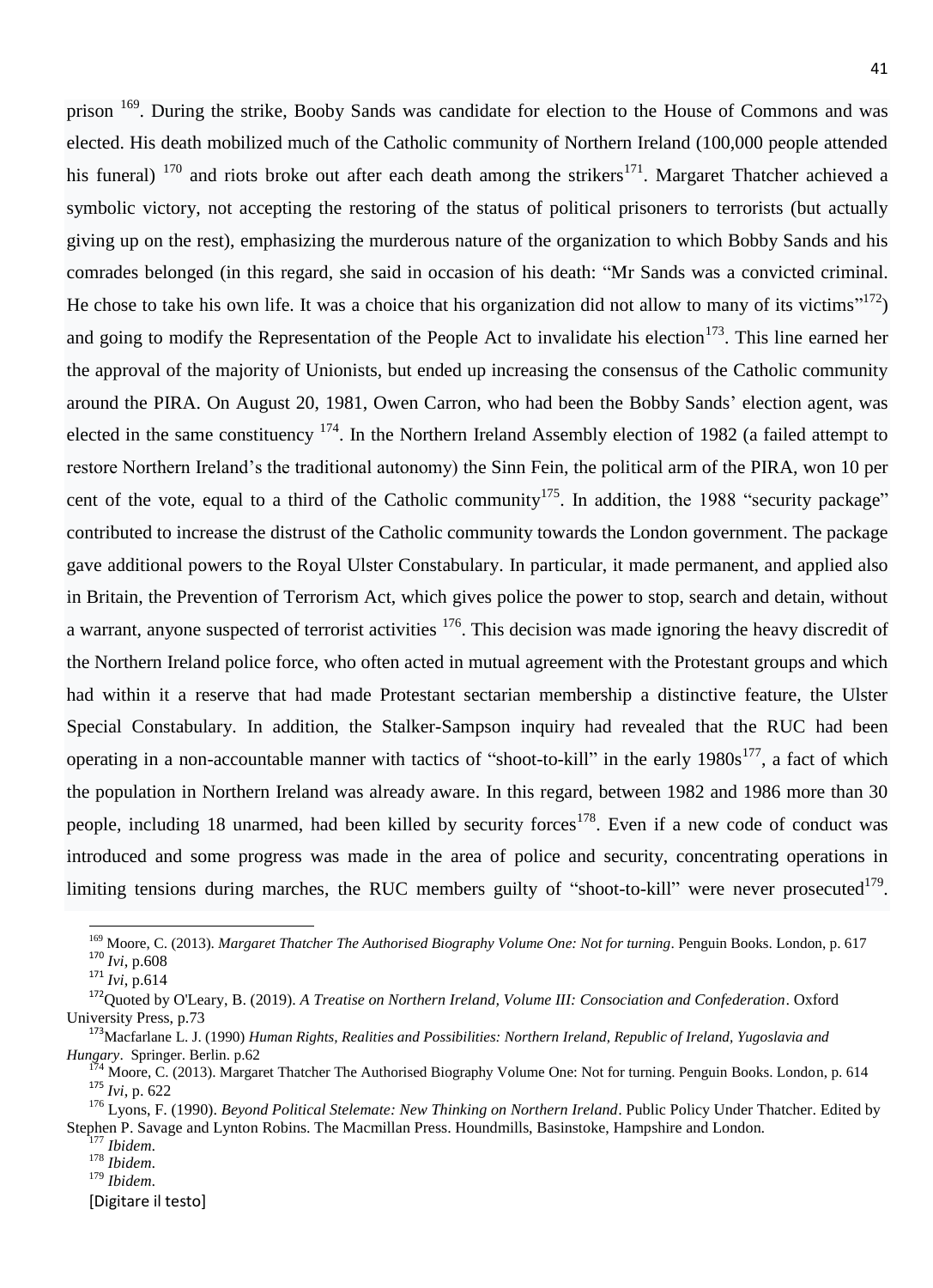prison [169]. During the strike, Booby Sands was candidate for election to the House of Commons and was elected. His death mobilized much of the Catholic community of Northern Ireland (100,000 people attended his funeral) [170] and riots broke out after each death among the strikers[171]. Margaret Thatcher achieved a symbolic victory, not accepting the restoring of the status of political prisoners to terrorists (but actually giving up on the rest), emphasizing the murderous nature of the organization to which Bobby Sands and his comrades belonged (in this regard, she said in occasion of his death: "Mr Sands was a convicted criminal. He chose to take his own life. It was a choice that his organization did not allow to many of its victims"[172]) and going to modify the Representation of the People Act to invalidate his election[173]. This line earned her the approval of the majority of Unionists, but ended up increasing the consensus of the Catholic community around the PIRA. On August 20, 1981, Owen Carron, who had been the Bobby Sands' election agent, was elected in the same constituency [174]. In the Northern Ireland Assembly election of 1982 (a failed attempt to restore Northern Ireland's the traditional autonomy) the Sinn Fein, the political arm of the PIRA, won 10 per cent of the vote, equal to a third of the Catholic community[175]. In addition, the 1988 "security package" contributed to increase the distrust of the Catholic community towards the London government. The package gave additional powers to the Royal Ulster Constabulary. In particular, it made permanent, and applied also in Britain, the Prevention of Terrorism Act, which gives police the power to stop, search and detain, without a warrant, anyone suspected of terrorist activities [176]. This decision was made ignoring the heavy discredit of the Northern Ireland police force, who often acted in mutual agreement with the Protestant groups and which had within it a reserve that had made Protestant sectarian membership a distinctive feature, the Ulster Special Constabulary. In addition, the Stalker-Sampson inquiry had revealed that the RUC had been operating in a non-accountable manner with tactics of "shoot-to-kill" in the early 1980s[177], a fact of which the population in Northern Ireland was already aware. In this regard, between 1982 and 1986 more than 30 people, including 18 unarmed, had been killed by security forces[178]. Even if a new code of conduct was introduced and some progress was made in the area of police and security, concentrating operations in limiting tensions during marches, the RUC members guilty of "shoot-to-kill" were never prosecuted[179].

---

[169] Moore, C. (2013). *Margaret Thatcher The Authorised Biography Volume One: Not for turning*. Penguin Books. London, p. 617

[170] *Ivi*, p.608

[171] *Ivi*, p.614

[172] Quoted by O'Leary, B. (2019). *A Treatise on Northern Ireland, Volume III: Consociation and Confederation*. Oxford University Press, p.73

[173] Macfarlane L. J. (1990) *Human Rights, Realities and Possibilities: Northern Ireland, Republic of Ireland, Yugoslavia and Hungary*. Springer. Berlin. p.62

[174] Moore, C. (2013). Margaret Thatcher The Authorised Biography Volume One: Not for turning. Penguin Books. London, p. 614

[175] *Ivi*, p. 622

[176] Lyons, F. (1990). *Beyond Political Stelemate: New Thinking on Northern Ireland*. Public Policy Under Thatcher. Edited by Stephen P. Savage and Lynton Robins. The Macmillan Press. Houndmills, Basinstoke, Hampshire and London.

[177] *Ibidem*.

[178] *Ibidem*.

[179] *Ibidem*.

[Digitare il testo]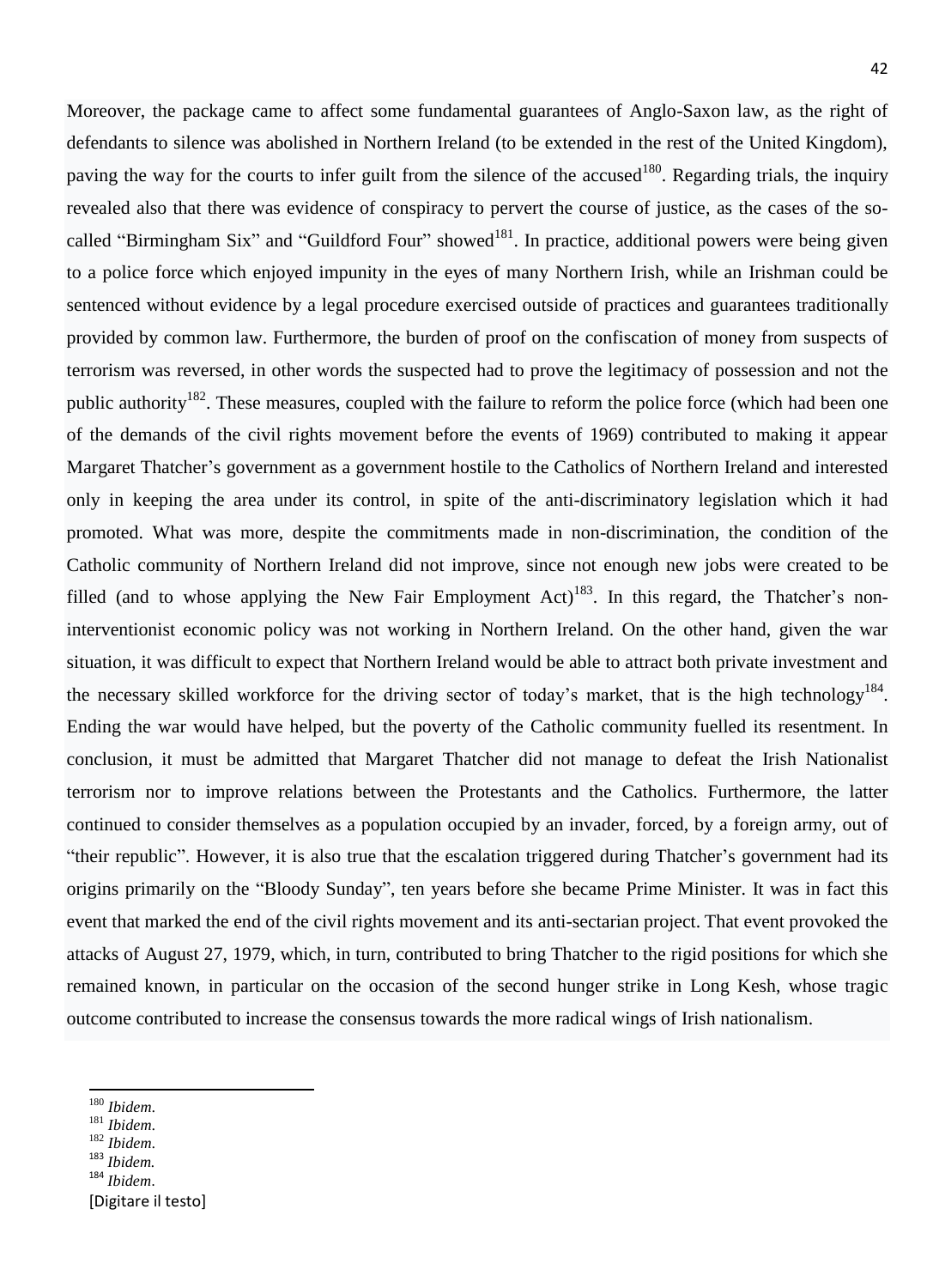Moreover, the package came to affect some fundamental guarantees of Anglo-Saxon law, as the right of defendants to silence was abolished in Northern Ireland (to be extended in the rest of the United Kingdom), paving the way for the courts to infer guilt from the silence of the accused[180]. Regarding trials, the inquiry revealed also that there was evidence of conspiracy to pervert the course of justice, as the cases of the so-called "Birmingham Six" and "Guildford Four" showed[181]. In practice, additional powers were being given to a police force which enjoyed impunity in the eyes of many Northern Irish, while an Irishman could be sentenced without evidence by a legal procedure exercised outside of practices and guarantees traditionally provided by common law. Furthermore, the burden of proof on the confiscation of money from suspects of terrorism was reversed, in other words the suspected had to prove the legitimacy of possession and not the public authority[182]. These measures, coupled with the failure to reform the police force (which had been one of the demands of the civil rights movement before the events of 1969) contributed to making it appear Margaret Thatcher's government as a government hostile to the Catholics of Northern Ireland and interested only in keeping the area under its control, in spite of the anti-discriminatory legislation which it had promoted. What was more, despite the commitments made in non-discrimination, the condition of the Catholic community of Northern Ireland did not improve, since not enough new jobs were created to be filled (and to whose applying the New Fair Employment Act)[183]. In this regard, the Thatcher's non-interventionist economic policy was not working in Northern Ireland. On the other hand, given the war situation, it was difficult to expect that Northern Ireland would be able to attract both private investment and the necessary skilled workforce for the driving sector of today's market, that is the high technology[184]. Ending the war would have helped, but the poverty of the Catholic community fuelled its resentment. In conclusion, it must be admitted that Margaret Thatcher did not manage to defeat the Irish Nationalist terrorism nor to improve relations between the Protestants and the Catholics. Furthermore, the latter continued to consider themselves as a population occupied by an invader, forced, by a foreign army, out of "their republic". However, it is also true that the escalation triggered during Thatcher's government had its origins primarily on the "Bloody Sunday", ten years before she became Prime Minister. It was in fact this event that marked the end of the civil rights movement and its anti-sectarian project. That event provoked the attacks of August 27, 1979, which, in turn, contributed to bring Thatcher to the rigid positions for which she remained known, in particular on the occasion of the second hunger strike in Long Kesh, whose tragic outcome contributed to increase the consensus towards the more radical wings of Irish nationalism.

[180] *Ibidem*.
[181] *Ibidem*.
[182] *Ibidem*.
[183] *Ibidem.*
[184] *Ibidem*.

[Digitare il testo]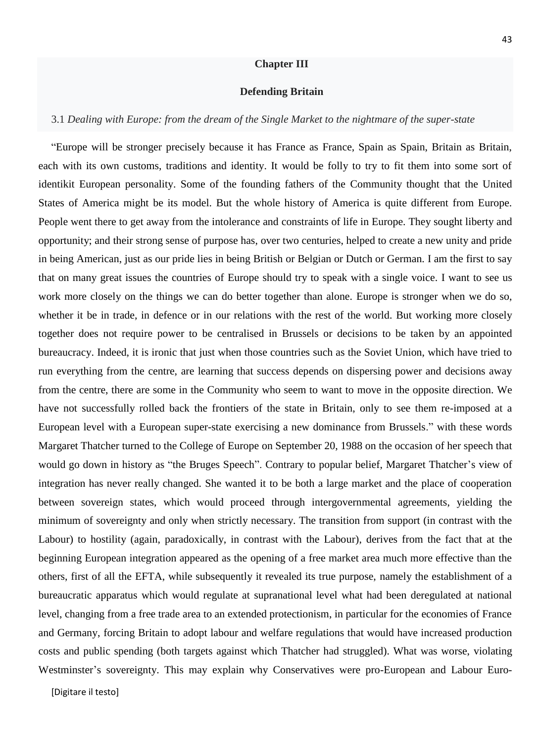## Chapter III

## Defending Britain

### 3.1 *Dealing with Europe: from the dream of the Single Market to the nightmare of the super-state*

"Europe will be stronger precisely because it has France as France, Spain as Spain, Britain as Britain, each with its own customs, traditions and identity. It would be folly to try to fit them into some sort of identikit European personality. Some of the founding fathers of the Community thought that the United States of America might be its model. But the whole history of America is quite different from Europe. People went there to get away from the intolerance and constraints of life in Europe. They sought liberty and opportunity; and their strong sense of purpose has, over two centuries, helped to create a new unity and pride in being American, just as our pride lies in being British or Belgian or Dutch or German. I am the first to say that on many great issues the countries of Europe should try to speak with a single voice. I want to see us work more closely on the things we can do better together than alone. Europe is stronger when we do so, whether it be in trade, in defence or in our relations with the rest of the world. But working more closely together does not require power to be centralised in Brussels or decisions to be taken by an appointed bureaucracy. Indeed, it is ironic that just when those countries such as the Soviet Union, which have tried to run everything from the centre, are learning that success depends on dispersing power and decisions away from the centre, there are some in the Community who seem to want to move in the opposite direction. We have not successfully rolled back the frontiers of the state in Britain, only to see them re-imposed at a European level with a European super-state exercising a new dominance from Brussels." with these words Margaret Thatcher turned to the College of Europe on September 20, 1988 on the occasion of her speech that would go down in history as "the Bruges Speech". Contrary to popular belief, Margaret Thatcher's view of integration has never really changed. She wanted it to be both a large market and the place of cooperation between sovereign states, which would proceed through intergovernmental agreements, yielding the minimum of sovereignty and only when strictly necessary. The transition from support (in contrast with the Labour) to hostility (again, paradoxically, in contrast with the Labour), derives from the fact that at the beginning European integration appeared as the opening of a free market area much more effective than the others, first of all the EFTA, while subsequently it revealed its true purpose, namely the establishment of a bureaucratic apparatus which would regulate at supranational level what had been deregulated at national level, changing from a free trade area to an extended protectionism, in particular for the economies of France and Germany, forcing Britain to adopt labour and welfare regulations that would have increased production costs and public spending (both targets against which Thatcher had struggled). What was worse, violating Westminster's sovereignty. This may explain why Conservatives were pro-European and Labour Euro-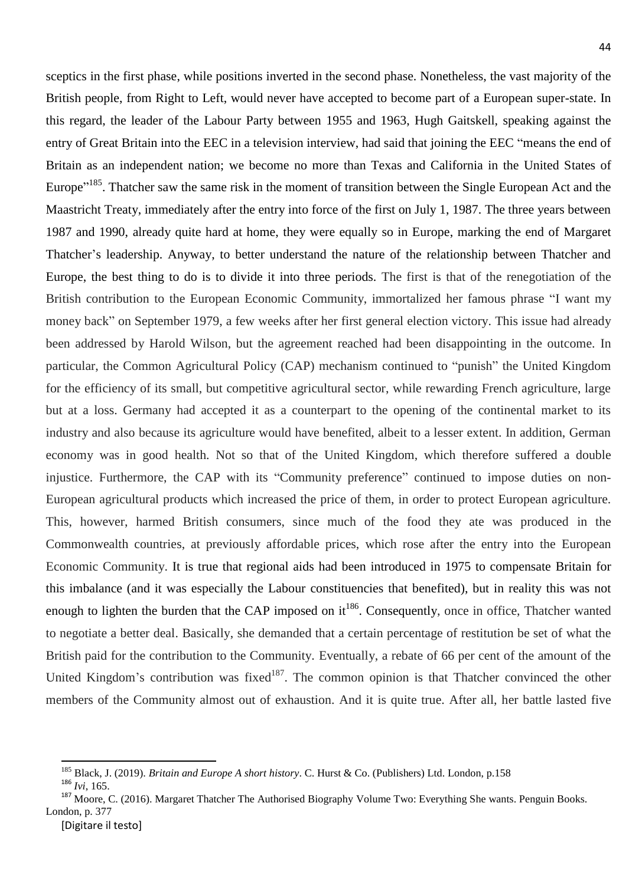sceptics in the first phase, while positions inverted in the second phase. Nonetheless, the vast majority of the British people, from Right to Left, would never have accepted to become part of a European super-state. In this regard, the leader of the Labour Party between 1955 and 1963, Hugh Gaitskell, speaking against the entry of Great Britain into the EEC in a television interview, had said that joining the EEC "means the end of Britain as an independent nation; we become no more than Texas and California in the United States of Europe"[185]. Thatcher saw the same risk in the moment of transition between the Single European Act and the Maastricht Treaty, immediately after the entry into force of the first on July 1, 1987. The three years between 1987 and 1990, already quite hard at home, they were equally so in Europe, marking the end of Margaret Thatcher's leadership. Anyway, to better understand the nature of the relationship between Thatcher and Europe, the best thing to do is to divide it into three periods. The first is that of the renegotiation of the British contribution to the European Economic Community, immortalized her famous phrase "I want my money back" on September 1979, a few weeks after her first general election victory. This issue had already been addressed by Harold Wilson, but the agreement reached had been disappointing in the outcome. In particular, the Common Agricultural Policy (CAP) mechanism continued to "punish" the United Kingdom for the efficiency of its small, but competitive agricultural sector, while rewarding French agriculture, large but at a loss. Germany had accepted it as a counterpart to the opening of the continental market to its industry and also because its agriculture would have benefited, albeit to a lesser extent. In addition, German economy was in good health. Not so that of the United Kingdom, which therefore suffered a double injustice. Furthermore, the CAP with its "Community preference" continued to impose duties on non-European agricultural products which increased the price of them, in order to protect European agriculture. This, however, harmed British consumers, since much of the food they ate was produced in the Commonwealth countries, at previously affordable prices, which rose after the entry into the European Economic Community. It is true that regional aids had been introduced in 1975 to compensate Britain for this imbalance (and it was especially the Labour constituencies that benefited), but in reality this was not enough to lighten the burden that the CAP imposed on it[186]. Consequently, once in office, Thatcher wanted to negotiate a better deal. Basically, she demanded that a certain percentage of restitution be set of what the British paid for the contribution to the Community. Eventually, a rebate of 66 per cent of the amount of the United Kingdom's contribution was fixed[187]. The common opinion is that Thatcher convinced the other members of the Community almost out of exhaustion. And it is quite true. After all, her battle lasted five

---

[185] Black, J. (2019). *Britain and Europe A short history*. C. Hurst & Co. (Publishers) Ltd. London, p.158

[186] *Ivi*, 165.

[187] Moore, C. (2016). Margaret Thatcher The Authorised Biography Volume Two: Everything She wants. Penguin Books. London, p. 377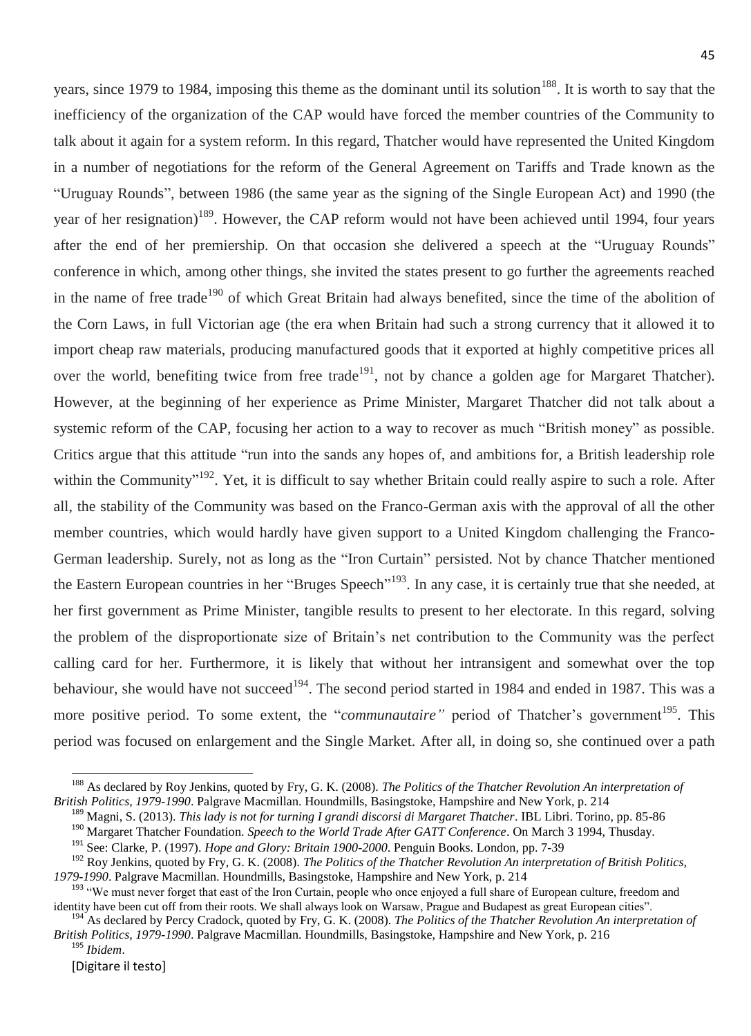years, since 1979 to 1984, imposing this theme as the dominant until its solution[188]. It is worth to say that the inefficiency of the organization of the CAP would have forced the member countries of the Community to talk about it again for a system reform. In this regard, Thatcher would have represented the United Kingdom in a number of negotiations for the reform of the General Agreement on Tariffs and Trade known as the "Uruguay Rounds", between 1986 (the same year as the signing of the Single European Act) and 1990 (the year of her resignation)[189]. However, the CAP reform would not have been achieved until 1994, four years after the end of her premiership. On that occasion she delivered a speech at the "Uruguay Rounds" conference in which, among other things, she invited the states present to go further the agreements reached in the name of free trade[190] of which Great Britain had always benefited, since the time of the abolition of the Corn Laws, in full Victorian age (the era when Britain had such a strong currency that it allowed it to import cheap raw materials, producing manufactured goods that it exported at highly competitive prices all over the world, benefiting twice from free trade[191], not by chance a golden age for Margaret Thatcher). However, at the beginning of her experience as Prime Minister, Margaret Thatcher did not talk about a systemic reform of the CAP, focusing her action to a way to recover as much "British money" as possible. Critics argue that this attitude "run into the sands any hopes of, and ambitions for, a British leadership role within the Community"[192]. Yet, it is difficult to say whether Britain could really aspire to such a role. After all, the stability of the Community was based on the Franco-German axis with the approval of all the other member countries, which would hardly have given support to a United Kingdom challenging the Franco-German leadership. Surely, not as long as the "Iron Curtain" persisted. Not by chance Thatcher mentioned the Eastern European countries in her "Bruges Speech"[193]. In any case, it is certainly true that she needed, at her first government as Prime Minister, tangible results to present to her electorate. In this regard, solving the problem of the disproportionate size of Britain's net contribution to the Community was the perfect calling card for her. Furthermore, it is likely that without her intransigent and somewhat over the top behaviour, she would have not succeed[194]. The second period started in 1984 and ended in 1987. This was a more positive period. To some extent, the "*communautaire"* period of Thatcher's government[195]. This period was focused on enlargement and the Single Market. After all, in doing so, she continued over a path

[188] As declared by Roy Jenkins, quoted by Fry, G. K. (2008). *The Politics of the Thatcher Revolution An interpretation of British Politics, 1979-1990*. Palgrave Macmillan. Houndmills, Basingstoke, Hampshire and New York, p. 214

[189] Magni, S. (2013). *This lady is not for turning I grandi discorsi di Margaret Thatcher*. IBL Libri. Torino, pp. 85-86

[190] Margaret Thatcher Foundation. *Speech to the World Trade After GATT Conference*. On March 3 1994, Thusday.

[191] See: Clarke, P. (1997). *Hope and Glory: Britain 1900-2000*. Penguin Books. London, pp. 7-39

[192] Roy Jenkins, quoted by Fry, G. K. (2008). *The Politics of the Thatcher Revolution An interpretation of British Politics, 1979-1990*. Palgrave Macmillan. Houndmills, Basingstoke, Hampshire and New York, p. 214

[193] "We must never forget that east of the Iron Curtain, people who once enjoyed a full share of European culture, freedom and identity have been cut off from their roots. We shall always look on Warsaw, Prague and Budapest as great European cities".

[194] As declared by Percy Cradock, quoted by Fry, G. K. (2008). *The Politics of the Thatcher Revolution An interpretation of British Politics, 1979-1990*. Palgrave Macmillan. Houndmills, Basingstoke, Hampshire and New York, p. 216

[195] *Ibidem*.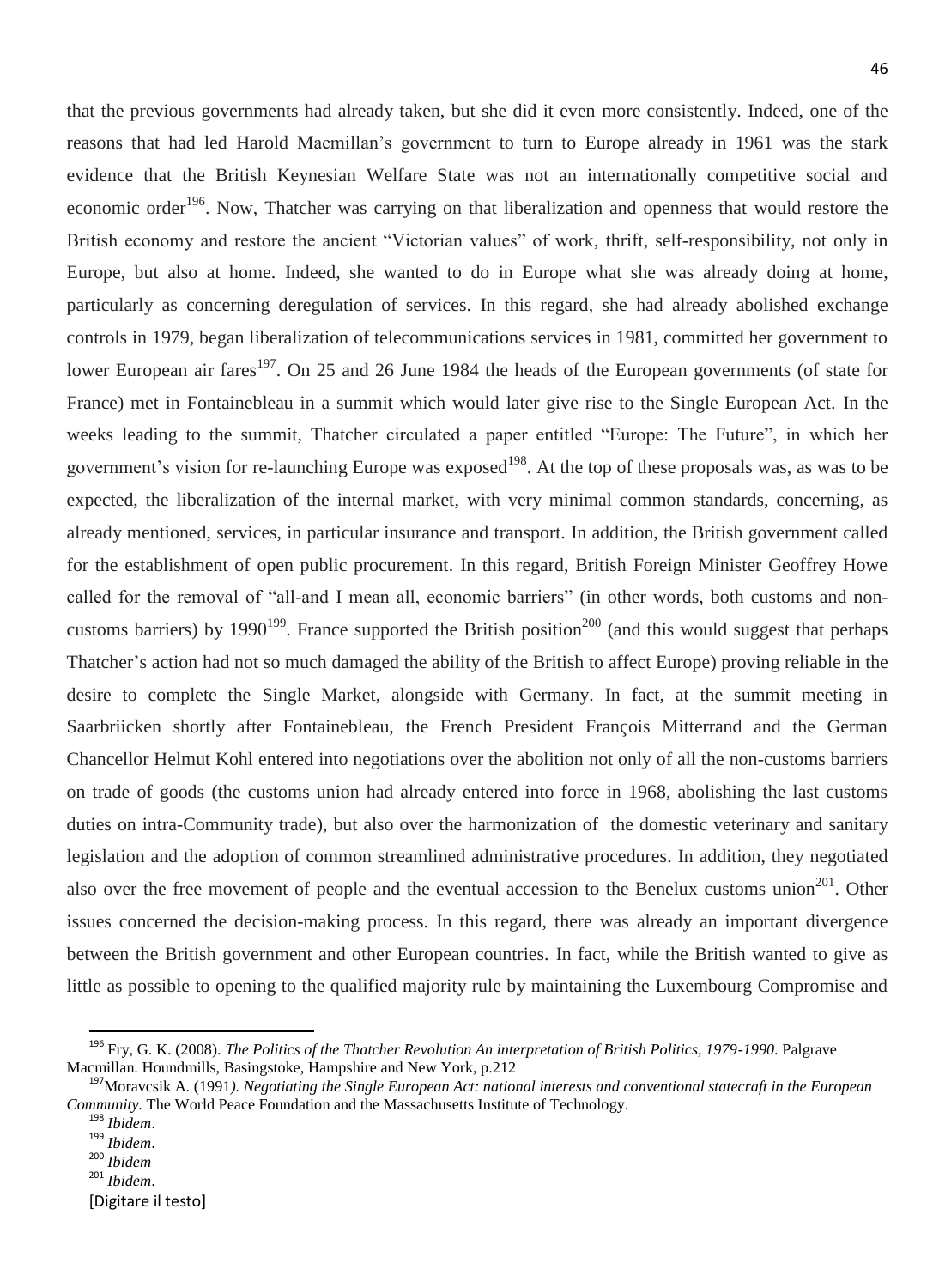that the previous governments had already taken, but she did it even more consistently. Indeed, one of the reasons that had led Harold Macmillan's government to turn to Europe already in 1961 was the stark evidence that the British Keynesian Welfare State was not an internationally competitive social and economic order[196]. Now, Thatcher was carrying on that liberalization and openness that would restore the British economy and restore the ancient "Victorian values" of work, thrift, self-responsibility, not only in Europe, but also at home. Indeed, she wanted to do in Europe what she was already doing at home, particularly as concerning deregulation of services. In this regard, she had already abolished exchange controls in 1979, began liberalization of telecommunications services in 1981, committed her government to lower European air fares[197]. On 25 and 26 June 1984 the heads of the European governments (of state for France) met in Fontainebleau in a summit which would later give rise to the Single European Act. In the weeks leading to the summit, Thatcher circulated a paper entitled "Europe: The Future", in which her government's vision for re-launching Europe was exposed[198]. At the top of these proposals was, as was to be expected, the liberalization of the internal market, with very minimal common standards, concerning, as already mentioned, services, in particular insurance and transport. In addition, the British government called for the establishment of open public procurement. In this regard, British Foreign Minister Geoffrey Howe called for the removal of "all-and I mean all, economic barriers" (in other words, both customs and non-customs barriers) by 1990[199]. France supported the British position[200] (and this would suggest that perhaps Thatcher's action had not so much damaged the ability of the British to affect Europe) proving reliable in the desire to complete the Single Market, alongside with Germany. In fact, at the summit meeting in Saarbriicken shortly after Fontainebleau, the French President François Mitterrand and the German Chancellor Helmut Kohl entered into negotiations over the abolition not only of all the non-customs barriers on trade of goods (the customs union had already entered into force in 1968, abolishing the last customs duties on intra-Community trade), but also over the harmonization of the domestic veterinary and sanitary legislation and the adoption of common streamlined administrative procedures. In addition, they negotiated also over the free movement of people and the eventual accession to the Benelux customs union[201]. Other issues concerned the decision-making process. In this regard, there was already an important divergence between the British government and other European countries. In fact, while the British wanted to give as little as possible to opening to the qualified majority rule by maintaining the Luxembourg Compromise and

---

[196] Fry, G. K. (2008). *The Politics of the Thatcher Revolution An interpretation of British Politics, 1979-1990*. Palgrave Macmillan. Houndmills, Basingstoke, Hampshire and New York, p.212

[197] Moravcsik A. (1991*). Negotiating the Single European Act: national interests and conventional statecraft in the European Community*. The World Peace Foundation and the Massachusetts Institute of Technology.

[198] *Ibidem*.

[199] *Ibidem*.

[200] *Ibidem*

[201] *Ibidem*.

[Digitare il testo]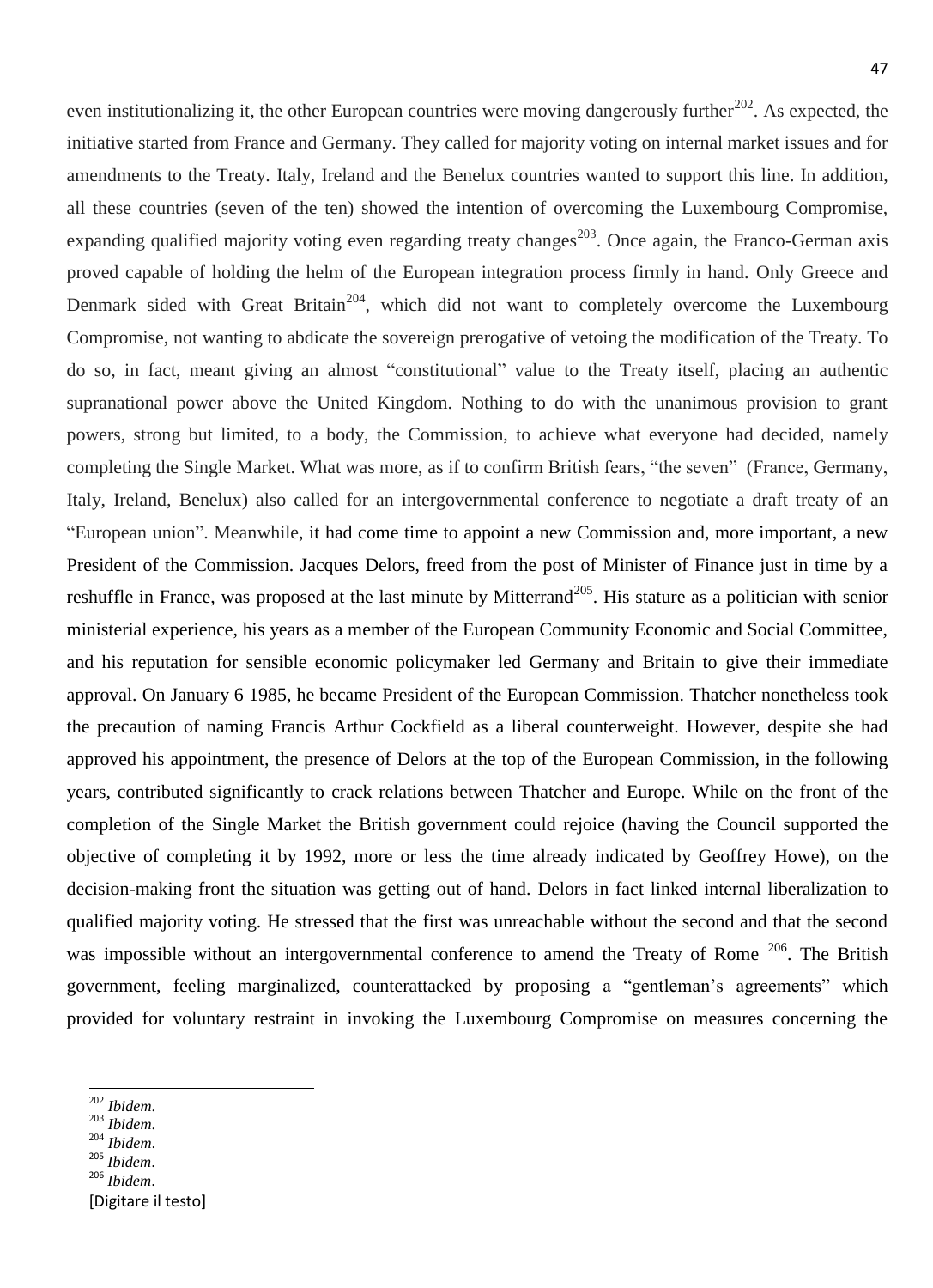even institutionalizing it, the other European countries were moving dangerously further[202]. As expected, the initiative started from France and Germany. They called for majority voting on internal market issues and for amendments to the Treaty. Italy, Ireland and the Benelux countries wanted to support this line. In addition, all these countries (seven of the ten) showed the intention of overcoming the Luxembourg Compromise, expanding qualified majority voting even regarding treaty changes[203]. Once again, the Franco-German axis proved capable of holding the helm of the European integration process firmly in hand. Only Greece and Denmark sided with Great Britain[204], which did not want to completely overcome the Luxembourg Compromise, not wanting to abdicate the sovereign prerogative of vetoing the modification of the Treaty. To do so, in fact, meant giving an almost "constitutional" value to the Treaty itself, placing an authentic supranational power above the United Kingdom. Nothing to do with the unanimous provision to grant powers, strong but limited, to a body, the Commission, to achieve what everyone had decided, namely completing the Single Market. What was more, as if to confirm British fears, "the seven" (France, Germany, Italy, Ireland, Benelux) also called for an intergovernmental conference to negotiate a draft treaty of an "European union". Meanwhile, it had come time to appoint a new Commission and, more important, a new President of the Commission. Jacques Delors, freed from the post of Minister of Finance just in time by a reshuffle in France, was proposed at the last minute by Mitterrand[205]. His stature as a politician with senior ministerial experience, his years as a member of the European Community Economic and Social Committee, and his reputation for sensible economic policymaker led Germany and Britain to give their immediate approval. On January 6 1985, he became President of the European Commission. Thatcher nonetheless took the precaution of naming Francis Arthur Cockfield as a liberal counterweight. However, despite she had approved his appointment, the presence of Delors at the top of the European Commission, in the following years, contributed significantly to crack relations between Thatcher and Europe. While on the front of the completion of the Single Market the British government could rejoice (having the Council supported the objective of completing it by 1992, more or less the time already indicated by Geoffrey Howe), on the decision-making front the situation was getting out of hand. Delors in fact linked internal liberalization to qualified majority voting. He stressed that the first was unreachable without the second and that the second was impossible without an intergovernmental conference to amend the Treaty of Rome [206]. The British government, feeling marginalized, counterattacked by proposing a "gentleman's agreements" which provided for voluntary restraint in invoking the Luxembourg Compromise on measures concerning the

[202] *Ibidem*.
[203] *Ibidem*.
[204] *Ibidem*.
[205] *Ibidem*.
[206] *Ibidem*.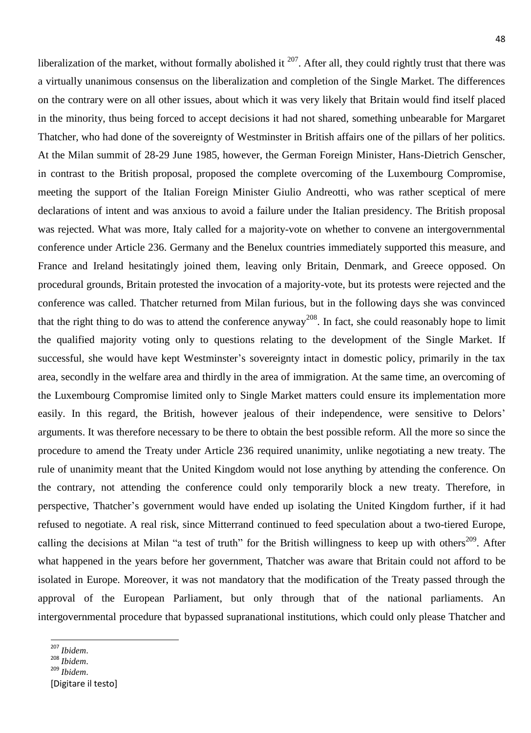liberalization of the market, without formally abolished it [207]. After all, they could rightly trust that there was a virtually unanimous consensus on the liberalization and completion of the Single Market. The differences on the contrary were on all other issues, about which it was very likely that Britain would find itself placed in the minority, thus being forced to accept decisions it had not shared, something unbearable for Margaret Thatcher, who had done of the sovereignty of Westminster in British affairs one of the pillars of her politics. At the Milan summit of 28-29 June 1985, however, the German Foreign Minister, Hans-Dietrich Genscher, in contrast to the British proposal, proposed the complete overcoming of the Luxembourg Compromise, meeting the support of the Italian Foreign Minister Giulio Andreotti, who was rather sceptical of mere declarations of intent and was anxious to avoid a failure under the Italian presidency. The British proposal was rejected. What was more, Italy called for a majority-vote on whether to convene an intergovernmental conference under Article 236. Germany and the Benelux countries immediately supported this measure, and France and Ireland hesitatingly joined them, leaving only Britain, Denmark, and Greece opposed. On procedural grounds, Britain protested the invocation of a majority-vote, but its protests were rejected and the conference was called. Thatcher returned from Milan furious, but in the following days she was convinced that the right thing to do was to attend the conference anyway[208]. In fact, she could reasonably hope to limit the qualified majority voting only to questions relating to the development of the Single Market. If successful, she would have kept Westminster's sovereignty intact in domestic policy, primarily in the tax area, secondly in the welfare area and thirdly in the area of immigration. At the same time, an overcoming of the Luxembourg Compromise limited only to Single Market matters could ensure its implementation more easily. In this regard, the British, however jealous of their independence, were sensitive to Delors' arguments. It was therefore necessary to be there to obtain the best possible reform. All the more so since the procedure to amend the Treaty under Article 236 required unanimity, unlike negotiating a new treaty. The rule of unanimity meant that the United Kingdom would not lose anything by attending the conference. On the contrary, not attending the conference could only temporarily block a new treaty. Therefore, in perspective, Thatcher's government would have ended up isolating the United Kingdom further, if it had refused to negotiate. A real risk, since Mitterrand continued to feed speculation about a two-tiered Europe, calling the decisions at Milan "a test of truth" for the British willingness to keep up with others[209]. After what happened in the years before her government, Thatcher was aware that Britain could not afford to be isolated in Europe. Moreover, it was not mandatory that the modification of the Treaty passed through the approval of the European Parliament, but only through that of the national parliaments. An intergovernmental procedure that bypassed supranational institutions, which could only please Thatcher and

---

[207] *Ibidem*.
[208] *Ibidem*.
[209] *Ibidem*.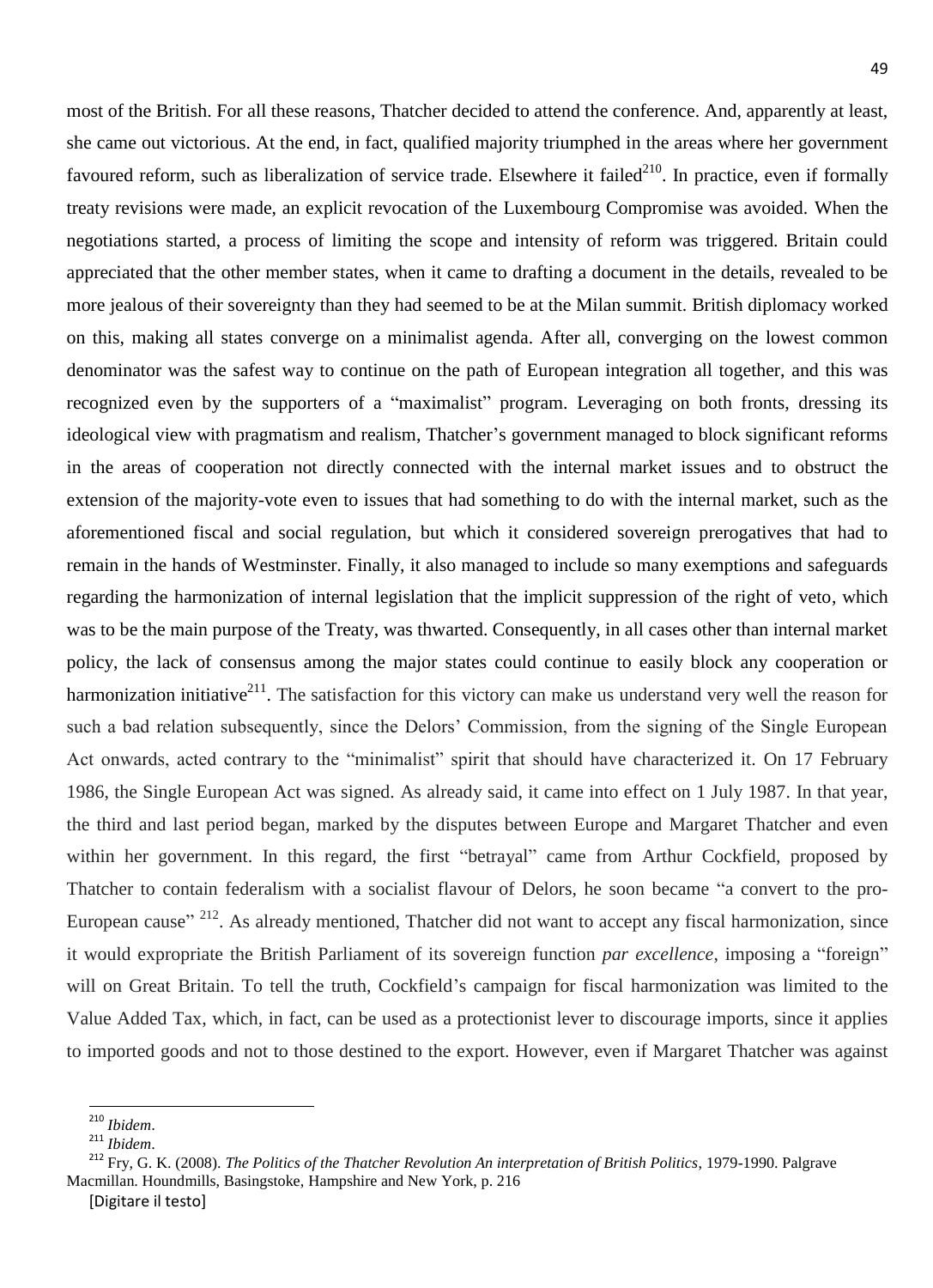most of the British. For all these reasons, Thatcher decided to attend the conference. And, apparently at least, she came out victorious. At the end, in fact, qualified majority triumphed in the areas where her government favoured reform, such as liberalization of service trade. Elsewhere it failed[210]. In practice, even if formally treaty revisions were made, an explicit revocation of the Luxembourg Compromise was avoided. When the negotiations started, a process of limiting the scope and intensity of reform was triggered. Britain could appreciated that the other member states, when it came to drafting a document in the details, revealed to be more jealous of their sovereignty than they had seemed to be at the Milan summit. British diplomacy worked on this, making all states converge on a minimalist agenda. After all, converging on the lowest common denominator was the safest way to continue on the path of European integration all together, and this was recognized even by the supporters of a "maximalist" program. Leveraging on both fronts, dressing its ideological view with pragmatism and realism, Thatcher's government managed to block significant reforms in the areas of cooperation not directly connected with the internal market issues and to obstruct the extension of the majority-vote even to issues that had something to do with the internal market, such as the aforementioned fiscal and social regulation, but which it considered sovereign prerogatives that had to remain in the hands of Westminster. Finally, it also managed to include so many exemptions and safeguards regarding the harmonization of internal legislation that the implicit suppression of the right of veto, which was to be the main purpose of the Treaty, was thwarted. Consequently, in all cases other than internal market policy, the lack of consensus among the major states could continue to easily block any cooperation or harmonization initiative[211]. The satisfaction for this victory can make us understand very well the reason for such a bad relation subsequently, since the Delors' Commission, from the signing of the Single European Act onwards, acted contrary to the "minimalist" spirit that should have characterized it. On 17 February 1986, the Single European Act was signed. As already said, it came into effect on 1 July 1987. In that year, the third and last period began, marked by the disputes between Europe and Margaret Thatcher and even within her government. In this regard, the first "betrayal" came from Arthur Cockfield, proposed by Thatcher to contain federalism with a socialist flavour of Delors, he soon became "a convert to the pro-European cause" [212]. As already mentioned, Thatcher did not want to accept any fiscal harmonization, since it would expropriate the British Parliament of its sovereign function *par excellence*, imposing a "foreign" will on Great Britain. To tell the truth, Cockfield's campaign for fiscal harmonization was limited to the Value Added Tax, which, in fact, can be used as a protectionist lever to discourage imports, since it applies to imported goods and not to those destined to the export. However, even if Margaret Thatcher was against

---

[210] *Ibidem*.

[211] *Ibidem*.

[212] Fry, G. K. (2008). *The Politics of the Thatcher Revolution An interpretation of British Politics*, 1979-1990. Palgrave Macmillan. Houndmills, Basingstoke, Hampshire and New York, p. 216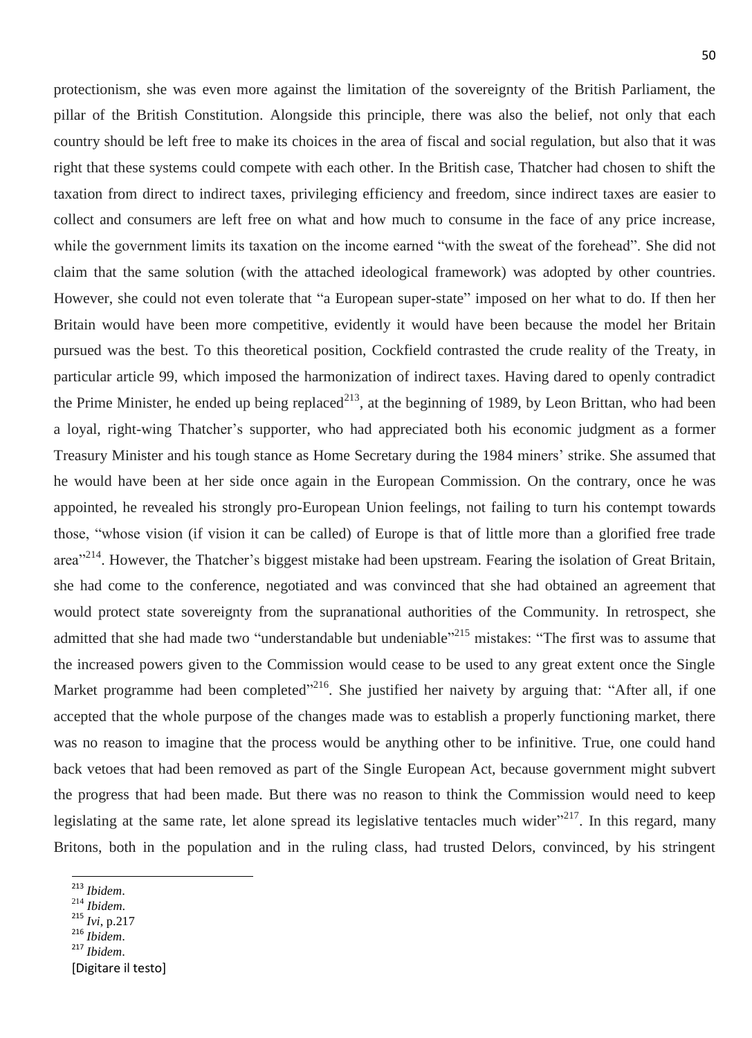protectionism, she was even more against the limitation of the sovereignty of the British Parliament, the pillar of the British Constitution. Alongside this principle, there was also the belief, not only that each country should be left free to make its choices in the area of fiscal and social regulation, but also that it was right that these systems could compete with each other. In the British case, Thatcher had chosen to shift the taxation from direct to indirect taxes, privileging efficiency and freedom, since indirect taxes are easier to collect and consumers are left free on what and how much to consume in the face of any price increase, while the government limits its taxation on the income earned "with the sweat of the forehead". She did not claim that the same solution (with the attached ideological framework) was adopted by other countries. However, she could not even tolerate that "a European super-state" imposed on her what to do. If then her Britain would have been more competitive, evidently it would have been because the model her Britain pursued was the best. To this theoretical position, Cockfield contrasted the crude reality of the Treaty, in particular article 99, which imposed the harmonization of indirect taxes. Having dared to openly contradict the Prime Minister, he ended up being replaced[213], at the beginning of 1989, by Leon Brittan, who had been a loyal, right-wing Thatcher's supporter, who had appreciated both his economic judgment as a former Treasury Minister and his tough stance as Home Secretary during the 1984 miners' strike. She assumed that he would have been at her side once again in the European Commission. On the contrary, once he was appointed, he revealed his strongly pro-European Union feelings, not failing to turn his contempt towards those, "whose vision (if vision it can be called) of Europe is that of little more than a glorified free trade area"[214]. However, the Thatcher's biggest mistake had been upstream. Fearing the isolation of Great Britain, she had come to the conference, negotiated and was convinced that she had obtained an agreement that would protect state sovereignty from the supranational authorities of the Community. In retrospect, she admitted that she had made two "understandable but undeniable"[215] mistakes: "The first was to assume that the increased powers given to the Commission would cease to be used to any great extent once the Single Market programme had been completed"[216]. She justified her naivety by arguing that: "After all, if one accepted that the whole purpose of the changes made was to establish a properly functioning market, there was no reason to imagine that the process would be anything other to be infinitive. True, one could hand back vetoes that had been removed as part of the Single European Act, because government might subvert the progress that had been made. But there was no reason to think the Commission would need to keep legislating at the same rate, let alone spread its legislative tentacles much wider"[217]. In this regard, many Britons, both in the population and in the ruling class, had trusted Delors, convinced, by his stringent

[213] *Ibidem*.
[214] *Ibidem*.
[215] *Ivi*, p.217
[216] *Ibidem*.
[217] *Ibidem*.

[Digitare il testo]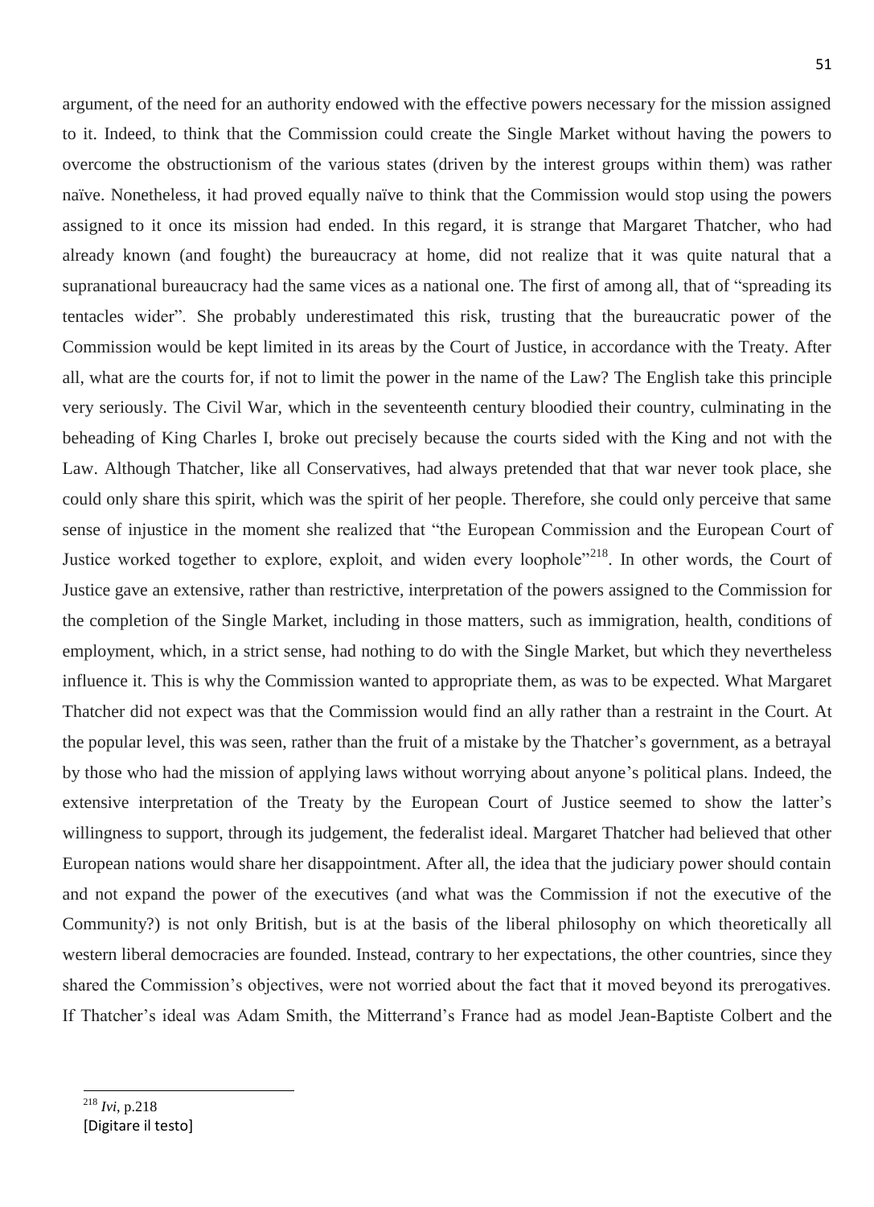argument, of the need for an authority endowed with the effective powers necessary for the mission assigned to it. Indeed, to think that the Commission could create the Single Market without having the powers to overcome the obstructionism of the various states (driven by the interest groups within them) was rather naïve. Nonetheless, it had proved equally naïve to think that the Commission would stop using the powers assigned to it once its mission had ended. In this regard, it is strange that Margaret Thatcher, who had already known (and fought) the bureaucracy at home, did not realize that it was quite natural that a supranational bureaucracy had the same vices as a national one. The first of among all, that of "spreading its tentacles wider". She probably underestimated this risk, trusting that the bureaucratic power of the Commission would be kept limited in its areas by the Court of Justice, in accordance with the Treaty. After all, what are the courts for, if not to limit the power in the name of the Law? The English take this principle very seriously. The Civil War, which in the seventeenth century bloodied their country, culminating in the beheading of King Charles I, broke out precisely because the courts sided with the King and not with the Law. Although Thatcher, like all Conservatives, had always pretended that that war never took place, she could only share this spirit, which was the spirit of her people. Therefore, she could only perceive that same sense of injustice in the moment she realized that "the European Commission and the European Court of Justice worked together to explore, exploit, and widen every loophole"[218]. In other words, the Court of Justice gave an extensive, rather than restrictive, interpretation of the powers assigned to the Commission for the completion of the Single Market, including in those matters, such as immigration, health, conditions of employment, which, in a strict sense, had nothing to do with the Single Market, but which they nevertheless influence it. This is why the Commission wanted to appropriate them, as was to be expected. What Margaret Thatcher did not expect was that the Commission would find an ally rather than a restraint in the Court. At the popular level, this was seen, rather than the fruit of a mistake by the Thatcher's government, as a betrayal by those who had the mission of applying laws without worrying about anyone's political plans. Indeed, the extensive interpretation of the Treaty by the European Court of Justice seemed to show the latter's willingness to support, through its judgement, the federalist ideal. Margaret Thatcher had believed that other European nations would share her disappointment. After all, the idea that the judiciary power should contain and not expand the power of the executives (and what was the Commission if not the executive of the Community?) is not only British, but is at the basis of the liberal philosophy on which theoretically all western liberal democracies are founded. Instead, contrary to her expectations, the other countries, since they shared the Commission's objectives, were not worried about the fact that it moved beyond its prerogatives. If Thatcher's ideal was Adam Smith, the Mitterrand's France had as model Jean-Baptiste Colbert and the

[218] *Ivi*, p.218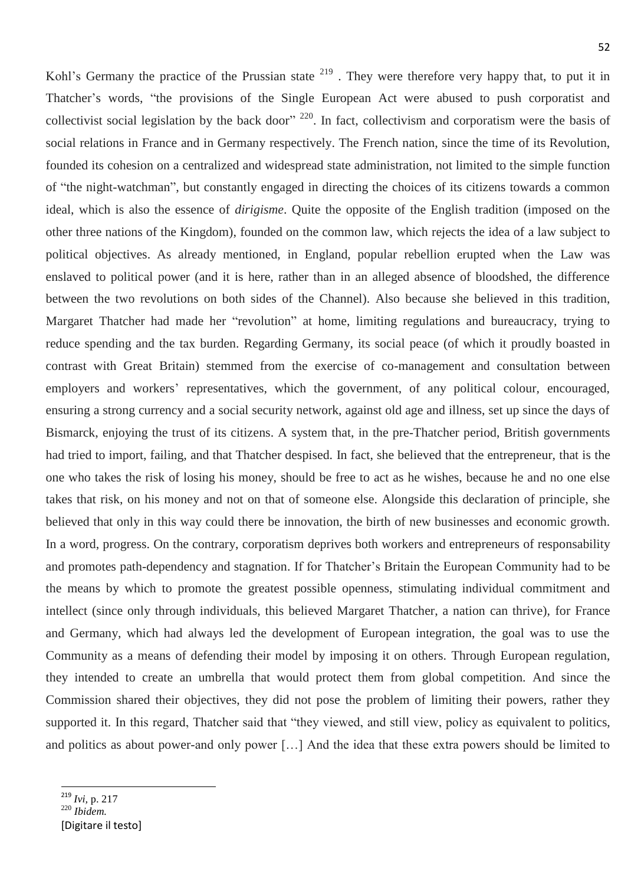Kohl's Germany the practice of the Prussian state [219] . They were therefore very happy that, to put it in Thatcher's words, "the provisions of the Single European Act were abused to push corporatist and collectivist social legislation by the back door" [220]. In fact, collectivism and corporatism were the basis of social relations in France and in Germany respectively. The French nation, since the time of its Revolution, founded its cohesion on a centralized and widespread state administration, not limited to the simple function of "the night-watchman", but constantly engaged in directing the choices of its citizens towards a common ideal, which is also the essence of *dirigisme*. Quite the opposite of the English tradition (imposed on the other three nations of the Kingdom), founded on the common law, which rejects the idea of a law subject to political objectives. As already mentioned, in England, popular rebellion erupted when the Law was enslaved to political power (and it is here, rather than in an alleged absence of bloodshed, the difference between the two revolutions on both sides of the Channel). Also because she believed in this tradition, Margaret Thatcher had made her "revolution" at home, limiting regulations and bureaucracy, trying to reduce spending and the tax burden. Regarding Germany, its social peace (of which it proudly boasted in contrast with Great Britain) stemmed from the exercise of co-management and consultation between employers and workers' representatives, which the government, of any political colour, encouraged, ensuring a strong currency and a social security network, against old age and illness, set up since the days of Bismarck, enjoying the trust of its citizens. A system that, in the pre-Thatcher period, British governments had tried to import, failing, and that Thatcher despised. In fact, she believed that the entrepreneur, that is the one who takes the risk of losing his money, should be free to act as he wishes, because he and no one else takes that risk, on his money and not on that of someone else. Alongside this declaration of principle, she believed that only in this way could there be innovation, the birth of new businesses and economic growth. In a word, progress. On the contrary, corporatism deprives both workers and entrepreneurs of responsability and promotes path-dependency and stagnation. If for Thatcher's Britain the European Community had to be the means by which to promote the greatest possible openness, stimulating individual commitment and intellect (since only through individuals, this believed Margaret Thatcher, a nation can thrive), for France and Germany, which had always led the development of European integration, the goal was to use the Community as a means of defending their model by imposing it on others. Through European regulation, they intended to create an umbrella that would protect them from global competition. And since the Commission shared their objectives, they did not pose the problem of limiting their powers, rather they supported it. In this regard, Thatcher said that "they viewed, and still view, policy as equivalent to politics, and politics as about power-and only power […] And the idea that these extra powers should be limited to

[219] *Ivi*, p. 217

[220] *Ibidem.*

[Digitare il testo]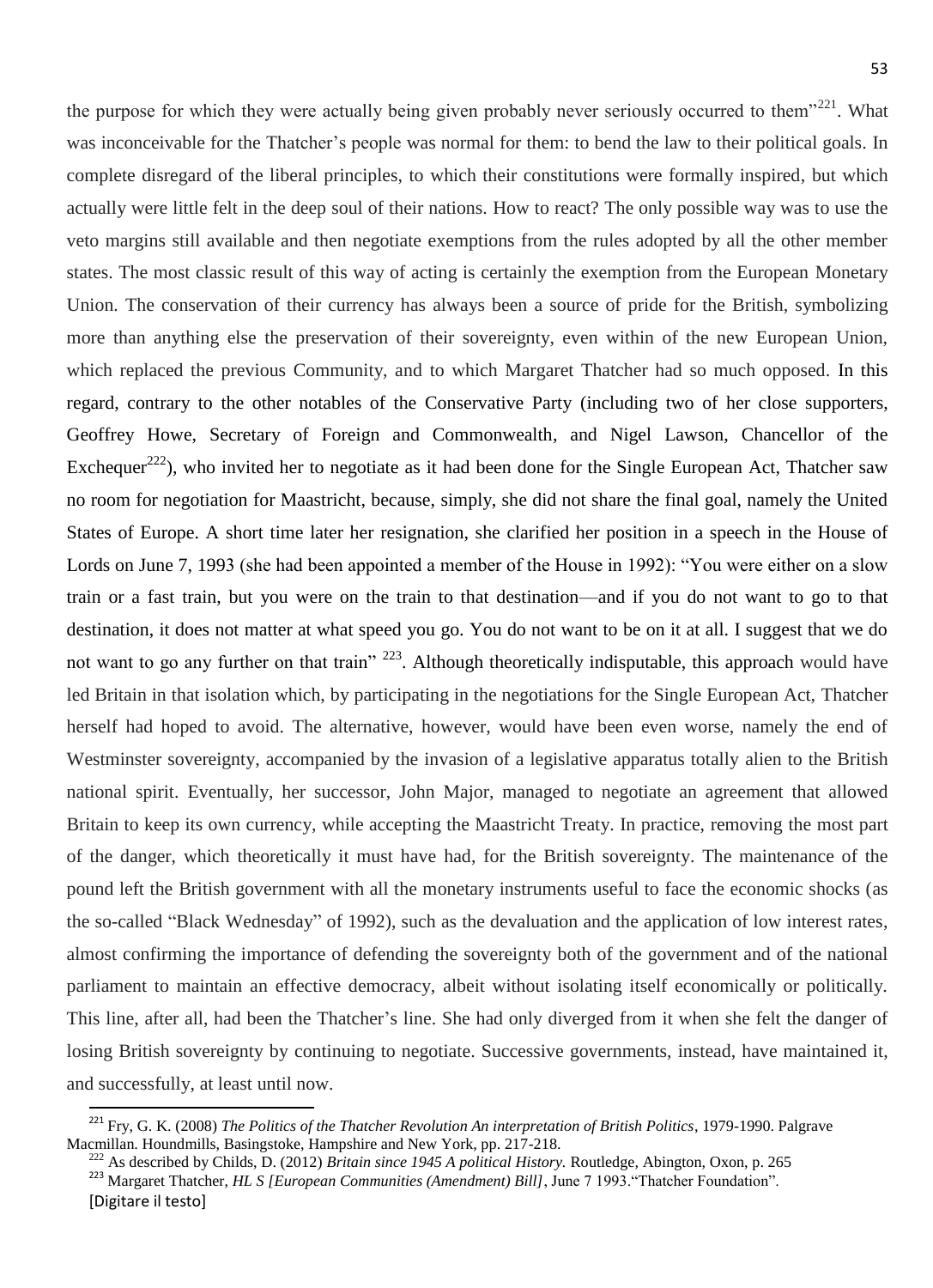the purpose for which they were actually being given probably never seriously occurred to them"[221]. What was inconceivable for the Thatcher's people was normal for them: to bend the law to their political goals. In complete disregard of the liberal principles, to which their constitutions were formally inspired, but which actually were little felt in the deep soul of their nations. How to react? The only possible way was to use the veto margins still available and then negotiate exemptions from the rules adopted by all the other member states. The most classic result of this way of acting is certainly the exemption from the European Monetary Union. The conservation of their currency has always been a source of pride for the British, symbolizing more than anything else the preservation of their sovereignty, even within of the new European Union, which replaced the previous Community, and to which Margaret Thatcher had so much opposed. In this regard, contrary to the other notables of the Conservative Party (including two of her close supporters, Geoffrey Howe, Secretary of Foreign and Commonwealth, and Nigel Lawson, Chancellor of the Exchequer[222]), who invited her to negotiate as it had been done for the Single European Act, Thatcher saw no room for negotiation for Maastricht, because, simply, she did not share the final goal, namely the United States of Europe. A short time later her resignation, she clarified her position in a speech in the House of Lords on June 7, 1993 (she had been appointed a member of the House in 1992): "You were either on a slow train or a fast train, but you were on the train to that destination—and if you do not want to go to that destination, it does not matter at what speed you go. You do not want to be on it at all. I suggest that we do not want to go any further on that train" [223]. Although theoretically indisputable, this approach would have led Britain in that isolation which, by participating in the negotiations for the Single European Act, Thatcher herself had hoped to avoid. The alternative, however, would have been even worse, namely the end of Westminster sovereignty, accompanied by the invasion of a legislative apparatus totally alien to the British national spirit. Eventually, her successor, John Major, managed to negotiate an agreement that allowed Britain to keep its own currency, while accepting the Maastricht Treaty. In practice, removing the most part of the danger, which theoretically it must have had, for the British sovereignty. The maintenance of the pound left the British government with all the monetary instruments useful to face the economic shocks (as the so-called "Black Wednesday" of 1992), such as the devaluation and the application of low interest rates, almost confirming the importance of defending the sovereignty both of the government and of the national parliament to maintain an effective democracy, albeit without isolating itself economically or politically. This line, after all, had been the Thatcher's line. She had only diverged from it when she felt the danger of losing British sovereignty by continuing to negotiate. Successive governments, instead, have maintained it, and successfully, at least until now.

[221] Fry, G. K. (2008) *The Politics of the Thatcher Revolution An interpretation of British Politics*, 1979-1990. Palgrave Macmillan. Houndmills, Basingstoke, Hampshire and New York, pp. 217-218.

[222] As described by Childs, D. (2012) *Britain since 1945 A political History.* Routledge, Abington, Oxon, p. 265

[223] Margaret Thatcher, *HL S [European Communities (Amendment) Bill]*, June 7 1993."Thatcher Foundation".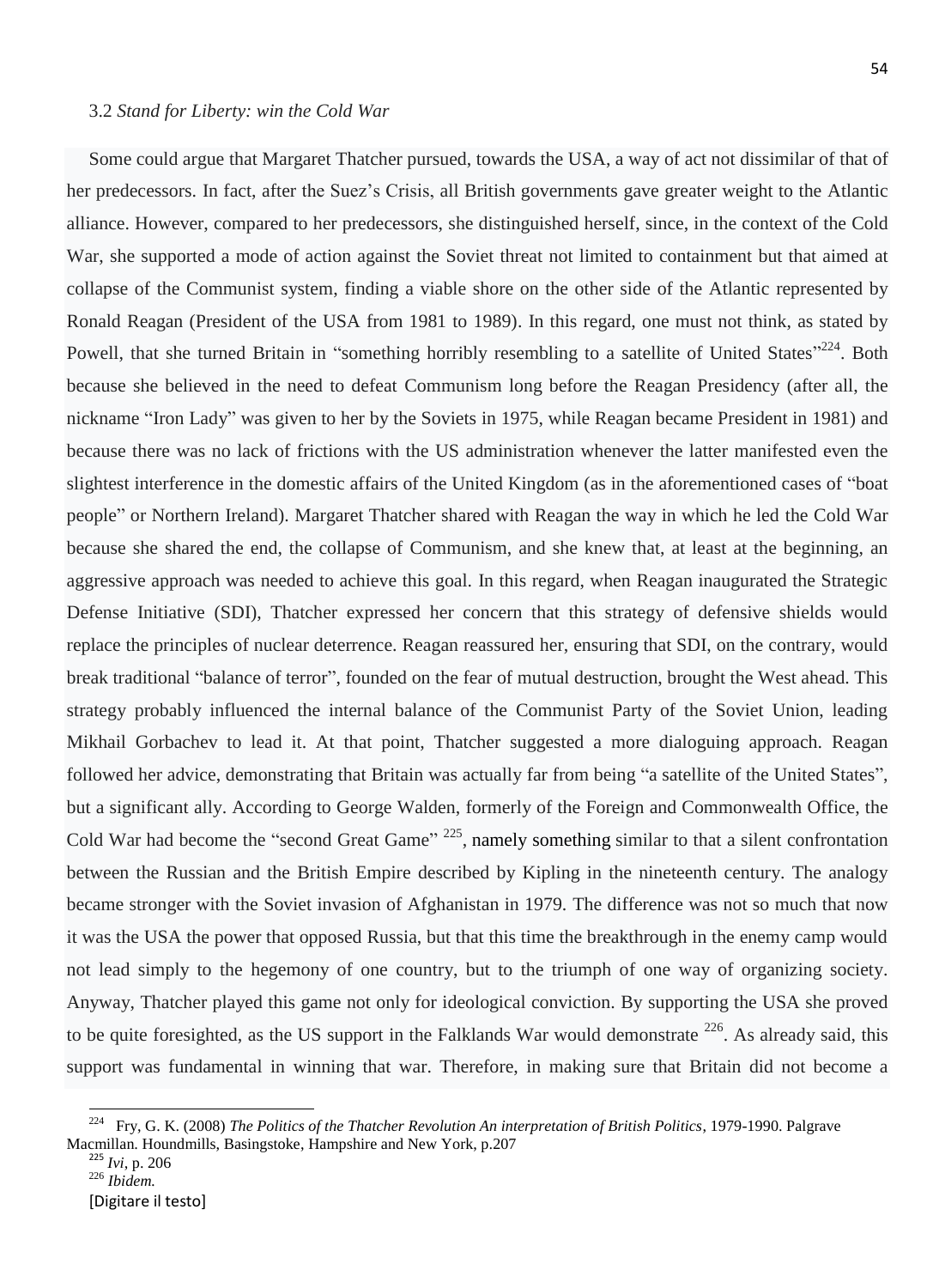### 3.2 *Stand for Liberty: win the Cold War*

Some could argue that Margaret Thatcher pursued, towards the USA, a way of act not dissimilar of that of her predecessors. In fact, after the Suez's Crisis, all British governments gave greater weight to the Atlantic alliance. However, compared to her predecessors, she distinguished herself, since, in the context of the Cold War, she supported a mode of action against the Soviet threat not limited to containment but that aimed at collapse of the Communist system, finding a viable shore on the other side of the Atlantic represented by Ronald Reagan (President of the USA from 1981 to 1989). In this regard, one must not think, as stated by Powell, that she turned Britain in "something horribly resembling to a satellite of United States"[224]. Both because she believed in the need to defeat Communism long before the Reagan Presidency (after all, the nickname "Iron Lady" was given to her by the Soviets in 1975, while Reagan became President in 1981) and because there was no lack of frictions with the US administration whenever the latter manifested even the slightest interference in the domestic affairs of the United Kingdom (as in the aforementioned cases of "boat people" or Northern Ireland). Margaret Thatcher shared with Reagan the way in which he led the Cold War because she shared the end, the collapse of Communism, and she knew that, at least at the beginning, an aggressive approach was needed to achieve this goal. In this regard, when Reagan inaugurated the Strategic Defense Initiative (SDI), Thatcher expressed her concern that this strategy of defensive shields would replace the principles of nuclear deterrence. Reagan reassured her, ensuring that SDI, on the contrary, would break traditional "balance of terror", founded on the fear of mutual destruction, brought the West ahead. This strategy probably influenced the internal balance of the Communist Party of the Soviet Union, leading Mikhail Gorbachev to lead it. At that point, Thatcher suggested a more dialoguing approach. Reagan followed her advice, demonstrating that Britain was actually far from being "a satellite of the United States", but a significant ally. According to George Walden, formerly of the Foreign and Commonwealth Office, the Cold War had become the "second Great Game" [225], namely something similar to that a silent confrontation between the Russian and the British Empire described by Kipling in the nineteenth century. The analogy became stronger with the Soviet invasion of Afghanistan in 1979. The difference was not so much that now it was the USA the power that opposed Russia, but that this time the breakthrough in the enemy camp would not lead simply to the hegemony of one country, but to the triumph of one way of organizing society. Anyway, Thatcher played this game not only for ideological conviction. By supporting the USA she proved to be quite foresighted, as the US support in the Falklands War would demonstrate [226]. As already said, this support was fundamental in winning that war. Therefore, in making sure that Britain did not become a

---

[224] Fry, G. K. (2008) *The Politics of the Thatcher Revolution An interpretation of British Politics*, 1979-1990. Palgrave Macmillan. Houndmills, Basingstoke, Hampshire and New York, p.207

[225] *Ivi*, p. 206

[226] *Ibidem.*

[Digitare il testo]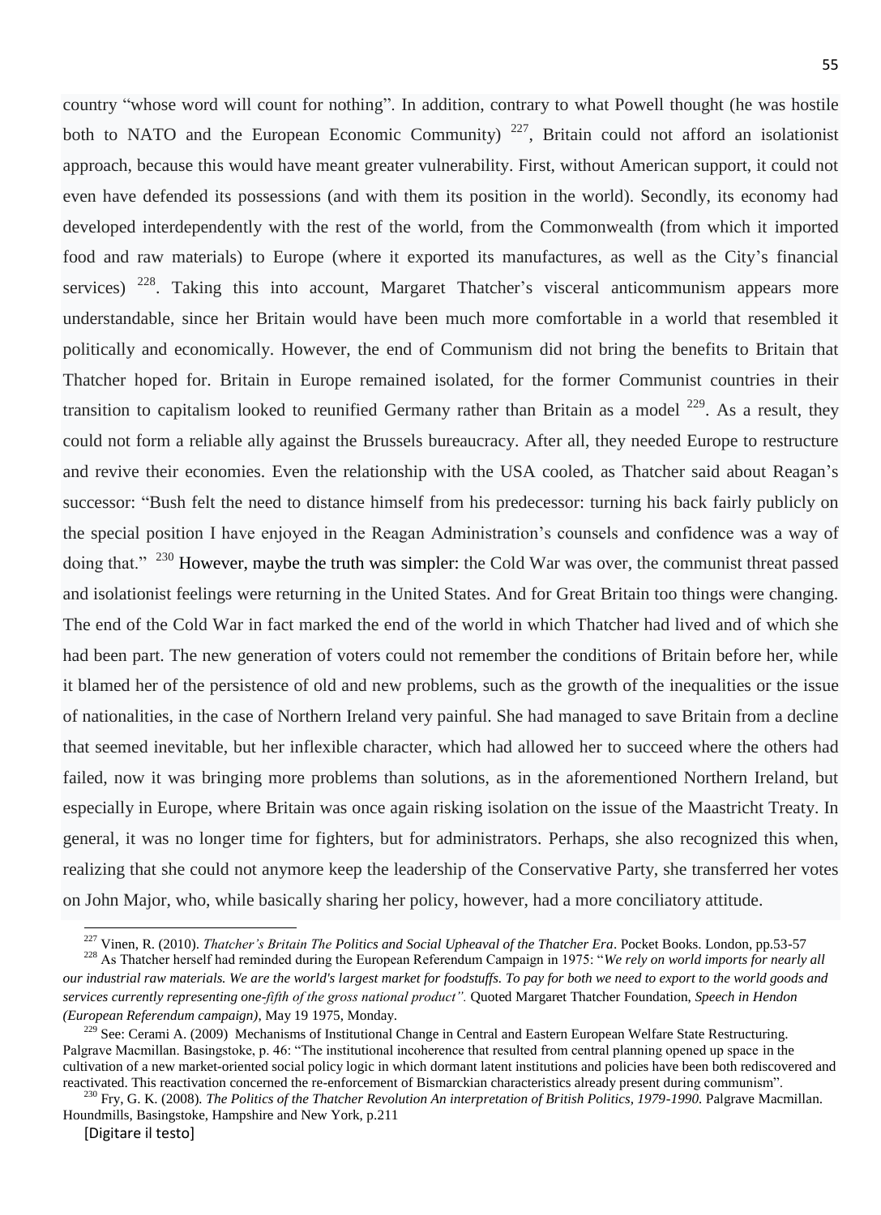country "whose word will count for nothing". In addition, contrary to what Powell thought (he was hostile both to NATO and the European Economic Community) [227], Britain could not afford an isolationist approach, because this would have meant greater vulnerability. First, without American support, it could not even have defended its possessions (and with them its position in the world). Secondly, its economy had developed interdependently with the rest of the world, from the Commonwealth (from which it imported food and raw materials) to Europe (where it exported its manufactures, as well as the City's financial services) [228]. Taking this into account, Margaret Thatcher's visceral anticommunism appears more understandable, since her Britain would have been much more comfortable in a world that resembled it politically and economically. However, the end of Communism did not bring the benefits to Britain that Thatcher hoped for. Britain in Europe remained isolated, for the former Communist countries in their transition to capitalism looked to reunified Germany rather than Britain as a model [229]. As a result, they could not form a reliable ally against the Brussels bureaucracy. After all, they needed Europe to restructure and revive their economies. Even the relationship with the USA cooled, as Thatcher said about Reagan's successor: "Bush felt the need to distance himself from his predecessor: turning his back fairly publicly on the special position I have enjoyed in the Reagan Administration's counsels and confidence was a way of doing that." [230] However, maybe the truth was simpler: the Cold War was over, the communist threat passed and isolationist feelings were returning in the United States. And for Great Britain too things were changing. The end of the Cold War in fact marked the end of the world in which Thatcher had lived and of which she had been part. The new generation of voters could not remember the conditions of Britain before her, while it blamed her of the persistence of old and new problems, such as the growth of the inequalities or the issue of nationalities, in the case of Northern Ireland very painful. She had managed to save Britain from a decline that seemed inevitable, but her inflexible character, which had allowed her to succeed where the others had failed, now it was bringing more problems than solutions, as in the aforementioned Northern Ireland, but especially in Europe, where Britain was once again risking isolation on the issue of the Maastricht Treaty. In general, it was no longer time for fighters, but for administrators. Perhaps, she also recognized this when, realizing that she could not anymore keep the leadership of the Conservative Party, she transferred her votes on John Major, who, while basically sharing her policy, however, had a more conciliatory attitude.

---

[227] Vinen, R. (2010). *Thatcher's Britain The Politics and Social Upheaval of the Thatcher Era*. Pocket Books. London, pp.53-57

[228] As Thatcher herself had reminded during the European Referendum Campaign in 1975: "*We rely on world imports for nearly all our industrial raw materials. We are the world's largest market for foodstuffs. To pay for both we need to export to the world goods and services currently representing one-fifth of the gross national product".* Quoted Margaret Thatcher Foundation, *Speech in Hendon (European Referendum campaign)*, May 19 1975, Monday.

[229] See: Cerami A. (2009) Mechanisms of Institutional Change in Central and Eastern European Welfare State Restructuring. Palgrave Macmillan. Basingstoke, p. 46: "The institutional incoherence that resulted from central planning opened up space in the cultivation of a new market-oriented social policy logic in which dormant latent institutions and policies have been both rediscovered and reactivated. This reactivation concerned the re-enforcement of Bismarckian characteristics already present during communism".

[230] Fry, G. K. (2008). *The Politics of the Thatcher Revolution An interpretation of British Politics, 1979-1990.* Palgrave Macmillan. Houndmills, Basingstoke, Hampshire and New York, p.211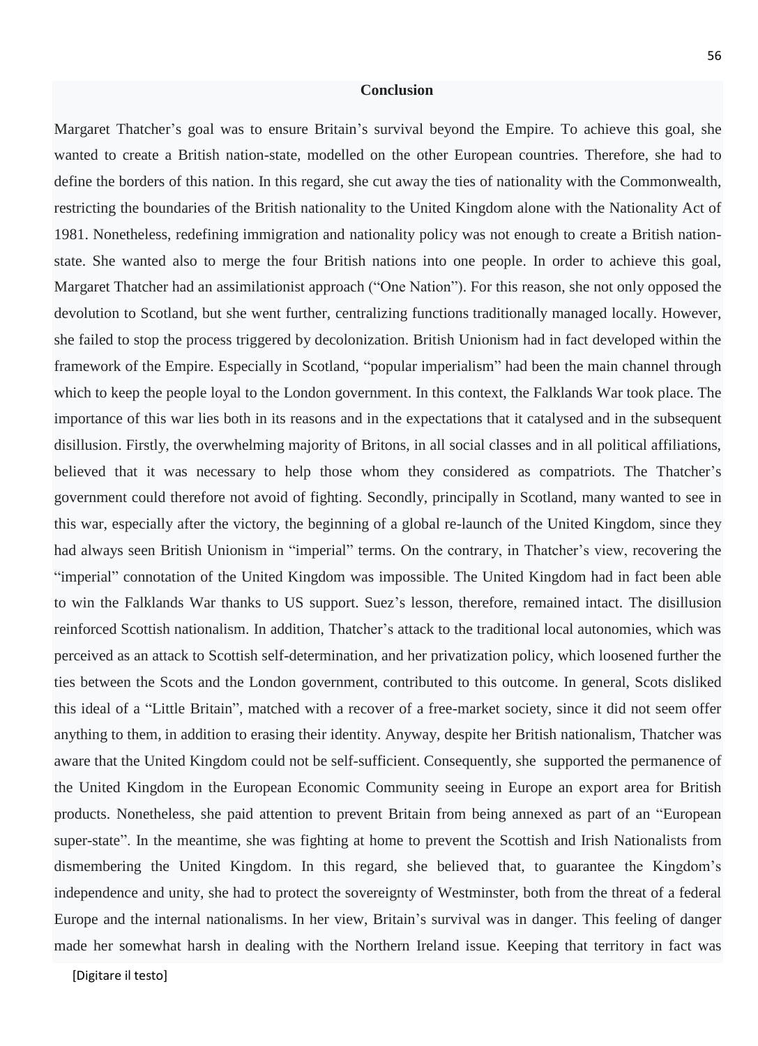## Conclusion

Margaret Thatcher's goal was to ensure Britain's survival beyond the Empire. To achieve this goal, she wanted to create a British nation-state, modelled on the other European countries. Therefore, she had to define the borders of this nation. In this regard, she cut away the ties of nationality with the Commonwealth, restricting the boundaries of the British nationality to the United Kingdom alone with the Nationality Act of 1981. Nonetheless, redefining immigration and nationality policy was not enough to create a British nation-state. She wanted also to merge the four British nations into one people. In order to achieve this goal, Margaret Thatcher had an assimilationist approach ("One Nation"). For this reason, she not only opposed the devolution to Scotland, but she went further, centralizing functions traditionally managed locally. However, she failed to stop the process triggered by decolonization. British Unionism had in fact developed within the framework of the Empire. Especially in Scotland, "popular imperialism" had been the main channel through which to keep the people loyal to the London government. In this context, the Falklands War took place. The importance of this war lies both in its reasons and in the expectations that it catalysed and in the subsequent disillusion. Firstly, the overwhelming majority of Britons, in all social classes and in all political affiliations, believed that it was necessary to help those whom they considered as compatriots. The Thatcher's government could therefore not avoid of fighting. Secondly, principally in Scotland, many wanted to see in this war, especially after the victory, the beginning of a global re-launch of the United Kingdom, since they had always seen British Unionism in "imperial" terms. On the contrary, in Thatcher's view, recovering the "imperial" connotation of the United Kingdom was impossible. The United Kingdom had in fact been able to win the Falklands War thanks to US support. Suez's lesson, therefore, remained intact. The disillusion reinforced Scottish nationalism. In addition, Thatcher's attack to the traditional local autonomies, which was perceived as an attack to Scottish self-determination, and her privatization policy, which loosened further the ties between the Scots and the London government, contributed to this outcome. In general, Scots disliked this ideal of a "Little Britain", matched with a recover of a free-market society, since it did not seem offer anything to them, in addition to erasing their identity. Anyway, despite her British nationalism, Thatcher was aware that the United Kingdom could not be self-sufficient. Consequently, she supported the permanence of the United Kingdom in the European Economic Community seeing in Europe an export area for British products. Nonetheless, she paid attention to prevent Britain from being annexed as part of an "European super-state". In the meantime, she was fighting at home to prevent the Scottish and Irish Nationalists from dismembering the United Kingdom. In this regard, she believed that, to guarantee the Kingdom's independence and unity, she had to protect the sovereignty of Westminster, both from the threat of a federal Europe and the internal nationalisms. In her view, Britain's survival was in danger. This feeling of danger made her somewhat harsh in dealing with the Northern Ireland issue. Keeping that territory in fact was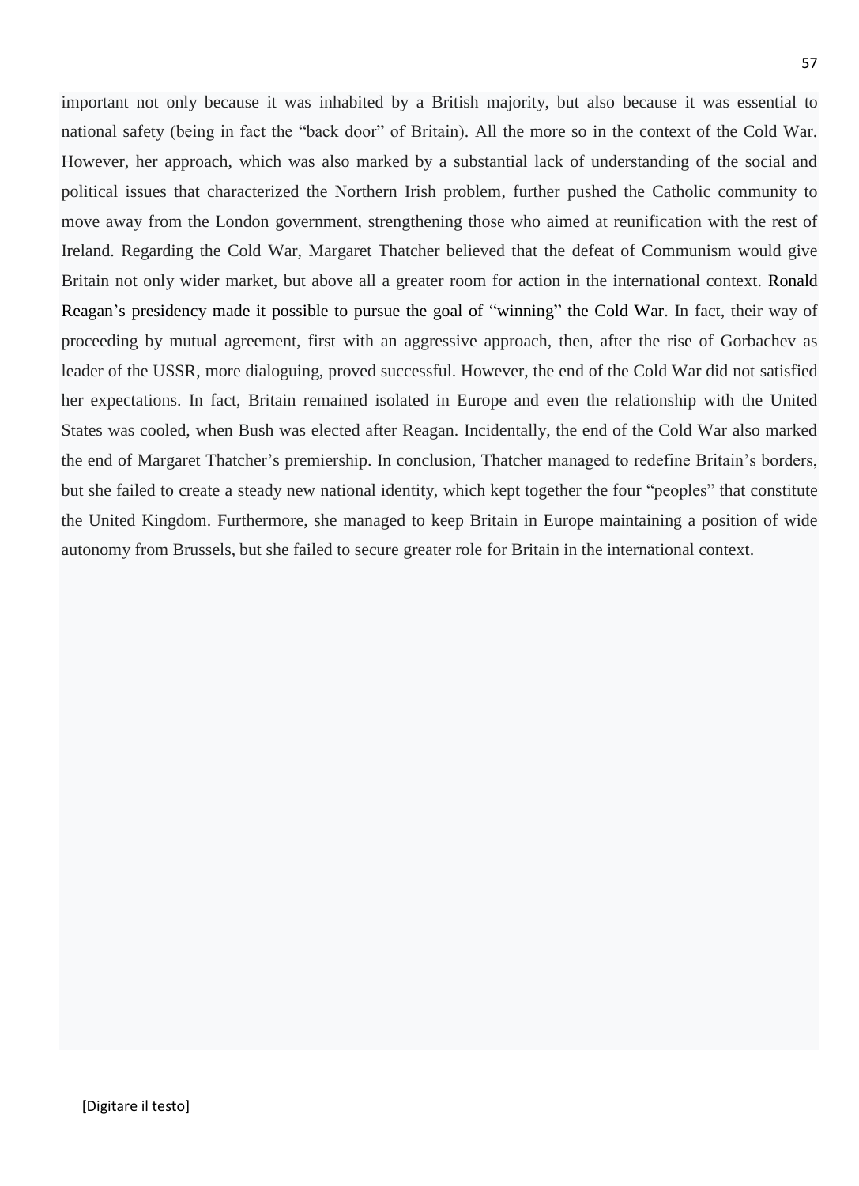important not only because it was inhabited by a British majority, but also because it was essential to national safety (being in fact the "back door" of Britain). All the more so in the context of the Cold War. However, her approach, which was also marked by a substantial lack of understanding of the social and political issues that characterized the Northern Irish problem, further pushed the Catholic community to move away from the London government, strengthening those who aimed at reunification with the rest of Ireland. Regarding the Cold War, Margaret Thatcher believed that the defeat of Communism would give Britain not only wider market, but above all a greater room for action in the international context. Ronald Reagan's presidency made it possible to pursue the goal of "winning" the Cold War. In fact, their way of proceeding by mutual agreement, first with an aggressive approach, then, after the rise of Gorbachev as leader of the USSR, more dialoguing, proved successful. However, the end of the Cold War did not satisfied her expectations. In fact, Britain remained isolated in Europe and even the relationship with the United States was cooled, when Bush was elected after Reagan. Incidentally, the end of the Cold War also marked the end of Margaret Thatcher's premiership. In conclusion, Thatcher managed to redefine Britain's borders, but she failed to create a steady new national identity, which kept together the four "peoples" that constitute the United Kingdom. Furthermore, she managed to keep Britain in Europe maintaining a position of wide autonomy from Brussels, but she failed to secure greater role for Britain in the international context.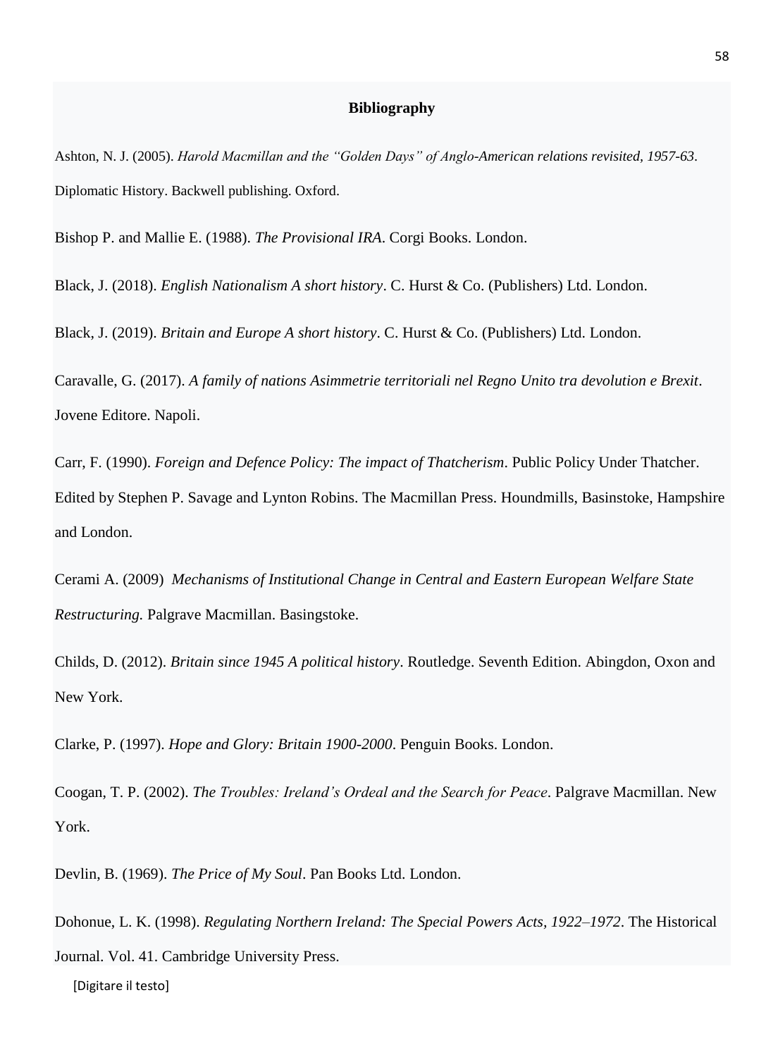**Bibliography**

Ashton, N. J. (2005). *Harold Macmillan and the "Golden Days" of Anglo-American relations revisited, 1957-63*. Diplomatic History. Backwell publishing. Oxford.

Bishop P. and Mallie E. (1988). *The Provisional IRA*. Corgi Books. London.

Black, J. (2018). *English Nationalism A short history*. C. Hurst & Co. (Publishers) Ltd. London.

Black, J. (2019). *Britain and Europe A short history*. C. Hurst & Co. (Publishers) Ltd. London.

Caravalle, G. (2017). *A family of nations Asimmetrie territoriali nel Regno Unito tra devolution e Brexit*. Jovene Editore. Napoli.

Carr, F. (1990). *Foreign and Defence Policy: The impact of Thatcherism*. Public Policy Under Thatcher. Edited by Stephen P. Savage and Lynton Robins. The Macmillan Press. Houndmills, Basinstoke, Hampshire and London.

Cerami A. (2009) *Mechanisms of Institutional Change in Central and Eastern European Welfare State Restructuring.* Palgrave Macmillan. Basingstoke.

Childs, D. (2012). *Britain since 1945 A political history*. Routledge. Seventh Edition. Abingdon, Oxon and New York.

Clarke, P. (1997). *Hope and Glory: Britain 1900-2000*. Penguin Books. London.

Coogan, T. P. (2002). *The Troubles: Ireland's Ordeal and the Search for Peace*. Palgrave Macmillan. New York.

Devlin, B. (1969). *The Price of My Soul*. Pan Books Ltd. London.

Dohonue, L. K. (1998). *Regulating Northern Ireland: The Special Powers Acts, 1922–1972*. The Historical Journal. Vol. 41. Cambridge University Press.

[Digitare il testo]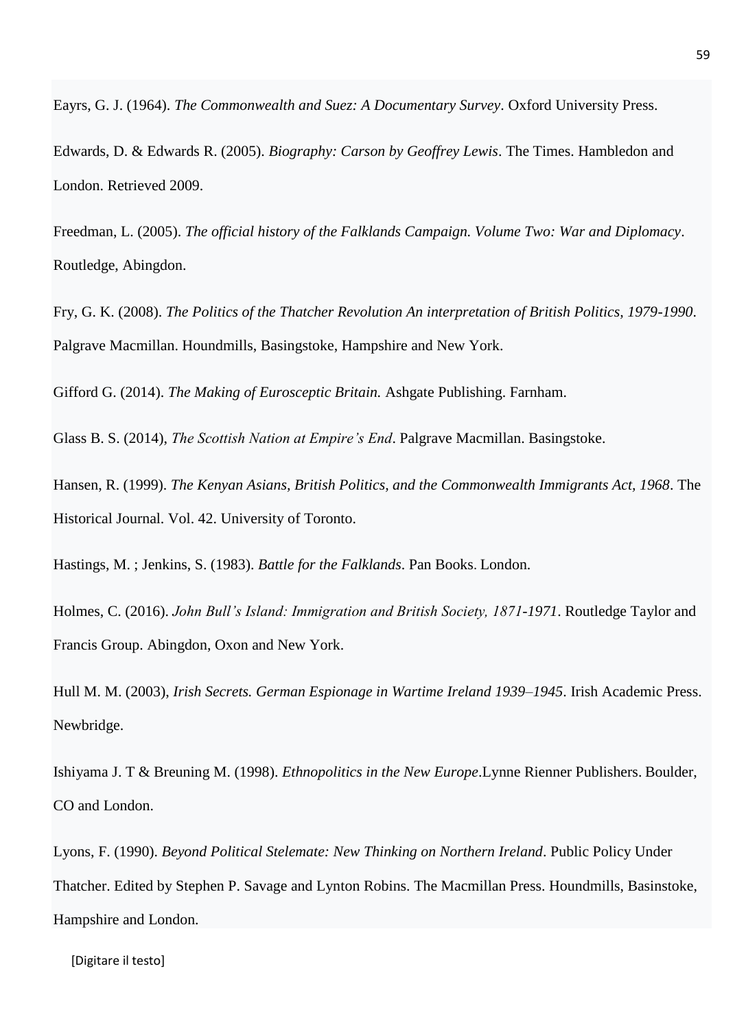Eayrs, G. J. (1964). *The Commonwealth and Suez: A Documentary Survey*. Oxford University Press.

Edwards, D. & Edwards R. (2005). *Biography: Carson by Geoffrey Lewis*. The Times. Hambledon and London. Retrieved 2009.

Freedman, L. (2005). *The official history of the Falklands Campaign. Volume Two: War and Diplomacy*. Routledge, Abingdon.

Fry, G. K. (2008). *The Politics of the Thatcher Revolution An interpretation of British Politics, 1979-1990*. Palgrave Macmillan. Houndmills, Basingstoke, Hampshire and New York.

Gifford G. (2014). *The Making of Eurosceptic Britain.* Ashgate Publishing. Farnham.

Glass B. S. (2014), *The Scottish Nation at Empire's End*. Palgrave Macmillan. Basingstoke.

Hansen, R. (1999). *The Kenyan Asians, British Politics, and the Commonwealth Immigrants Act, 1968*. The Historical Journal. Vol. 42. University of Toronto.

Hastings, M. ; Jenkins, S. (1983). *Battle for the Falklands*. Pan Books. London.

Holmes, C. (2016). *John Bull's Island: Immigration and British Society, 1871-1971*. Routledge Taylor and Francis Group. Abingdon, Oxon and New York.

Hull M. M. (2003), *Irish Secrets. German Espionage in Wartime Ireland 1939–1945*. Irish Academic Press. Newbridge.

Ishiyama J. T & Breuning M. (1998). *Ethnopolitics in the New Europe*.Lynne Rienner Publishers. Boulder, CO and London.

Lyons, F. (1990). *Beyond Political Stelemate: New Thinking on Northern Ireland*. Public Policy Under Thatcher. Edited by Stephen P. Savage and Lynton Robins. The Macmillan Press. Houndmills, Basinstoke, Hampshire and London.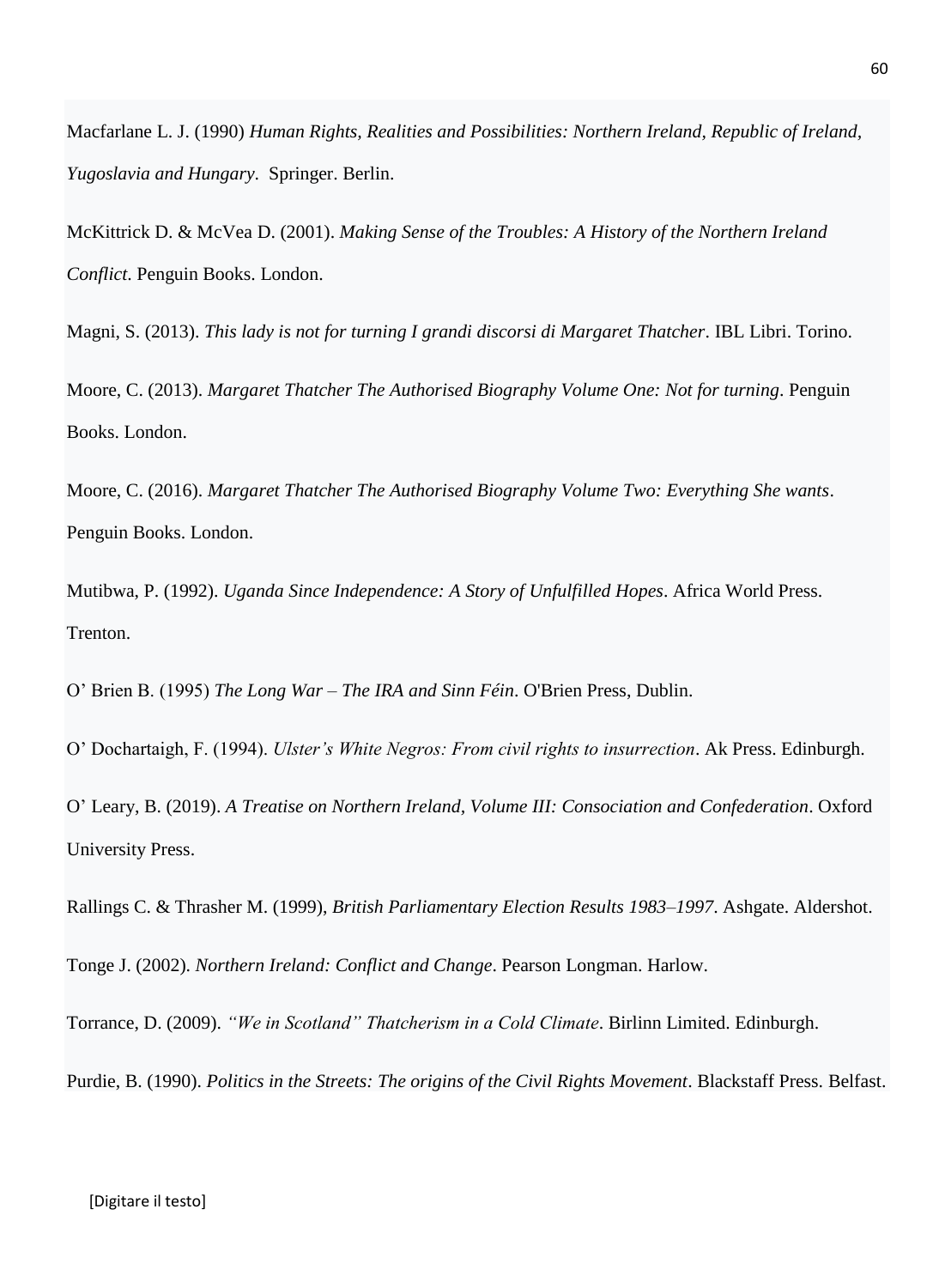Macfarlane L. J. (1990) *Human Rights, Realities and Possibilities: Northern Ireland, Republic of Ireland, Yugoslavia and Hungary*. Springer. Berlin.

McKittrick D. & McVea D. (2001). *Making Sense of the Troubles: A History of the Northern Ireland Conflict*. Penguin Books. London.

Magni, S. (2013). *This lady is not for turning I grandi discorsi di Margaret Thatcher*. IBL Libri. Torino.

Moore, C. (2013). *Margaret Thatcher The Authorised Biography Volume One: Not for turning*. Penguin Books. London.

Moore, C. (2016). *Margaret Thatcher The Authorised Biography Volume Two: Everything She wants*. Penguin Books. London.

Mutibwa, P. (1992). *Uganda Since Independence: A Story of Unfulfilled Hopes*. Africa World Press. Trenton.

O' Brien B. (1995) *The Long War – The IRA and Sinn Féin*. O'Brien Press, Dublin.

O' Dochartaigh, F. (1994). *Ulster's White Negros: From civil rights to insurrection*. Ak Press. Edinburgh.

O' Leary, B. (2019). *A Treatise on Northern Ireland, Volume III: Consociation and Confederation*. Oxford University Press.

Rallings C. & Thrasher M. (1999), *British Parliamentary Election Results 1983–1997*. Ashgate. Aldershot.

Tonge J. (2002). *Northern Ireland: Conflict and Change*. Pearson Longman. Harlow.

Torrance, D. (2009). *"We in Scotland" Thatcherism in a Cold Climate*. Birlinn Limited. Edinburgh.

Purdie, B. (1990). *Politics in the Streets: The origins of the Civil Rights Movement*. Blackstaff Press. Belfast.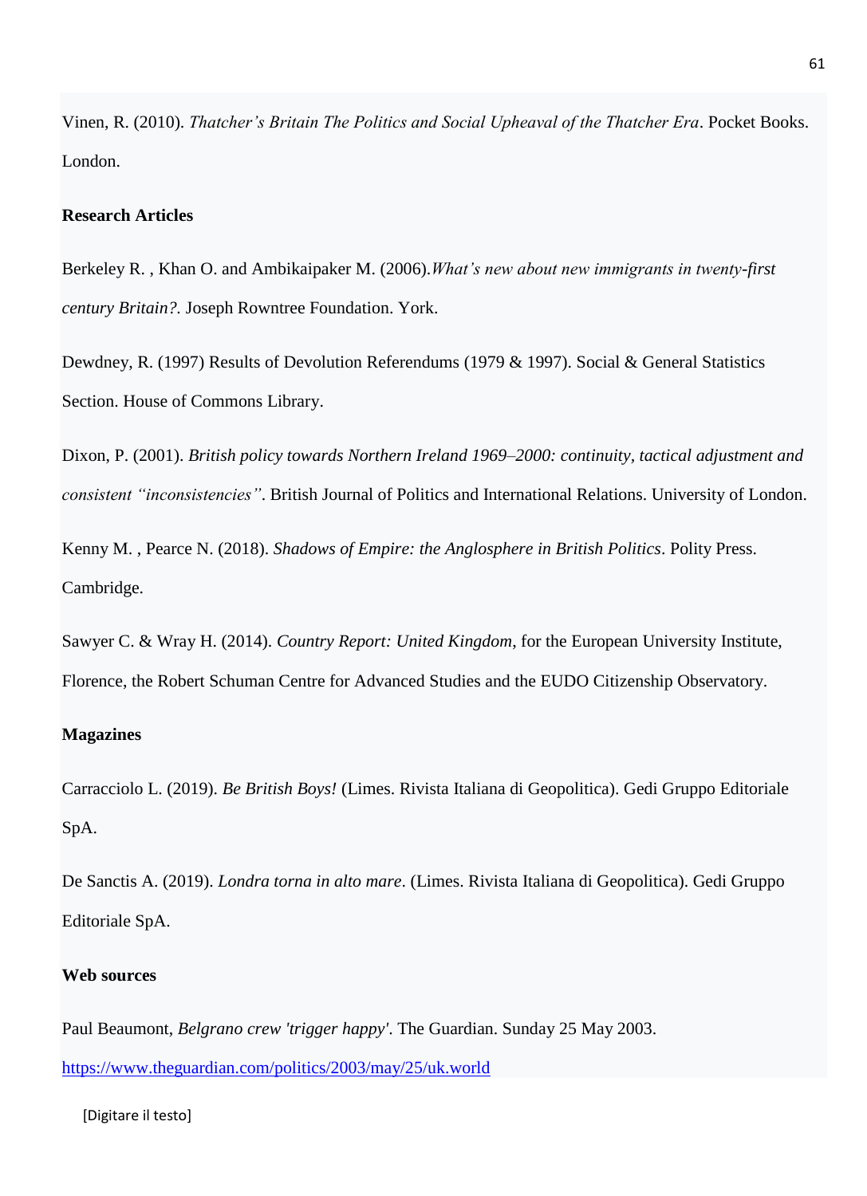Vinen, R. (2010). *Thatcher's Britain The Politics and Social Upheaval of the Thatcher Era*. Pocket Books. London.

**Research Articles**

Berkeley R. , Khan O. and Ambikaipaker M. (2006).*What's new about new immigrants in twenty-first century Britain?.* Joseph Rowntree Foundation. York.

Dewdney, R. (1997) Results of Devolution Referendums (1979 & 1997). Social & General Statistics Section. House of Commons Library.

Dixon, P. (2001). *British policy towards Northern Ireland 1969–2000: continuity, tactical adjustment and consistent "inconsistencies"*. British Journal of Politics and International Relations. University of London.

Kenny M. , Pearce N. (2018). *Shadows of Empire: the Anglosphere in British Politics*. Polity Press. Cambridge.

Sawyer C. & Wray H. (2014). *Country Report: United Kingdom*, for the European University Institute, Florence, the Robert Schuman Centre for Advanced Studies and the EUDO Citizenship Observatory.

**Magazines**

Carracciolo L. (2019). *Be British Boys!* (Limes. Rivista Italiana di Geopolitica). Gedi Gruppo Editoriale SpA.

De Sanctis A. (2019). *Londra torna in alto mare*. (Limes. Rivista Italiana di Geopolitica). Gedi Gruppo Editoriale SpA.

**Web sources**

Paul Beaumont, *Belgrano crew 'trigger happy'*. The Guardian. Sunday 25 May 2003.
https://www.theguardian.com/politics/2003/may/25/uk.world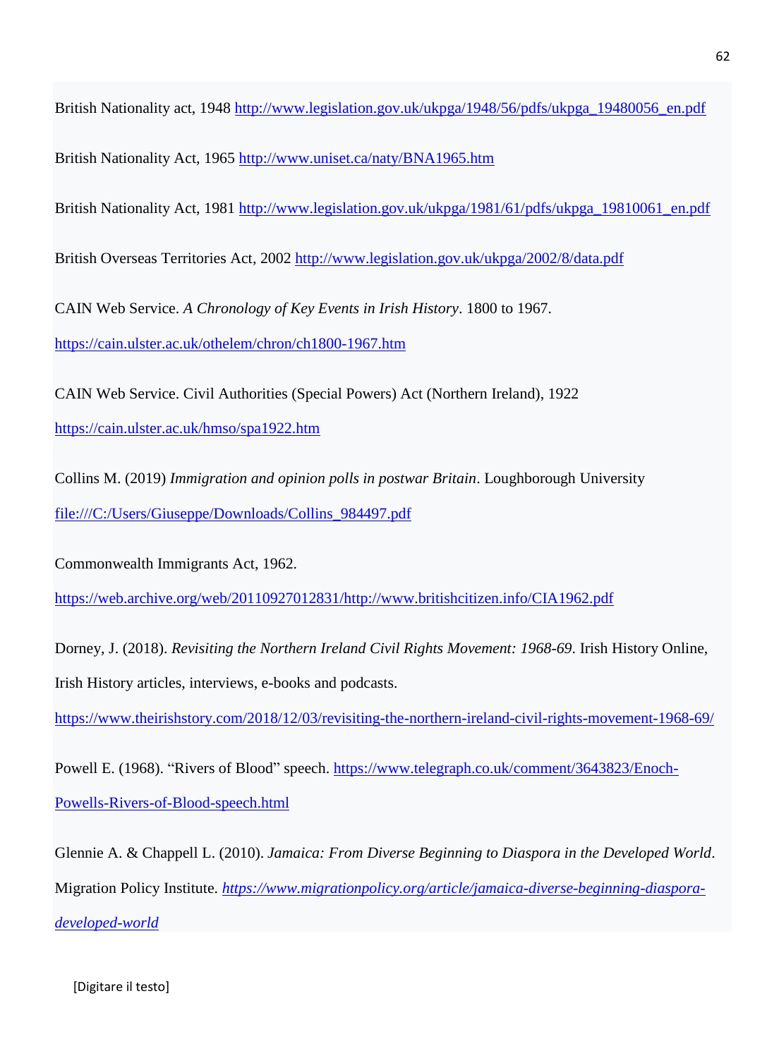British Nationality act, 1948 http://www.legislation.gov.uk/ukpga/1948/56/pdfs/ukpga_19480056_en.pdf

British Nationality Act, 1965 http://www.uniset.ca/naty/BNA1965.htm

British Nationality Act, 1981 http://www.legislation.gov.uk/ukpga/1981/61/pdfs/ukpga_19810061_en.pdf

British Overseas Territories Act, 2002 http://www.legislation.gov.uk/ukpga/2002/8/data.pdf

CAIN Web Service. *A Chronology of Key Events in Irish History*. 1800 to 1967. https://cain.ulster.ac.uk/othelem/chron/ch1800-1967.htm

CAIN Web Service. Civil Authorities (Special Powers) Act (Northern Ireland), 1922 https://cain.ulster.ac.uk/hmso/spa1922.htm

Collins M. (2019) *Immigration and opinion polls in postwar Britain*. Loughborough University file:///C:/Users/Giuseppe/Downloads/Collins_984497.pdf

Commonwealth Immigrants Act, 1962. https://web.archive.org/web/20110927012831/http://www.britishcitizen.info/CIA1962.pdf

Dorney, J. (2018). *Revisiting the Northern Ireland Civil Rights Movement: 1968-69*. Irish History Online, Irish History articles, interviews, e-books and podcasts. https://www.theirishstory.com/2018/12/03/revisiting-the-northern-ireland-civil-rights-movement-1968-69/

Powell E. (1968). "Rivers of Blood" speech. https://www.telegraph.co.uk/comment/3643823/Enoch-Powells-Rivers-of-Blood-speech.html

Glennie A. & Chappell L. (2010). *Jamaica: From Diverse Beginning to Diaspora in the Developed World*. Migration Policy Institute. *https://www.migrationpolicy.org/article/jamaica-diverse-beginning-diaspora-developed-world*

[Digitare il testo]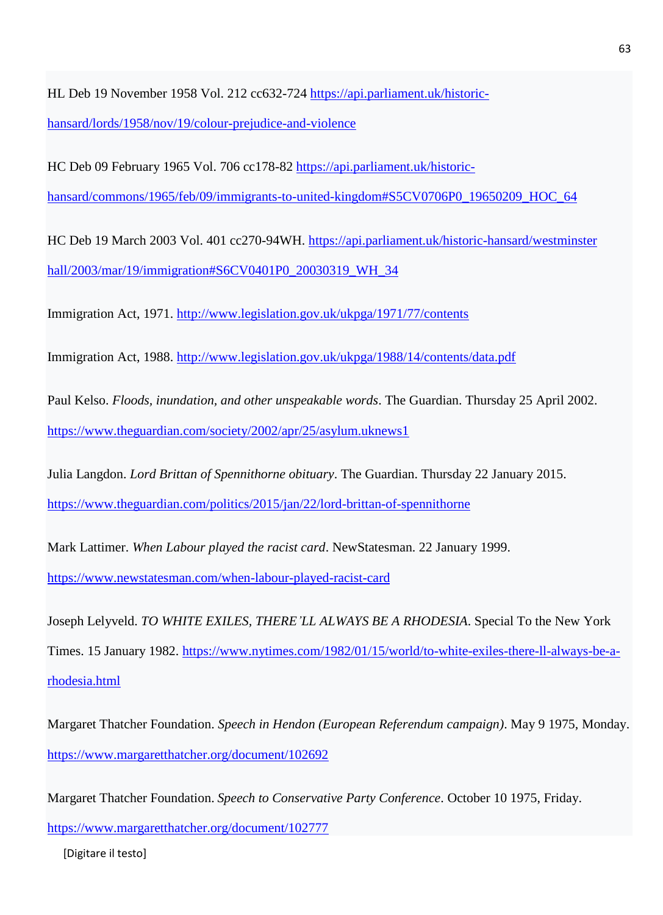HL Deb 19 November 1958 Vol. 212 cc632-724 https://api.parliament.uk/historic-hansard/lords/1958/nov/19/colour-prejudice-and-violence

HC Deb 09 February 1965 Vol. 706 cc178-82 https://api.parliament.uk/historic-hansard/commons/1965/feb/09/immigrants-to-united-kingdom#S5CV0706P0_19650209_HOC_64

HC Deb 19 March 2003 Vol. 401 cc270-94WH. https://api.parliament.uk/historic-hansard/westminster hall/2003/mar/19/immigration#S6CV0401P0_20030319_WH_34

Immigration Act, 1971. http://www.legislation.gov.uk/ukpga/1971/77/contents

Immigration Act, 1988. http://www.legislation.gov.uk/ukpga/1988/14/contents/data.pdf

Paul Kelso. *Floods, inundation, and other unspeakable words*. The Guardian. Thursday 25 April 2002. https://www.theguardian.com/society/2002/apr/25/asylum.uknews1

Julia Langdon. *Lord Brittan of Spennithorne obituary*. The Guardian. Thursday 22 January 2015. https://www.theguardian.com/politics/2015/jan/22/lord-brittan-of-spennithorne

Mark Lattimer. *When Labour played the racist card*. NewStatesman. 22 January 1999. https://www.newstatesman.com/when-labour-played-racist-card

Joseph Lelyveld. *TO WHITE EXILES, THERE'LL ALWAYS BE A RHODESIA*. Special To the New York Times. 15 January 1982. https://www.nytimes.com/1982/01/15/world/to-white-exiles-there-ll-always-be-a-rhodesia.html

Margaret Thatcher Foundation. *Speech in Hendon (European Referendum campaign)*. May 9 1975, Monday. https://www.margaretthatcher.org/document/102692

Margaret Thatcher Foundation. *Speech to Conservative Party Conference*. October 10 1975, Friday. https://www.margaretthatcher.org/document/102777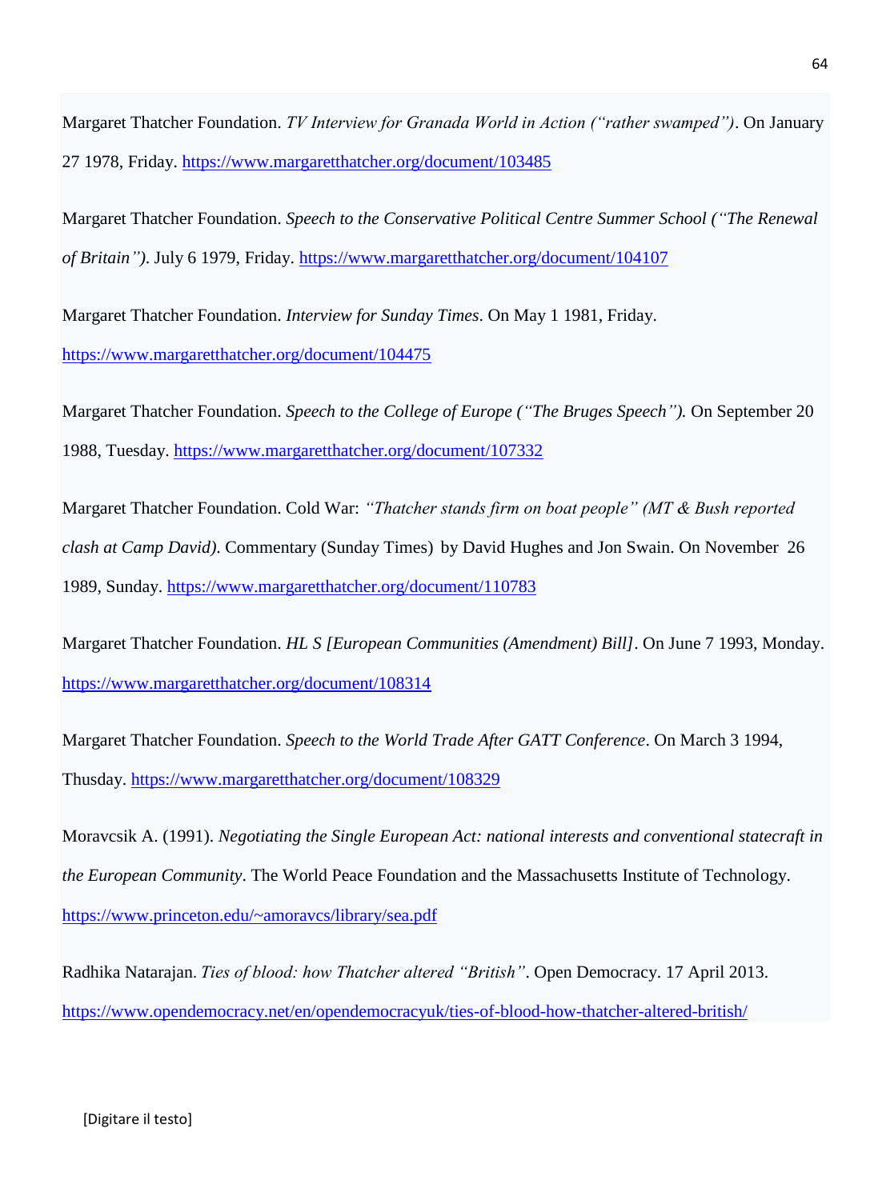Margaret Thatcher Foundation. *TV Interview for Granada World in Action ("rather swamped")*. On January 27 1978, Friday. https://www.margaretthatcher.org/document/103485

Margaret Thatcher Foundation. *Speech to the Conservative Political Centre Summer School ("The Renewal of Britain")*. July 6 1979, Friday. https://www.margaretthatcher.org/document/104107

Margaret Thatcher Foundation. *Interview for Sunday Times*. On May 1 1981, Friday. https://www.margaretthatcher.org/document/104475

Margaret Thatcher Foundation. *Speech to the College of Europe ("The Bruges Speech").* On September 20 1988, Tuesday. https://www.margaretthatcher.org/document/107332

Margaret Thatcher Foundation. Cold War: *"Thatcher stands firm on boat people" (MT & Bush reported clash at Camp David)*. Commentary (Sunday Times) by David Hughes and Jon Swain. On November 26 1989, Sunday. https://www.margaretthatcher.org/document/110783

Margaret Thatcher Foundation. *HL S [European Communities (Amendment) Bill]*. On June 7 1993, Monday. https://www.margaretthatcher.org/document/108314

Margaret Thatcher Foundation. *Speech to the World Trade After GATT Conference*. On March 3 1994, Thusday. https://www.margaretthatcher.org/document/108329

Moravcsik A. (1991). *Negotiating the Single European Act: national interests and conventional statecraft in the European Community*. The World Peace Foundation and the Massachusetts Institute of Technology. https://www.princeton.edu/~amoravcs/library/sea.pdf

Radhika Natarajan. *Ties of blood: how Thatcher altered "British"*. Open Democracy. 17 April 2013. https://www.opendemocracy.net/en/opendemocracyuk/ties-of-blood-how-thatcher-altered-british/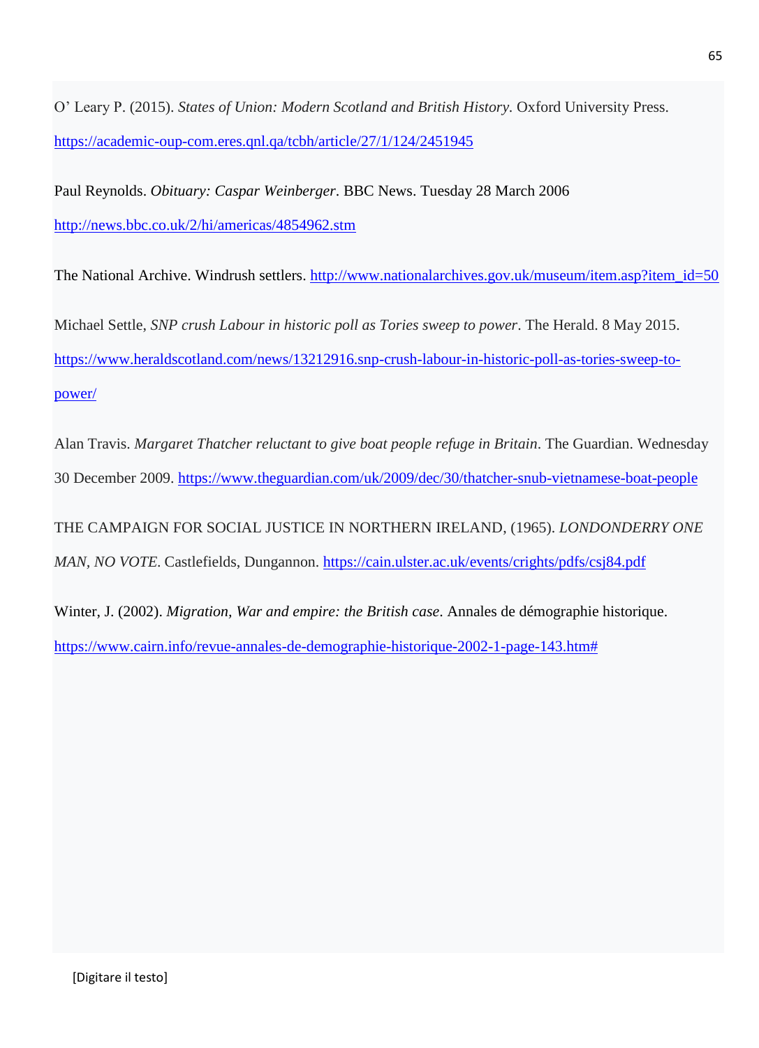O' Leary P. (2015). *States of Union: Modern Scotland and British History*. Oxford University Press. https://academic-oup-com.eres.qnl.qa/tcbh/article/27/1/124/2451945

Paul Reynolds. *Obituary: Caspar Weinberger*. BBC News. Tuesday 28 March 2006 http://news.bbc.co.uk/2/hi/americas/4854962.stm

The National Archive. Windrush settlers. http://www.nationalarchives.gov.uk/museum/item.asp?item_id=50

Michael Settle, *SNP crush Labour in historic poll as Tories sweep to power*. The Herald. 8 May 2015. https://www.heraldscotland.com/news/13212916.snp-crush-labour-in-historic-poll-as-tories-sweep-to-power/

Alan Travis. *Margaret Thatcher reluctant to give boat people refuge in Britain*. The Guardian. Wednesday 30 December 2009. https://www.theguardian.com/uk/2009/dec/30/thatcher-snub-vietnamese-boat-people

THE CAMPAIGN FOR SOCIAL JUSTICE IN NORTHERN IRELAND, (1965). *LONDONDERRY ONE MAN, NO VOTE*. Castlefields, Dungannon. https://cain.ulster.ac.uk/events/crights/pdfs/csj84.pdf

Winter, J. (2002). *Migration, War and empire: the British case*. Annales de démographie historique. https://www.cairn.info/revue-annales-de-demographie-historique-2002-1-page-143.htm#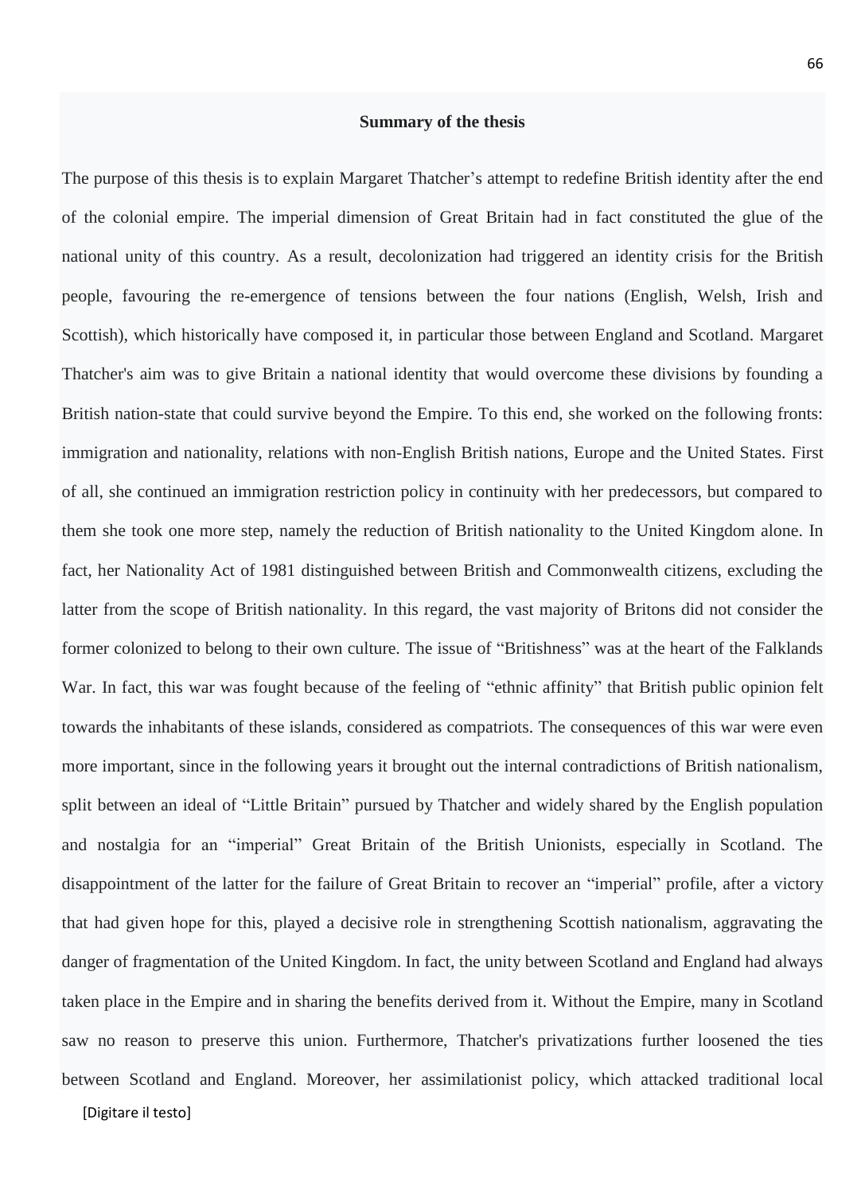## Summary of the thesis

The purpose of this thesis is to explain Margaret Thatcher's attempt to redefine British identity after the end of the colonial empire. The imperial dimension of Great Britain had in fact constituted the glue of the national unity of this country. As a result, decolonization had triggered an identity crisis for the British people, favouring the re-emergence of tensions between the four nations (English, Welsh, Irish and Scottish), which historically have composed it, in particular those between England and Scotland. Margaret Thatcher's aim was to give Britain a national identity that would overcome these divisions by founding a British nation-state that could survive beyond the Empire. To this end, she worked on the following fronts: immigration and nationality, relations with non-English British nations, Europe and the United States. First of all, she continued an immigration restriction policy in continuity with her predecessors, but compared to them she took one more step, namely the reduction of British nationality to the United Kingdom alone. In fact, her Nationality Act of 1981 distinguished between British and Commonwealth citizens, excluding the latter from the scope of British nationality. In this regard, the vast majority of Britons did not consider the former colonized to belong to their own culture. The issue of "Britishness" was at the heart of the Falklands War. In fact, this war was fought because of the feeling of "ethnic affinity" that British public opinion felt towards the inhabitants of these islands, considered as compatriots. The consequences of this war were even more important, since in the following years it brought out the internal contradictions of British nationalism, split between an ideal of "Little Britain" pursued by Thatcher and widely shared by the English population and nostalgia for an "imperial" Great Britain of the British Unionists, especially in Scotland. The disappointment of the latter for the failure of Great Britain to recover an "imperial" profile, after a victory that had given hope for this, played a decisive role in strengthening Scottish nationalism, aggravating the danger of fragmentation of the United Kingdom. In fact, the unity between Scotland and England had always taken place in the Empire and in sharing the benefits derived from it. Without the Empire, many in Scotland saw no reason to preserve this union. Furthermore, Thatcher's privatizations further loosened the ties between Scotland and England. Moreover, her assimilationist policy, which attacked traditional local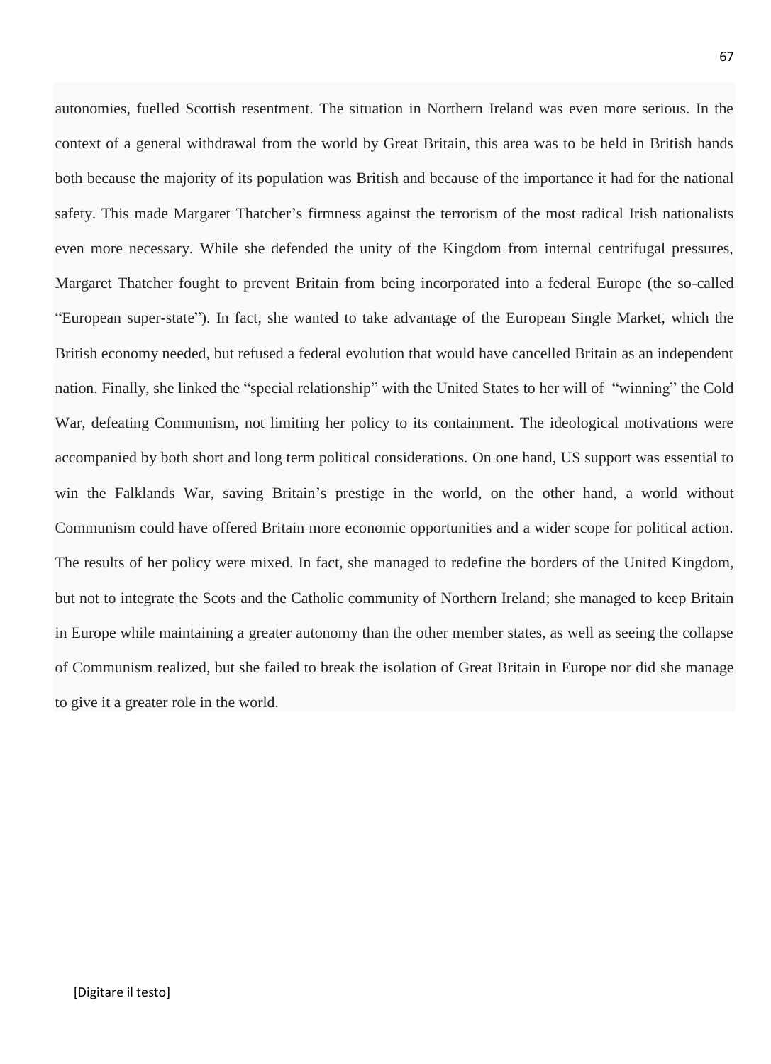autonomies, fuelled Scottish resentment. The situation in Northern Ireland was even more serious. In the context of a general withdrawal from the world by Great Britain, this area was to be held in British hands both because the majority of its population was British and because of the importance it had for the national safety. This made Margaret Thatcher's firmness against the terrorism of the most radical Irish nationalists even more necessary. While she defended the unity of the Kingdom from internal centrifugal pressures, Margaret Thatcher fought to prevent Britain from being incorporated into a federal Europe (the so-called "European super-state"). In fact, she wanted to take advantage of the European Single Market, which the British economy needed, but refused a federal evolution that would have cancelled Britain as an independent nation. Finally, she linked the "special relationship" with the United States to her will of "winning" the Cold War, defeating Communism, not limiting her policy to its containment. The ideological motivations were accompanied by both short and long term political considerations. On one hand, US support was essential to win the Falklands War, saving Britain's prestige in the world, on the other hand, a world without Communism could have offered Britain more economic opportunities and a wider scope for political action. The results of her policy were mixed. In fact, she managed to redefine the borders of the United Kingdom, but not to integrate the Scots and the Catholic community of Northern Ireland; she managed to keep Britain in Europe while maintaining a greater autonomy than the other member states, as well as seeing the collapse of Communism realized, but she failed to break the isolation of Great Britain in Europe nor did she manage to give it a greater role in the world.